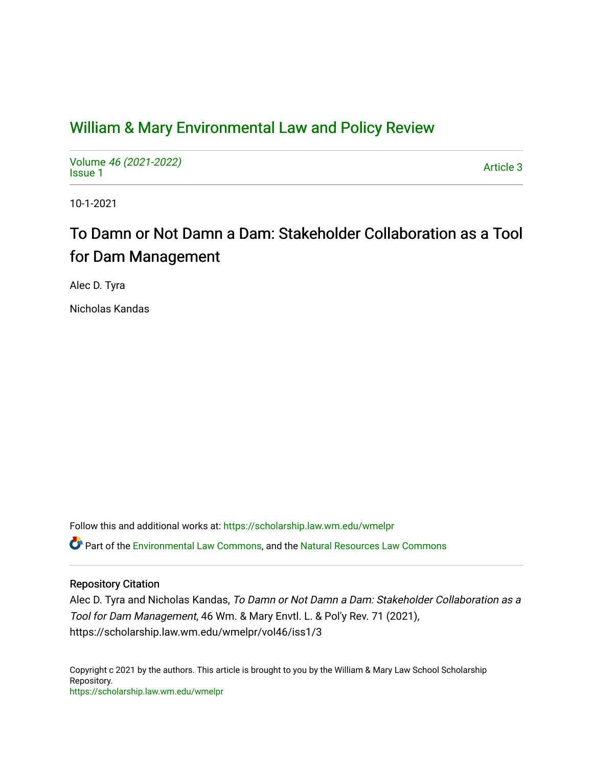# William & Mary Environmental Law and Policy Review

Volume *46 (2021-2022)*
Issue 1

Article 3

10-1-2021

## To Damn or Not Damn a Dam: Stakeholder Collaboration as a Tool for Dam Management

Alec D. Tyra

Nicholas Kandas

Follow this and additional works at: https://scholarship.law.wm.edu/wmelpr

Part of the Environmental Law Commons, and the Natural Resources Law Commons

### Repository Citation

Alec D. Tyra and Nicholas Kandas, *To Damn or Not Damn a Dam: Stakeholder Collaboration as a Tool for Dam Management*, 46 Wm. & Mary Envtl. L. & Pol'y Rev. 71 (2021), https://scholarship.law.wm.edu/wmelpr/vol46/iss1/3

Copyright c 2021 by the authors. This article is brought to you by the William & Mary Law School Scholarship Repository.
https://scholarship.law.wm.edu/wmelpr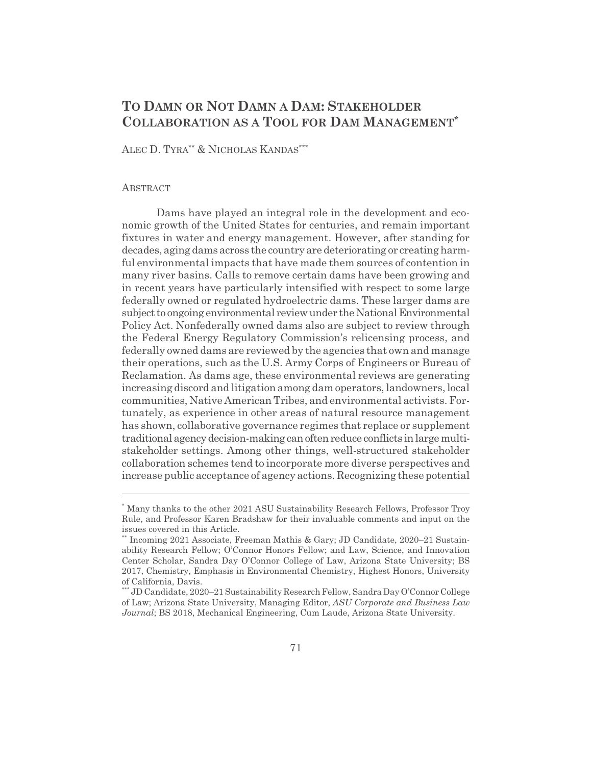# TO DAMN OR NOT DAMN A DAM: STAKEHOLDER COLLABORATION AS A TOOL FOR DAM MANAGEMENT*

ALEC D. TYRA** & NICHOLAS KANDAS***

ABSTRACT

Dams have played an integral role in the development and economic growth of the United States for centuries, and remain important fixtures in water and energy management. However, after standing for decades, aging dams across the country are deteriorating or creating harmful environmental impacts that have made them sources of contention in many river basins. Calls to remove certain dams have been growing and in recent years have particularly intensified with respect to some large federally owned or regulated hydroelectric dams. These larger dams are subject to ongoing environmental review under the National Environmental Policy Act. Nonfederally owned dams also are subject to review through the Federal Energy Regulatory Commission's relicensing process, and federally owned dams are reviewed by the agencies that own and manage their operations, such as the U.S. Army Corps of Engineers or Bureau of Reclamation. As dams age, these environmental reviews are generating increasing discord and litigation among dam operators, landowners, local communities, Native American Tribes, and environmental activists. Fortunately, as experience in other areas of natural resource management has shown, collaborative governance regimes that replace or supplement traditional agency decision-making can often reduce conflicts in large multi-stakeholder settings. Among other things, well-structured stakeholder collaboration schemes tend to incorporate more diverse perspectives and increase public acceptance of agency actions. Recognizing these potential

---

\* Many thanks to the other 2021 ASU Sustainability Research Fellows, Professor Troy Rule, and Professor Karen Bradshaw for their invaluable comments and input on the issues covered in this Article.

\** Incoming 2021 Associate, Freeman Mathis & Gary; JD Candidate, 2020–21 Sustainability Research Fellow; O'Connor Honors Fellow; and Law, Science, and Innovation Center Scholar, Sandra Day O'Connor College of Law, Arizona State University; BS 2017, Chemistry, Emphasis in Environmental Chemistry, Highest Honors, University of California, Davis.

\*** JD Candidate, 2020–21 Sustainability Research Fellow, Sandra Day O'Connor College of Law; Arizona State University, Managing Editor, *ASU Corporate and Business Law Journal*; BS 2018, Mechanical Engineering, Cum Laude, Arizona State University.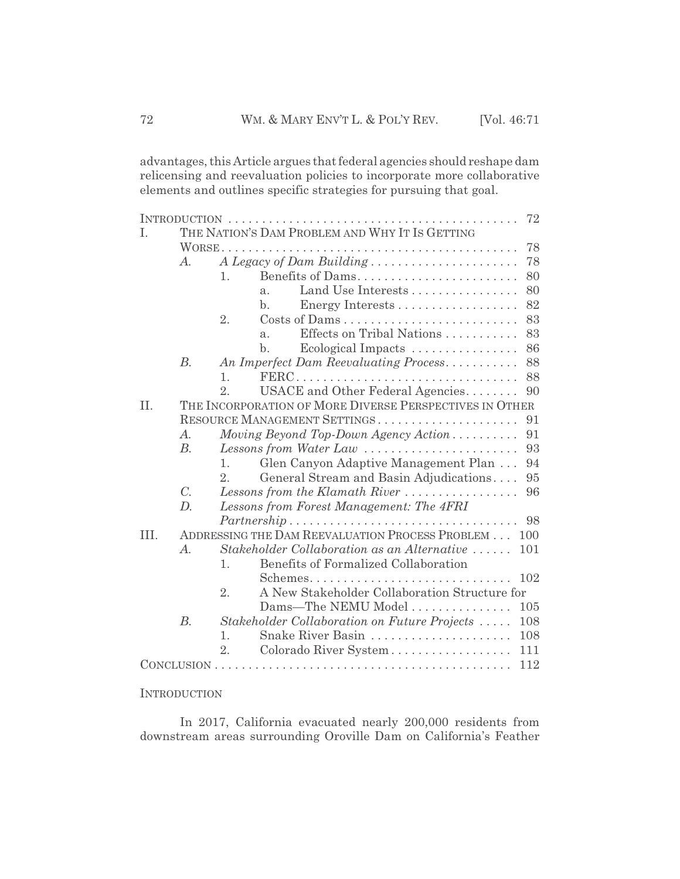advantages, this Article argues that federal agencies should reshape dam relicensing and reevaluation policies to incorporate more collaborative elements and outlines specific strategies for pursuing that goal.

INTRODUCTION . . . 72

I. THE NATION'S DAM PROBLEM AND WHY IT IS GETTING WORSE . . . 78
- A. *A Legacy of Dam Building* . . . 78
  - 1. Benefits of Dams . . . 80
    - a. Land Use Interests . . . 80
    - b. Energy Interests . . . 82
  - 2. Costs of Dams . . . 83
    - a. Effects on Tribal Nations . . . 83
    - b. Ecological Impacts . . . 86
- B. *An Imperfect Dam Reevaluating Process* . . . 88
  - 1. FERC . . . 88
  - 2. USACE and Other Federal Agencies . . . 90

II. THE INCORPORATION OF MORE DIVERSE PERSPECTIVES IN OTHER RESOURCE MANAGEMENT SETTINGS . . . 91
- A. *Moving Beyond Top-Down Agency Action* . . . 91
- B. *Lessons from Water Law* . . . 93
  - 1. Glen Canyon Adaptive Management Plan . . . 94
  - 2. General Stream and Basin Adjudications . . . 95
- C. *Lessons from the Klamath River* . . . 96
- D. *Lessons from Forest Management: The 4FRI Partnership* . . . 98

III. ADDRESSING THE DAM REEVALUATION PROCESS PROBLEM . . . 100
- A. *Stakeholder Collaboration as an Alternative* . . . 101
  - 1. Benefits of Formalized Collaboration Schemes . . . 102
  - 2. A New Stakeholder Collaboration Structure for Dams—The NEMU Model . . . 105
- B. *Stakeholder Collaboration on Future Projects* . . . 108
  - 1. Snake River Basin . . . 108
  - 2. Colorado River System . . . 111

CONCLUSION . . . 112

## INTRODUCTION

In 2017, California evacuated nearly 200,000 residents from downstream areas surrounding Oroville Dam on California's Feather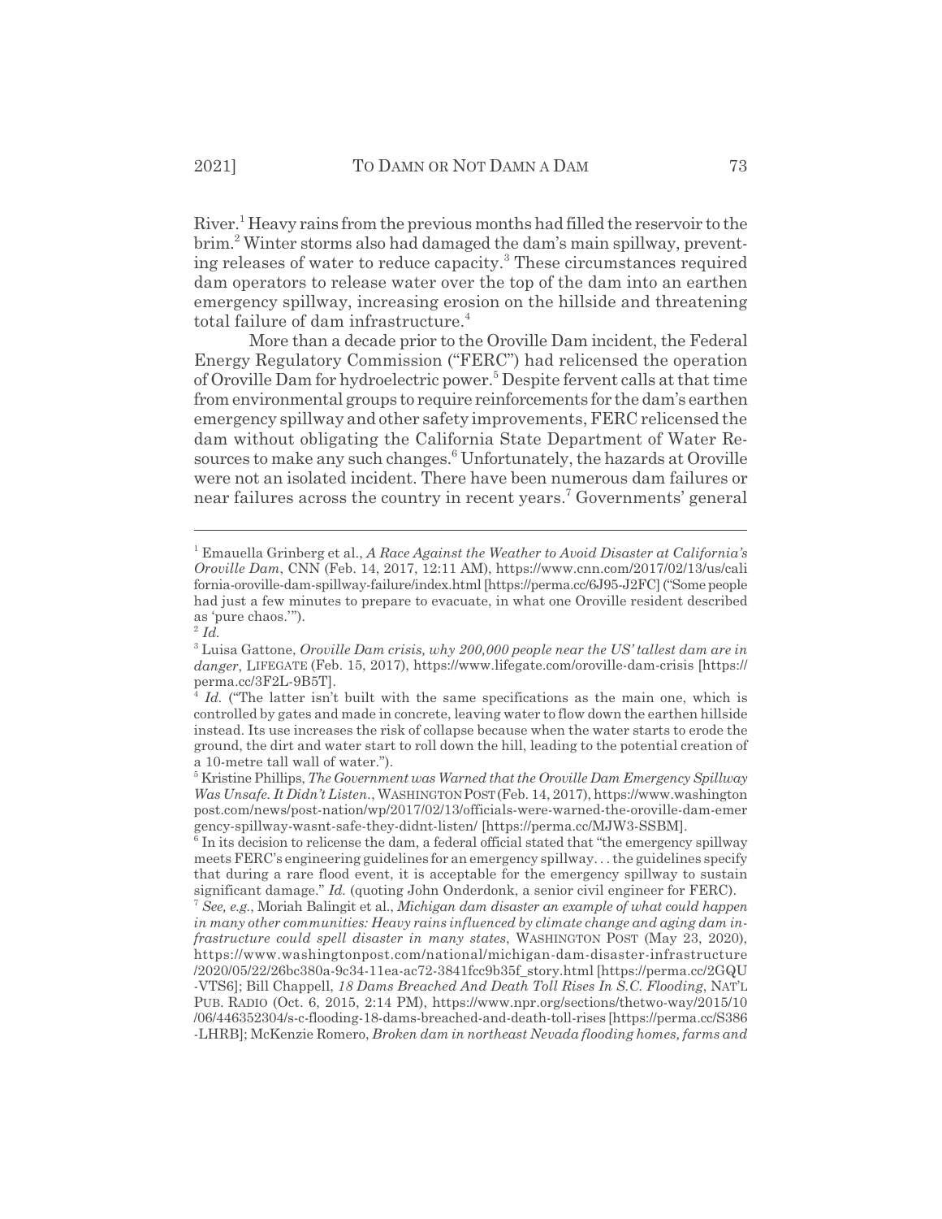River.[1] Heavy rains from the previous months had filled the reservoir to the brim.[2] Winter storms also had damaged the dam's main spillway, preventing releases of water to reduce capacity.[3] These circumstances required dam operators to release water over the top of the dam into an earthen emergency spillway, increasing erosion on the hillside and threatening total failure of dam infrastructure.[4]

More than a decade prior to the Oroville Dam incident, the Federal Energy Regulatory Commission ("FERC") had relicensed the operation of Oroville Dam for hydroelectric power.[5] Despite fervent calls at that time from environmental groups to require reinforcements for the dam's earthen emergency spillway and other safety improvements, FERC relicensed the dam without obligating the California State Department of Water Resources to make any such changes.[6] Unfortunately, the hazards at Oroville were not an isolated incident. There have been numerous dam failures or near failures across the country in recent years.[7] Governments' general

---

[1] Emauella Grinberg et al., *A Race Against the Weather to Avoid Disaster at California's Oroville Dam*, CNN (Feb. 14, 2017, 12:11 AM), https://www.cnn.com/2017/02/13/us/california-oroville-dam-spillway-failure/index.html [https://perma.cc/6J95-J2FC] ("Some people had just a few minutes to prepare to evacuate, in what one Oroville resident described as 'pure chaos.'").

[2] *Id.*

[3] Luisa Gattone, *Oroville Dam crisis, why 200,000 people near the US' tallest dam are in danger*, LIFEGATE (Feb. 15, 2017), https://www.lifegate.com/oroville-dam-crisis [https://perma.cc/3F2L-9B5T].

[4] *Id.* ("The latter isn't built with the same specifications as the main one, which is controlled by gates and made in concrete, leaving water to flow down the earthen hillside instead. Its use increases the risk of collapse because when the water starts to erode the ground, the dirt and water start to roll down the hill, leading to the potential creation of a 10-metre tall wall of water.").

[5] Kristine Phillips, *The Government was Warned that the Oroville Dam Emergency Spillway Was Unsafe. It Didn't Listen.*, WASHINGTON POST (Feb. 14, 2017), https://www.washingtonpost.com/news/post-nation/wp/2017/02/13/officials-were-warned-the-oroville-dam-emergency-spillway-wasnt-safe-they-didnt-listen/ [https://perma.cc/MJW3-SSBM].

[6] In its decision to relicense the dam, a federal official stated that "the emergency spillway meets FERC's engineering guidelines for an emergency spillway. . . the guidelines specify that during a rare flood event, it is acceptable for the emergency spillway to sustain significant damage." *Id.* (quoting John Onderdonk, a senior civil engineer for FERC).

[7] *See, e.g.*, Moriah Balingit et al., *Michigan dam disaster an example of what could happen in many other communities: Heavy rains influenced by climate change and aging dam infrastructure could spell disaster in many states*, WASHINGTON POST (May 23, 2020), https://www.washingtonpost.com/national/michigan-dam-disaster-infrastructure/2020/05/22/26bc380a-9c34-11ea-ac72-3841fcc9b35f_story.html [https://perma.cc/2GQU-VTS6]; Bill Chappell, *18 Dams Breached And Death Toll Rises In S.C. Flooding*, NAT'L PUB. RADIO (Oct. 6, 2015, 2:14 PM), https://www.npr.org/sections/thetwo-way/2015/10/06/446352304/s-c-flooding-18-dams-breached-and-death-toll-rises [https://perma.cc/S386-LHRB]; McKenzie Romero, *Broken dam in northeast Nevada flooding homes, farms and*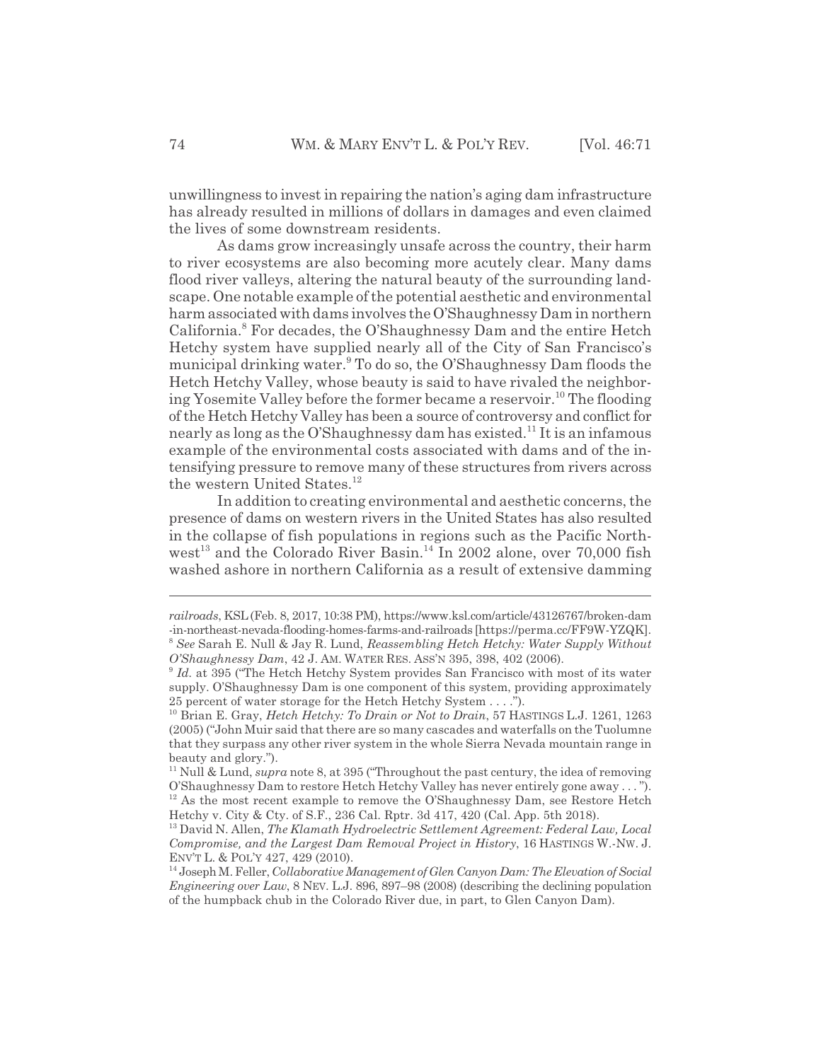unwillingness to invest in repairing the nation's aging dam infrastructure has already resulted in millions of dollars in damages and even claimed the lives of some downstream residents.

As dams grow increasingly unsafe across the country, their harm to river ecosystems are also becoming more acutely clear. Many dams flood river valleys, altering the natural beauty of the surrounding landscape. One notable example of the potential aesthetic and environmental harm associated with dams involves the O'Shaughnessy Dam in northern California.[8] For decades, the O'Shaughnessy Dam and the entire Hetch Hetchy system have supplied nearly all of the City of San Francisco's municipal drinking water.[9] To do so, the O'Shaughnessy Dam floods the Hetch Hetchy Valley, whose beauty is said to have rivaled the neighboring Yosemite Valley before the former became a reservoir.[10] The flooding of the Hetch Hetchy Valley has been a source of controversy and conflict for nearly as long as the O'Shaughnessy dam has existed.[11] It is an infamous example of the environmental costs associated with dams and of the intensifying pressure to remove many of these structures from rivers across the western United States.[12]

In addition to creating environmental and aesthetic concerns, the presence of dams on western rivers in the United States has also resulted in the collapse of fish populations in regions such as the Pacific Northwest[13] and the Colorado River Basin.[14] In 2002 alone, over 70,000 fish washed ashore in northern California as a result of extensive damming

---

*railroads*, KSL (Feb. 8, 2017, 10:38 PM), https://www.ksl.com/article/43126767/broken-dam-in-northeast-nevada-flooding-homes-farms-and-railroads [https://perma.cc/FF9W-YZQK].

[8] *See* Sarah E. Null & Jay R. Lund, *Reassembling Hetch Hetchy: Water Supply Without O'Shaughnessy Dam*, 42 J. AM. WATER RES. ASS'N 395, 398, 402 (2006).

[9] *Id.* at 395 ("The Hetch Hetchy System provides San Francisco with most of its water supply. O'Shaughnessy Dam is one component of this system, providing approximately 25 percent of water storage for the Hetch Hetchy System . . . .").

[10] Brian E. Gray, *Hetch Hetchy: To Drain or Not to Drain*, 57 HASTINGS L.J. 1261, 1263 (2005) ("John Muir said that there are so many cascades and waterfalls on the Tuolumne that they surpass any other river system in the whole Sierra Nevada mountain range in beauty and glory.").

[11] Null & Lund, *supra* note 8, at 395 ("Throughout the past century, the idea of removing O'Shaughnessy Dam to restore Hetch Hetchy Valley has never entirely gone away . . . ").

[12] As the most recent example to remove the O'Shaughnessy Dam, see Restore Hetch Hetchy v. City & Cty. of S.F., 236 Cal. Rptr. 3d 417, 420 (Cal. App. 5th 2018).

[13] David N. Allen, *The Klamath Hydroelectric Settlement Agreement: Federal Law, Local Compromise, and the Largest Dam Removal Project in History*, 16 HASTINGS W.-NW. J. ENV'T L. & POL'Y 427, 429 (2010).

[14] Joseph M. Feller, *Collaborative Management of Glen Canyon Dam: The Elevation of Social Engineering over Law*, 8 NEV. L.J. 896, 897–98 (2008) (describing the declining population of the humpback chub in the Colorado River due, in part, to Glen Canyon Dam).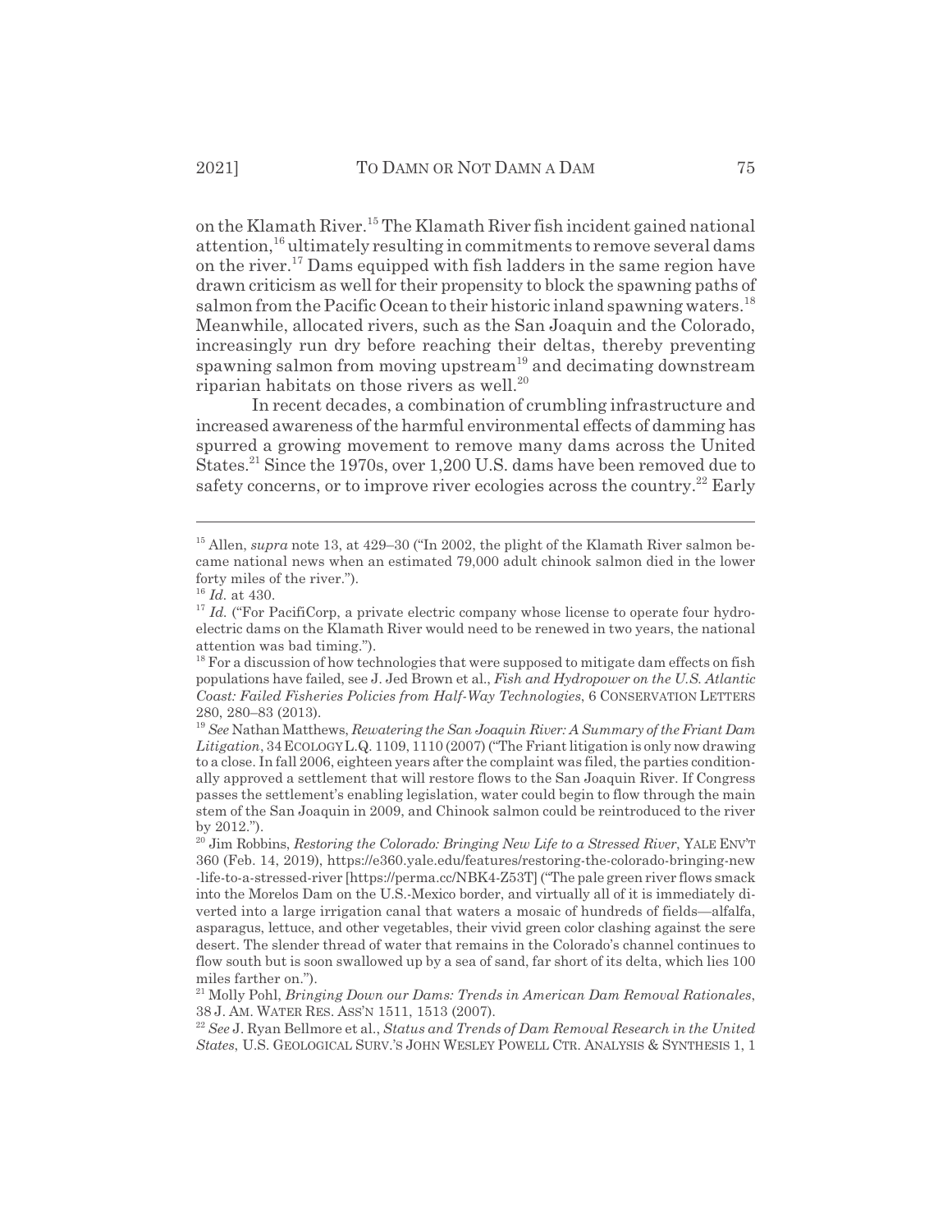on the Klamath River.[15] The Klamath River fish incident gained national attention,[16] ultimately resulting in commitments to remove several dams on the river.[17] Dams equipped with fish ladders in the same region have drawn criticism as well for their propensity to block the spawning paths of salmon from the Pacific Ocean to their historic inland spawning waters.[18] Meanwhile, allocated rivers, such as the San Joaquin and the Colorado, increasingly run dry before reaching their deltas, thereby preventing spawning salmon from moving upstream[19] and decimating downstream riparian habitats on those rivers as well.[20]

In recent decades, a combination of crumbling infrastructure and increased awareness of the harmful environmental effects of damming has spurred a growing movement to remove many dams across the United States.[21] Since the 1970s, over 1,200 U.S. dams have been removed due to safety concerns, or to improve river ecologies across the country.[22] Early

---

[15] Allen, *supra* note 13, at 429–30 ("In 2002, the plight of the Klamath River salmon became national news when an estimated 79,000 adult chinook salmon died in the lower forty miles of the river.").

[16] *Id.* at 430.

[17] *Id.* ("For PacifiCorp, a private electric company whose license to operate four hydroelectric dams on the Klamath River would need to be renewed in two years, the national attention was bad timing.").

[18] For a discussion of how technologies that were supposed to mitigate dam effects on fish populations have failed, see J. Jed Brown et al., *Fish and Hydropower on the U.S. Atlantic Coast: Failed Fisheries Policies from Half-Way Technologies*, 6 CONSERVATION LETTERS 280, 280–83 (2013).

[19] *See* Nathan Matthews, *Rewatering the San Joaquin River: A Summary of the Friant Dam Litigation*, 34 ECOLOGY L.Q. 1109, 1110 (2007) ("The Friant litigation is only now drawing to a close. In fall 2006, eighteen years after the complaint was filed, the parties conditionally approved a settlement that will restore flows to the San Joaquin River. If Congress passes the settlement's enabling legislation, water could begin to flow through the main stem of the San Joaquin in 2009, and Chinook salmon could be reintroduced to the river by 2012.").

[20] Jim Robbins, *Restoring the Colorado: Bringing New Life to a Stressed River*, YALE ENV'T 360 (Feb. 14, 2019), https://e360.yale.edu/features/restoring-the-colorado-bringing-new-life-to-a-stressed-river [https://perma.cc/NBK4-Z53T] ("The pale green river flows smack into the Morelos Dam on the U.S.-Mexico border, and virtually all of it is immediately diverted into a large irrigation canal that waters a mosaic of hundreds of fields—alfalfa, asparagus, lettuce, and other vegetables, their vivid green color clashing against the sere desert. The slender thread of water that remains in the Colorado's channel continues to flow south but is soon swallowed up by a sea of sand, far short of its delta, which lies 100 miles farther on.").

[21] Molly Pohl, *Bringing Down our Dams: Trends in American Dam Removal Rationales*, 38 J. AM. WATER RES. ASS'N 1511, 1513 (2007).

[22] *See* J. Ryan Bellmore et al., *Status and Trends of Dam Removal Research in the United States*, U.S. GEOLOGICAL SURV.'S JOHN WESLEY POWELL CTR. ANALYSIS & SYNTHESIS 1, 1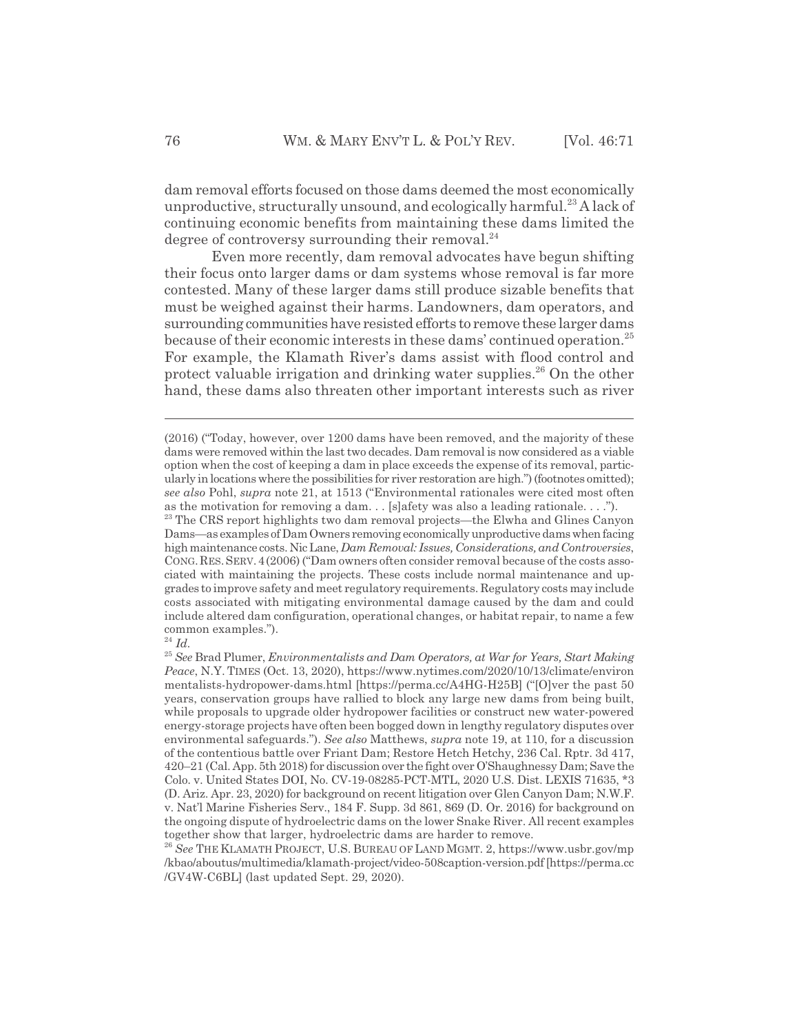dam removal efforts focused on those dams deemed the most economically unproductive, structurally unsound, and ecologically harmful.[23] A lack of continuing economic benefits from maintaining these dams limited the degree of controversy surrounding their removal.[24]

Even more recently, dam removal advocates have begun shifting their focus onto larger dams or dam systems whose removal is far more contested. Many of these larger dams still produce sizable benefits that must be weighed against their harms. Landowners, dam operators, and surrounding communities have resisted efforts to remove these larger dams because of their economic interests in these dams' continued operation.[25] For example, the Klamath River's dams assist with flood control and protect valuable irrigation and drinking water supplies.[26] On the other hand, these dams also threaten other important interests such as river

---

(2016) ("Today, however, over 1200 dams have been removed, and the majority of these dams were removed within the last two decades. Dam removal is now considered as a viable option when the cost of keeping a dam in place exceeds the expense of its removal, particularly in locations where the possibilities for river restoration are high.") (footnotes omitted); *see also* Pohl, *supra* note 21, at 1513 ("Environmental rationales were cited most often as the motivation for removing a dam. . . [s]afety was also a leading rationale. . . .").

[23] The CRS report highlights two dam removal projects—the Elwha and Glines Canyon Dams—as examples of Dam Owners removing economically unproductive dams when facing high maintenance costs. Nic Lane, *Dam Removal: Issues, Considerations, and Controversies*, CONG. RES. SERV. 4 (2006) ("Dam owners often consider removal because of the costs associated with maintaining the projects. These costs include normal maintenance and upgrades to improve safety and meet regulatory requirements. Regulatory costs may include costs associated with mitigating environmental damage caused by the dam and could include altered dam configuration, operational changes, or habitat repair, to name a few common examples.").

[24] *Id.*

[25] *See* Brad Plumer, *Environmentalists and Dam Operators, at War for Years, Start Making Peace*, N.Y. TIMES (Oct. 13, 2020), https://www.nytimes.com/2020/10/13/climate/environmentalists-hydropower-dams.html [https://perma.cc/A4HG-H25B] ("[O]ver the past 50 years, conservation groups have rallied to block any large new dams from being built, while proposals to upgrade older hydropower facilities or construct new water-powered energy-storage projects have often been bogged down in lengthy regulatory disputes over environmental safeguards."). *See also* Matthews, *supra* note 19, at 110, for a discussion of the contentious battle over Friant Dam; Restore Hetch Hetchy, 236 Cal. Rptr. 3d 417, 420–21 (Cal. App. 5th 2018) for discussion over the fight over O'Shaughnessy Dam; Save the Colo. v. United States DOI, No. CV-19-08285-PCT-MTL, 2020 U.S. Dist. LEXIS 71635, \*3 (D. Ariz. Apr. 23, 2020) for background on recent litigation over Glen Canyon Dam; N.W.F. v. Nat'l Marine Fisheries Serv., 184 F. Supp. 3d 861, 869 (D. Or. 2016) for background on the ongoing dispute of hydroelectric dams on the lower Snake River. All recent examples together show that larger, hydroelectric dams are harder to remove.

[26] *See* THE KLAMATH PROJECT, U.S. BUREAU OF LAND MGMT. 2, https://www.usbr.gov/mp/kbao/aboutus/multimedia/klamath-project/video-508caption-version.pdf [https://perma.cc/GV4W-C6BL] (last updated Sept. 29, 2020).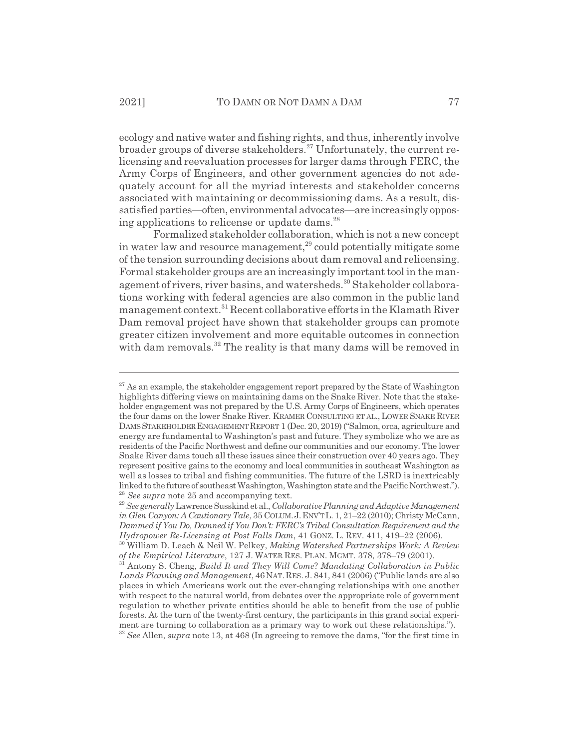ecology and native water and fishing rights, and thus, inherently involve broader groups of diverse stakeholders.[27] Unfortunately, the current relicensing and reevaluation processes for larger dams through FERC, the Army Corps of Engineers, and other government agencies do not adequately account for all the myriad interests and stakeholder concerns associated with maintaining or decommissioning dams. As a result, dissatisfied parties—often, environmental advocates—are increasingly opposing applications to relicense or update dams.[28]

Formalized stakeholder collaboration, which is not a new concept in water law and resource management,[29] could potentially mitigate some of the tension surrounding decisions about dam removal and relicensing. Formal stakeholder groups are an increasingly important tool in the management of rivers, river basins, and watersheds.[30] Stakeholder collaborations working with federal agencies are also common in the public land management context.[31] Recent collaborative efforts in the Klamath River Dam removal project have shown that stakeholder groups can promote greater citizen involvement and more equitable outcomes in connection with dam removals.[32] The reality is that many dams will be removed in

---

[27] As an example, the stakeholder engagement report prepared by the State of Washington highlights differing views on maintaining dams on the Snake River. Note that the stakeholder engagement was not prepared by the U.S. Army Corps of Engineers, which operates the four dams on the lower Snake River. KRAMER CONSULTING ET AL., LOWER SNAKE RIVER DAMS STAKEHOLDER ENGAGEMENT REPORT 1 (Dec. 20, 2019) ("Salmon, orca, agriculture and energy are fundamental to Washington's past and future. They symbolize who we are as residents of the Pacific Northwest and define our communities and our economy. The lower Snake River dams touch all these issues since their construction over 40 years ago. They represent positive gains to the economy and local communities in southeast Washington as well as losses to tribal and fishing communities. The future of the LSRD is inextricably linked to the future of southeast Washington, Washington state and the Pacific Northwest.").

[28] *See supra* note 25 and accompanying text.

[29] *See generally* Lawrence Susskind et al., *Collaborative Planning and Adaptive Management in Glen Canyon: A Cautionary Tale*, 35 COLUM. J. ENV'T L. 1, 21–22 (2010); Christy McCann, *Dammed if You Do, Damned if You Don't: FERC's Tribal Consultation Requirement and the Hydropower Re-Licensing at Post Falls Dam*, 41 GONZ. L. REV. 411, 419–22 (2006).

[30] William D. Leach & Neil W. Pelkey, *Making Watershed Partnerships Work: A Review of the Empirical Literature*, 127 J. WATER RES. PLAN. MGMT. 378, 378–79 (2001).

[31] Antony S. Cheng, *Build It and They Will Come? Mandating Collaboration in Public Lands Planning and Management*, 46 NAT. RES. J. 841, 841 (2006) ("Public lands are also places in which Americans work out the ever-changing relationships with one another with respect to the natural world, from debates over the appropriate role of government regulation to whether private entities should be able to benefit from the use of public forests. At the turn of the twenty-first century, the participants in this grand social experiment are turning to collaboration as a primary way to work out these relationships.").

[32] *See* Allen, *supra* note 13, at 468 (In agreeing to remove the dams, "for the first time in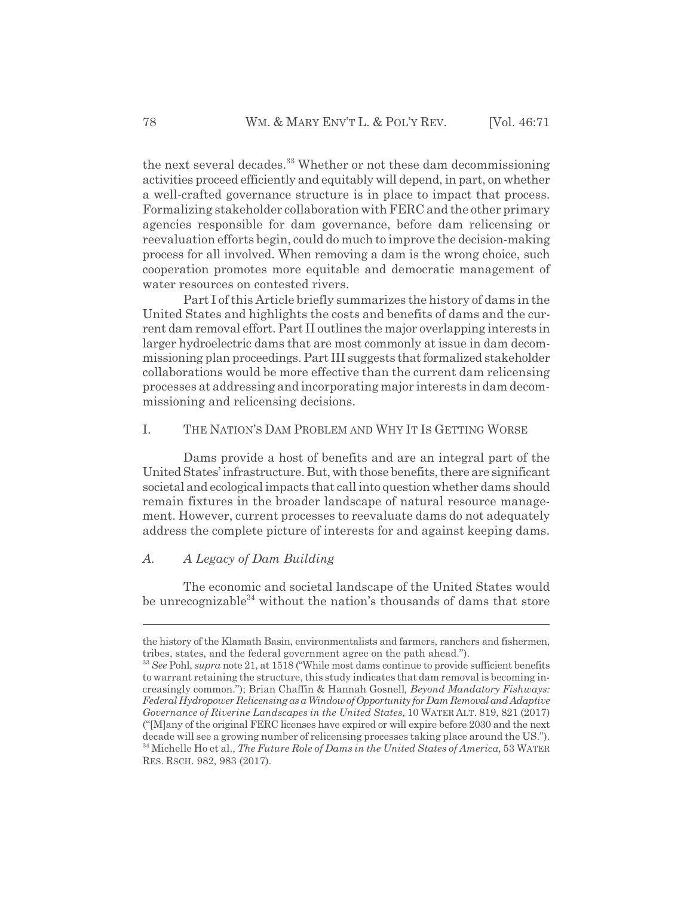the next several decades.[33] Whether or not these dam decommissioning activities proceed efficiently and equitably will depend, in part, on whether a well-crafted governance structure is in place to impact that process. Formalizing stakeholder collaboration with FERC and the other primary agencies responsible for dam governance, before dam relicensing or reevaluation efforts begin, could do much to improve the decision-making process for all involved. When removing a dam is the wrong choice, such cooperation promotes more equitable and democratic management of water resources on contested rivers.

Part I of this Article briefly summarizes the history of dams in the United States and highlights the costs and benefits of dams and the current dam removal effort. Part II outlines the major overlapping interests in larger hydroelectric dams that are most commonly at issue in dam decommissioning plan proceedings. Part III suggests that formalized stakeholder collaborations would be more effective than the current dam relicensing processes at addressing and incorporating major interests in dam decommissioning and relicensing decisions.

## I. THE NATION'S DAM PROBLEM AND WHY IT IS GETTING WORSE

Dams provide a host of benefits and are an integral part of the United States' infrastructure. But, with those benefits, there are significant societal and ecological impacts that call into question whether dams should remain fixtures in the broader landscape of natural resource management. However, current processes to reevaluate dams do not adequately address the complete picture of interests for and against keeping dams.

### A. *A Legacy of Dam Building*

The economic and societal landscape of the United States would be unrecognizable[34] without the nation's thousands of dams that store

---

the history of the Klamath Basin, environmentalists and farmers, ranchers and fishermen, tribes, states, and the federal government agree on the path ahead.").

[33] *See* Pohl, *supra* note 21, at 1518 ("While most dams continue to provide sufficient benefits to warrant retaining the structure, this study indicates that dam removal is becoming increasingly common."); Brian Chaffin & Hannah Gosnell, *Beyond Mandatory Fishways: Federal Hydropower Relicensing as a Window of Opportunity for Dam Removal and Adaptive Governance of Riverine Landscapes in the United States*, 10 WATER ALT. 819, 821 (2017) ("[M]any of the original FERC licenses have expired or will expire before 2030 and the next decade will see a growing number of relicensing processes taking place around the US.").

[34] Michelle Ho et al., *The Future Role of Dams in the United States of America*, 53 WATER RES. RSCH. 982, 983 (2017).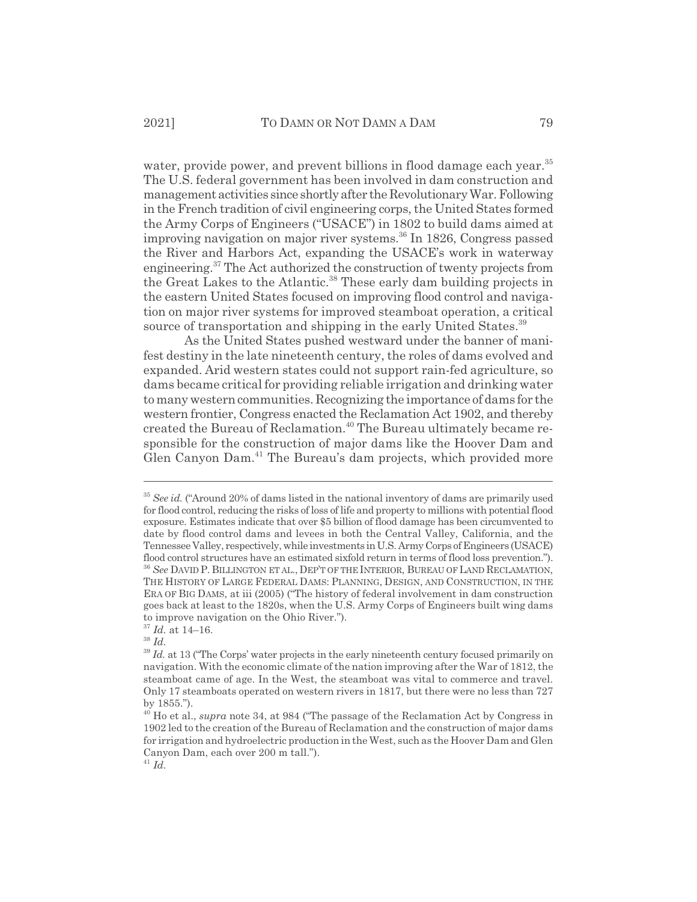water, provide power, and prevent billions in flood damage each year.[35] The U.S. federal government has been involved in dam construction and management activities since shortly after the Revolutionary War. Following in the French tradition of civil engineering corps, the United States formed the Army Corps of Engineers ("USACE") in 1802 to build dams aimed at improving navigation on major river systems.[36] In 1826, Congress passed the River and Harbors Act, expanding the USACE's work in waterway engineering.[37] The Act authorized the construction of twenty projects from the Great Lakes to the Atlantic.[38] These early dam building projects in the eastern United States focused on improving flood control and navigation on major river systems for improved steamboat operation, a critical source of transportation and shipping in the early United States.[39]

As the United States pushed westward under the banner of manifest destiny in the late nineteenth century, the roles of dams evolved and expanded. Arid western states could not support rain-fed agriculture, so dams became critical for providing reliable irrigation and drinking water to many western communities. Recognizing the importance of dams for the western frontier, Congress enacted the Reclamation Act 1902, and thereby created the Bureau of Reclamation.[40] The Bureau ultimately became responsible for the construction of major dams like the Hoover Dam and Glen Canyon Dam.[41] The Bureau's dam projects, which provided more

---

[35] *See id.* ("Around 20% of dams listed in the national inventory of dams are primarily used for flood control, reducing the risks of loss of life and property to millions with potential flood exposure. Estimates indicate that over $5 billion of flood damage has been circumvented to date by flood control dams and levees in both the Central Valley, California, and the Tennessee Valley, respectively, while investments in U.S. Army Corps of Engineers (USACE) flood control structures have an estimated sixfold return in terms of flood loss prevention.").

[36] *See* DAVID P. BILLINGTON ET AL., DEP'T OF THE INTERIOR, BUREAU OF LAND RECLAMATION, THE HISTORY OF LARGE FEDERAL DAMS: PLANNING, DESIGN, AND CONSTRUCTION, IN THE ERA OF BIG DAMS, at iii (2005) ("The history of federal involvement in dam construction goes back at least to the 1820s, when the U.S. Army Corps of Engineers built wing dams to improve navigation on the Ohio River.").

[37] *Id.* at 14–16.

[38] *Id.*

[39] *Id.* at 13 ("The Corps' water projects in the early nineteenth century focused primarily on navigation. With the economic climate of the nation improving after the War of 1812, the steamboat came of age. In the West, the steamboat was vital to commerce and travel. Only 17 steamboats operated on western rivers in 1817, but there were no less than 727 by 1855.").

[40] Ho et al., *supra* note 34, at 984 ("The passage of the Reclamation Act by Congress in 1902 led to the creation of the Bureau of Reclamation and the construction of major dams for irrigation and hydroelectric production in the West, such as the Hoover Dam and Glen Canyon Dam, each over 200 m tall.").

[41] *Id.*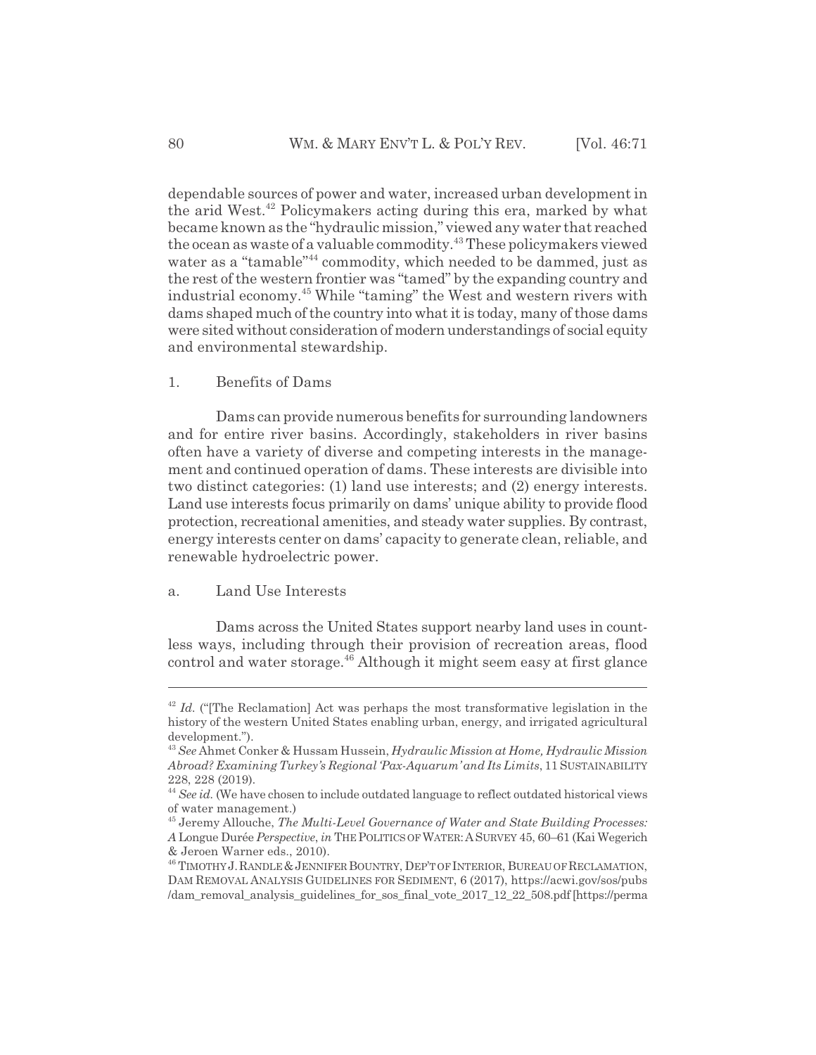dependable sources of power and water, increased urban development in the arid West.[42] Policymakers acting during this era, marked by what became known as the "hydraulic mission," viewed any water that reached the ocean as waste of a valuable commodity.[43] These policymakers viewed water as a "tamable"[44] commodity, which needed to be dammed, just as the rest of the western frontier was "tamed" by the expanding country and industrial economy.[45] While "taming" the West and western rivers with dams shaped much of the country into what it is today, many of those dams were sited without consideration of modern understandings of social equity and environmental stewardship.

### 1. Benefits of Dams

Dams can provide numerous benefits for surrounding landowners and for entire river basins. Accordingly, stakeholders in river basins often have a variety of diverse and competing interests in the management and continued operation of dams. These interests are divisible into two distinct categories: (1) land use interests; and (2) energy interests. Land use interests focus primarily on dams' unique ability to provide flood protection, recreational amenities, and steady water supplies. By contrast, energy interests center on dams' capacity to generate clean, reliable, and renewable hydroelectric power.

#### a. Land Use Interests

Dams across the United States support nearby land uses in countless ways, including through their provision of recreation areas, flood control and water storage.[46] Although it might seem easy at first glance

---

[42] *Id.* ("[The Reclamation] Act was perhaps the most transformative legislation in the history of the western United States enabling urban, energy, and irrigated agricultural development.").

[43] *See* Ahmet Conker & Hussam Hussein, *Hydraulic Mission at Home, Hydraulic Mission Abroad? Examining Turkey's Regional 'Pax-Aquarum' and Its Limits*, 11 SUSTAINABILITY 228, 228 (2019).

[44] *See id.* (We have chosen to include outdated language to reflect outdated historical views of water management.)

[45] Jeremy Allouche, *The Multi-Level Governance of Water and State Building Processes: A* Longue Durée *Perspective*, *in* THE POLITICS OF WATER: A SURVEY 45, 60–61 (Kai Wegerich & Jeroen Warner eds., 2010).

[46] TIMOTHY J. RANDLE & JENNIFER BOUNTRY, DEP'T OF INTERIOR, BUREAU OF RECLAMATION, DAM REMOVAL ANALYSIS GUIDELINES FOR SEDIMENT, 6 (2017), https://acwi.gov/sos/pubs/dam_removal_analysis_guidelines_for_sos_final_vote_2017_12_22_508.pdf [https://perma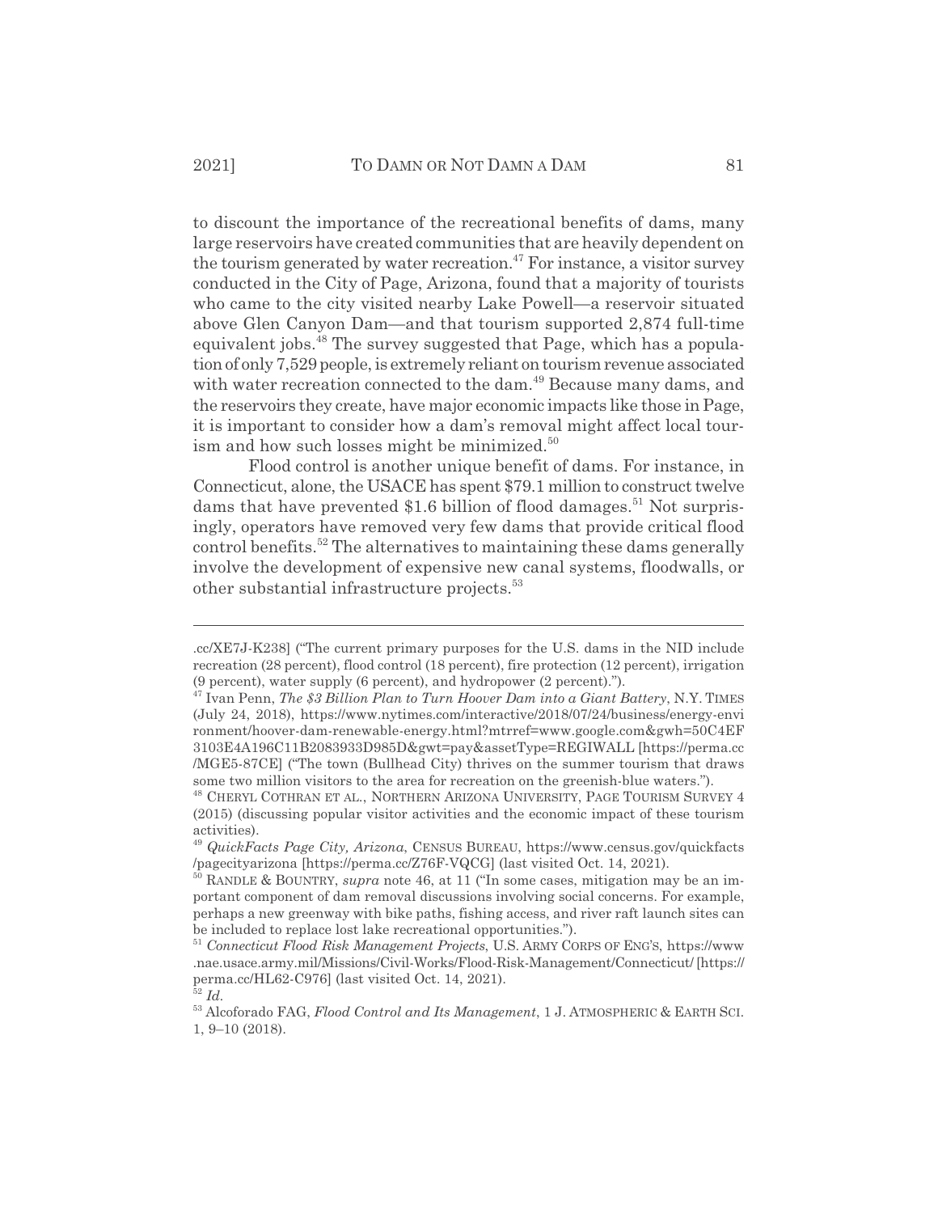to discount the importance of the recreational benefits of dams, many large reservoirs have created communities that are heavily dependent on the tourism generated by water recreation.[47] For instance, a visitor survey conducted in the City of Page, Arizona, found that a majority of tourists who came to the city visited nearby Lake Powell—a reservoir situated above Glen Canyon Dam—and that tourism supported 2,874 full-time equivalent jobs.[48] The survey suggested that Page, which has a population of only 7,529 people, is extremely reliant on tourism revenue associated with water recreation connected to the dam.[49] Because many dams, and the reservoirs they create, have major economic impacts like those in Page, it is important to consider how a dam's removal might affect local tourism and how such losses might be minimized.[50]

Flood control is another unique benefit of dams. For instance, in Connecticut, alone, the USACE has spent $79.1 million to construct twelve dams that have prevented $1.6 billion of flood damages.[51] Not surprisingly, operators have removed very few dams that provide critical flood control benefits.[52] The alternatives to maintaining these dams generally involve the development of expensive new canal systems, floodwalls, or other substantial infrastructure projects.[53]

---

.cc/XE7J-K238] ("The current primary purposes for the U.S. dams in the NID include recreation (28 percent), flood control (18 percent), fire protection (12 percent), irrigation (9 percent), water supply (6 percent), and hydropower (2 percent).").

[47] Ivan Penn, *The $3 Billion Plan to Turn Hoover Dam into a Giant Battery*, N.Y. TIMES (July 24, 2018), https://www.nytimes.com/interactive/2018/07/24/business/energy-environment/hoover-dam-renewable-energy.html?mtrref=www.google.com&gwh=50C4EF3103E4A196C11B2083933D985D&gwt=pay&assetType=REGIWALL [https://perma.cc/MGE5-87CE] ("The town (Bullhead City) thrives on the summer tourism that draws some two million visitors to the area for recreation on the greenish-blue waters.").

[48] CHERYL COTHRAN ET AL., NORTHERN ARIZONA UNIVERSITY, PAGE TOURISM SURVEY 4 (2015) (discussing popular visitor activities and the economic impact of these tourism activities).

[49] *QuickFacts Page City, Arizona*, CENSUS BUREAU, https://www.census.gov/quickfacts/pagecityarizona [https://perma.cc/Z76F-VQCG] (last visited Oct. 14, 2021).

[50] RANDLE & BOUNTRY, *supra* note 46, at 11 ("In some cases, mitigation may be an important component of dam removal discussions involving social concerns. For example, perhaps a new greenway with bike paths, fishing access, and river raft launch sites can be included to replace lost lake recreational opportunities.").

[51] *Connecticut Flood Risk Management Projects*, U.S. ARMY CORPS OF ENG'S, https://www.nae.usace.army.mil/Missions/Civil-Works/Flood-Risk-Management/Connecticut/ [https://perma.cc/HL62-C976] (last visited Oct. 14, 2021).

[52] *Id.*

[53] Alcoforado FAG, *Flood Control and Its Management*, 1 J. ATMOSPHERIC & EARTH SCI. 1, 9–10 (2018).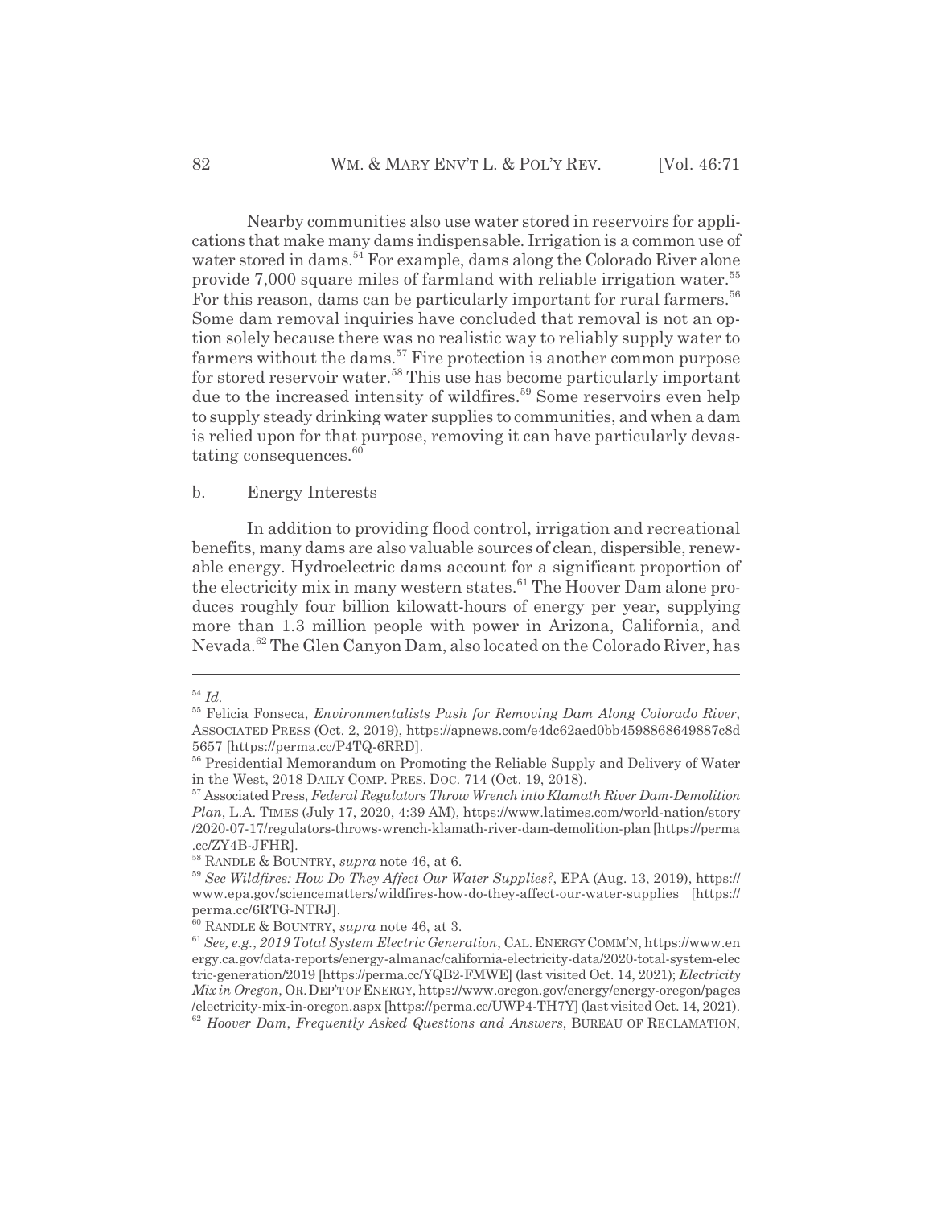Nearby communities also use water stored in reservoirs for applications that make many dams indispensable. Irrigation is a common use of water stored in dams.[54] For example, dams along the Colorado River alone provide 7,000 square miles of farmland with reliable irrigation water.[55] For this reason, dams can be particularly important for rural farmers.[56] Some dam removal inquiries have concluded that removal is not an option solely because there was no realistic way to reliably supply water to farmers without the dams.[57] Fire protection is another common purpose for stored reservoir water.[58] This use has become particularly important due to the increased intensity of wildfires.[59] Some reservoirs even help to supply steady drinking water supplies to communities, and when a dam is relied upon for that purpose, removing it can have particularly devastating consequences.[60]

b. Energy Interests

In addition to providing flood control, irrigation and recreational benefits, many dams are also valuable sources of clean, dispersible, renewable energy. Hydroelectric dams account for a significant proportion of the electricity mix in many western states.[61] The Hoover Dam alone produces roughly four billion kilowatt-hours of energy per year, supplying more than 1.3 million people with power in Arizona, California, and Nevada.[62] The Glen Canyon Dam, also located on the Colorado River, has

---

[54] *Id.*

[55] Felicia Fonseca, *Environmentalists Push for Removing Dam Along Colorado River*, ASSOCIATED PRESS (Oct. 2, 2019), https://apnews.com/e4dc62aed0bb4598868649887c8d5657 [https://perma.cc/P4TQ-6RRD].

[56] Presidential Memorandum on Promoting the Reliable Supply and Delivery of Water in the West, 2018 DAILY COMP. PRES. DOC. 714 (Oct. 19, 2018).

[57] Associated Press, *Federal Regulators Throw Wrench into Klamath River Dam-Demolition Plan*, L.A. TIMES (July 17, 2020, 4:39 AM), https://www.latimes.com/world-nation/story/2020-07-17/regulators-throws-wrench-klamath-river-dam-demolition-plan [https://perma.cc/ZY4B-JFHR].

[58] RANDLE & BOUNTRY, *supra* note 46, at 6.

[59] *See Wildfires: How Do They Affect Our Water Supplies?*, EPA (Aug. 13, 2019), https://www.epa.gov/sciencematters/wildfires-how-do-they-affect-our-water-supplies [https://perma.cc/6RTG-NTRJ].

[60] RANDLE & BOUNTRY, *supra* note 46, at 3.

[61] *See, e.g.*, *2019 Total System Electric Generation*, CAL. ENERGY COMM'N, https://www.energy.ca.gov/data-reports/energy-almanac/california-electricity-data/2020-total-system-electric-generation/2019 [https://perma.cc/YQB2-FMWE] (last visited Oct. 14, 2021); *Electricity Mix in Oregon*, OR. DEP'T OF ENERGY, https://www.oregon.gov/energy/energy-oregon/pages/electricity-mix-in-oregon.aspx [https://perma.cc/UWP4-TH7Y] (last visited Oct. 14, 2021).

[62] *Hoover Dam*, *Frequently Asked Questions and Answers*, BUREAU OF RECLAMATION,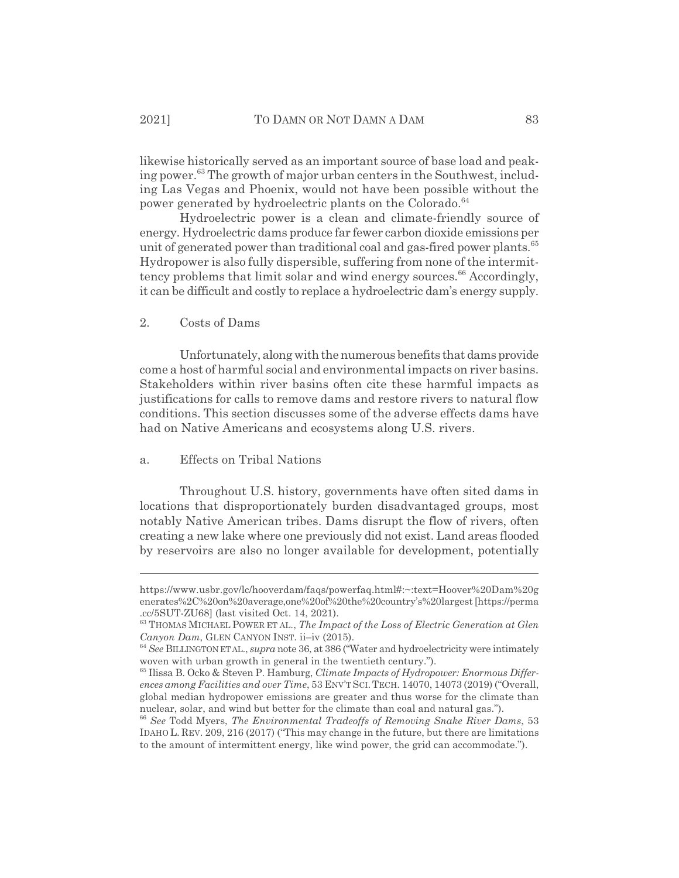likewise historically served as an important source of base load and peaking power.[63] The growth of major urban centers in the Southwest, including Las Vegas and Phoenix, would not have been possible without the power generated by hydroelectric plants on the Colorado.[64]

Hydroelectric power is a clean and climate-friendly source of energy. Hydroelectric dams produce far fewer carbon dioxide emissions per unit of generated power than traditional coal and gas-fired power plants.[65] Hydropower is also fully dispersible, suffering from none of the intermittency problems that limit solar and wind energy sources.[66] Accordingly, it can be difficult and costly to replace a hydroelectric dam's energy supply.

### 2. Costs of Dams

Unfortunately, along with the numerous benefits that dams provide come a host of harmful social and environmental impacts on river basins. Stakeholders within river basins often cite these harmful impacts as justifications for calls to remove dams and restore rivers to natural flow conditions. This section discusses some of the adverse effects dams have had on Native Americans and ecosystems along U.S. rivers.

#### a. Effects on Tribal Nations

Throughout U.S. history, governments have often sited dams in locations that disproportionately burden disadvantaged groups, most notably Native American tribes. Dams disrupt the flow of rivers, often creating a new lake where one previously did not exist. Land areas flooded by reservoirs are also no longer available for development, potentially

---

https://www.usbr.gov/lc/hooverdam/faqs/powerfaq.html#:~:text=Hoover%20Dam%20generates%2C%20on%20average,one%20of%20the%20country's%20largest [https://perma.cc/5SUT-ZU68] (last visited Oct. 14, 2021).

[63] THOMAS MICHAEL POWER ET AL., *The Impact of the Loss of Electric Generation at Glen Canyon Dam*, GLEN CANYON INST. ii–iv (2015).

[64] *See* BILLINGTON ET AL., *supra* note 36, at 386 ("Water and hydroelectricity were intimately woven with urban growth in general in the twentieth century.").

[65] Ilissa B. Ocko & Steven P. Hamburg, *Climate Impacts of Hydropower: Enormous Differences among Facilities and over Time*, 53 ENV'T SCI. TECH. 14070, 14073 (2019) ("Overall, global median hydropower emissions are greater and thus worse for the climate than nuclear, solar, and wind but better for the climate than coal and natural gas.").

[66] *See* Todd Myers, *The Environmental Tradeoffs of Removing Snake River Dams*, 53 IDAHO L. REV. 209, 216 (2017) ("This may change in the future, but there are limitations to the amount of intermittent energy, like wind power, the grid can accommodate.").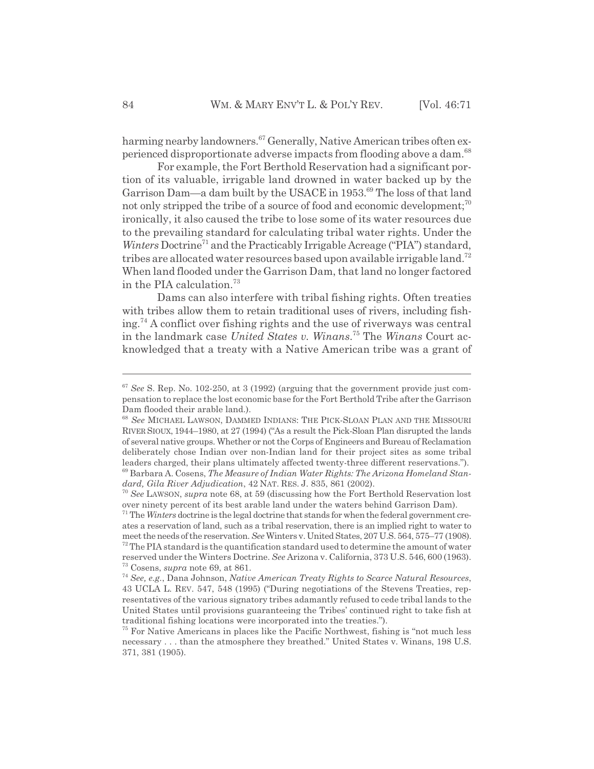harming nearby landowners.[67] Generally, Native American tribes often experienced disproportionate adverse impacts from flooding above a dam.[68]

For example, the Fort Berthold Reservation had a significant portion of its valuable, irrigable land drowned in water backed up by the Garrison Dam—a dam built by the USACE in 1953.[69] The loss of that land not only stripped the tribe of a source of food and economic development;[70] ironically, it also caused the tribe to lose some of its water resources due to the prevailing standard for calculating tribal water rights. Under the *Winters* Doctrine[71] and the Practicably Irrigable Acreage ("PIA") standard, tribes are allocated water resources based upon available irrigable land.[72] When land flooded under the Garrison Dam, that land no longer factored in the PIA calculation.[73]

Dams can also interfere with tribal fishing rights. Often treaties with tribes allow them to retain traditional uses of rivers, including fishing.[74] A conflict over fishing rights and the use of riverways was central in the landmark case *United States v. Winans*.[75] The *Winans* Court acknowledged that a treaty with a Native American tribe was a grant of

---

[67] *See* S. Rep. No. 102-250, at 3 (1992) (arguing that the government provide just compensation to replace the lost economic base for the Fort Berthold Tribe after the Garrison Dam flooded their arable land.).

[68] *See* MICHAEL LAWSON, DAMMED INDIANS: THE PICK-SLOAN PLAN AND THE MISSOURI RIVER SIOUX, 1944–1980, at 27 (1994) ("As a result the Pick-Sloan Plan disrupted the lands of several native groups. Whether or not the Corps of Engineers and Bureau of Reclamation deliberately chose Indian over non-Indian land for their project sites as some tribal leaders charged, their plans ultimately affected twenty-three different reservations.").

[69] Barbara A. Cosens, *The Measure of Indian Water Rights: The Arizona Homeland Standard, Gila River Adjudication*, 42 NAT. RES. J. 835, 861 (2002).

[70] *See* LAWSON, *supra* note 68, at 59 (discussing how the Fort Berthold Reservation lost over ninety percent of its best arable land under the waters behind Garrison Dam).

[71] The *Winters* doctrine is the legal doctrine that stands for when the federal government creates a reservation of land, such as a tribal reservation, there is an implied right to water to meet the needs of the reservation. *See* Winters v. United States, 207 U.S. 564, 575–77 (1908).

[72] The PIA standard is the quantification standard used to determine the amount of water reserved under the Winters Doctrine. *See* Arizona v. California, 373 U.S. 546, 600 (1963).

[73] Cosens, *supra* note 69, at 861.

[74] *See, e.g.*, Dana Johnson, *Native American Treaty Rights to Scarce Natural Resources*, 43 UCLA L. REV. 547, 548 (1995) ("During negotiations of the Stevens Treaties, representatives of the various signatory tribes adamantly refused to cede tribal lands to the United States until provisions guaranteeing the Tribes' continued right to take fish at traditional fishing locations were incorporated into the treaties.").

[75] For Native Americans in places like the Pacific Northwest, fishing is "not much less necessary . . . than the atmosphere they breathed." United States v. Winans, 198 U.S. 371, 381 (1905).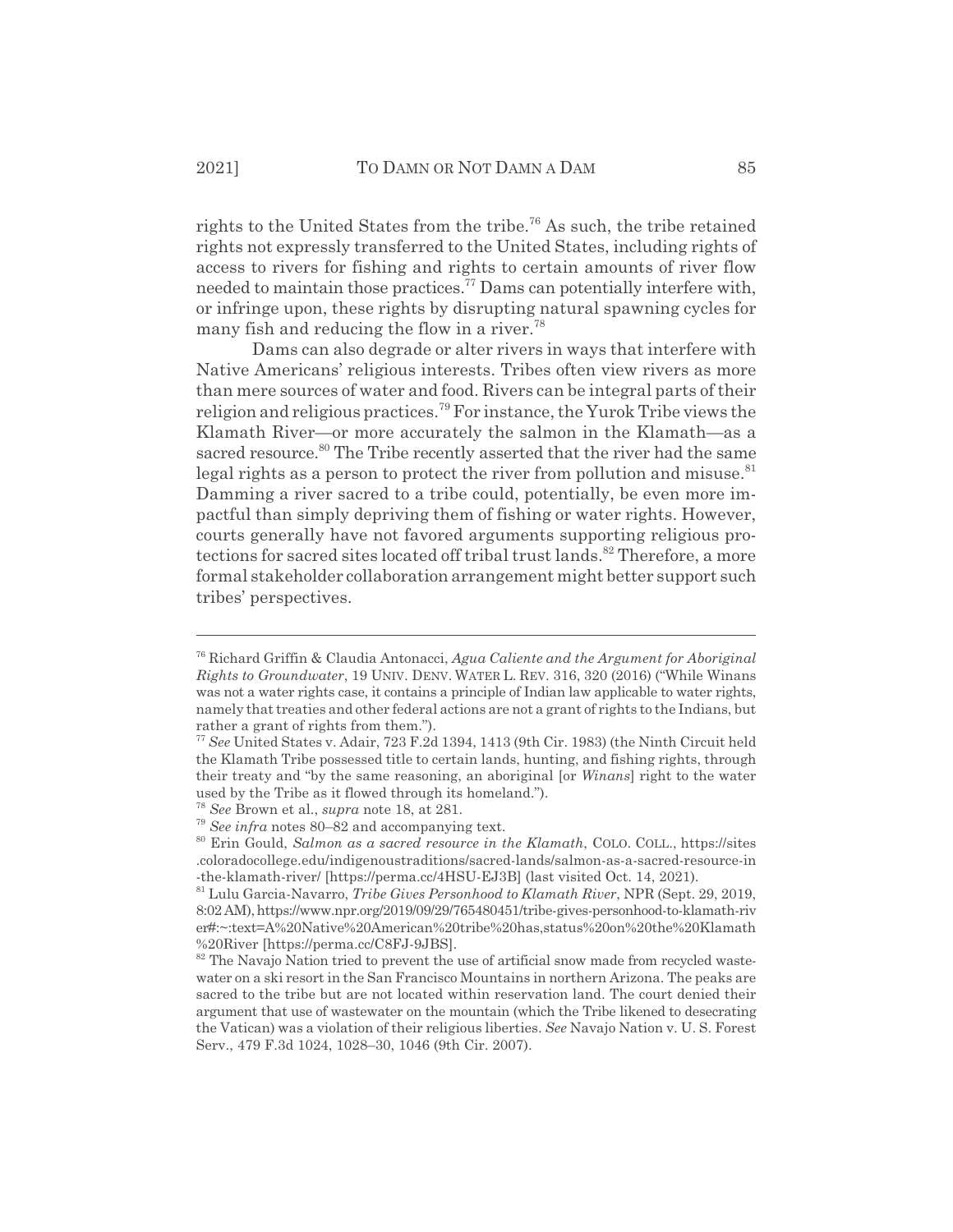rights to the United States from the tribe.[76] As such, the tribe retained rights not expressly transferred to the United States, including rights of access to rivers for fishing and rights to certain amounts of river flow needed to maintain those practices.[77] Dams can potentially interfere with, or infringe upon, these rights by disrupting natural spawning cycles for many fish and reducing the flow in a river.[78]

Dams can also degrade or alter rivers in ways that interfere with Native Americans' religious interests. Tribes often view rivers as more than mere sources of water and food. Rivers can be integral parts of their religion and religious practices.[79] For instance, the Yurok Tribe views the Klamath River—or more accurately the salmon in the Klamath—as a sacred resource.[80] The Tribe recently asserted that the river had the same legal rights as a person to protect the river from pollution and misuse.[81] Damming a river sacred to a tribe could, potentially, be even more impactful than simply depriving them of fishing or water rights. However, courts generally have not favored arguments supporting religious protections for sacred sites located off tribal trust lands.[82] Therefore, a more formal stakeholder collaboration arrangement might better support such tribes' perspectives.

---

[76] Richard Griffin & Claudia Antonacci, *Agua Caliente and the Argument for Aboriginal Rights to Groundwater*, 19 UNIV. DENV. WATER L. REV. 316, 320 (2016) ("While Winans was not a water rights case, it contains a principle of Indian law applicable to water rights, namely that treaties and other federal actions are not a grant of rights to the Indians, but rather a grant of rights from them.").

[77] *See* United States v. Adair, 723 F.2d 1394, 1413 (9th Cir. 1983) (the Ninth Circuit held the Klamath Tribe possessed title to certain lands, hunting, and fishing rights, through their treaty and "by the same reasoning, an aboriginal [or *Winans*] right to the water used by the Tribe as it flowed through its homeland.").

[78] *See* Brown et al., *supra* note 18, at 281.

[79] *See infra* notes 80–82 and accompanying text.

[80] Erin Gould, *Salmon as a sacred resource in the Klamath*, COLO. COLL., https://sites.coloradocollege.edu/indigenoustraditions/sacred-lands/salmon-as-a-sacred-resource-in-the-klamath-river/ [https://perma.cc/4HSU-EJ3B] (last visited Oct. 14, 2021).

[81] Lulu Garcia-Navarro, *Tribe Gives Personhood to Klamath River*, NPR (Sept. 29, 2019, 8:02 AM), https://www.npr.org/2019/09/29/765480451/tribe-gives-personhood-to-klamath-river#:~:text=A%20Native%20American%20tribe%20has,status%20on%20the%20Klamath%20River [https://perma.cc/C8FJ-9JBS].

[82] The Navajo Nation tried to prevent the use of artificial snow made from recycled wastewater on a ski resort in the San Francisco Mountains in northern Arizona. The peaks are sacred to the tribe but are not located within reservation land. The court denied their argument that use of wastewater on the mountain (which the Tribe likened to desecrating the Vatican) was a violation of their religious liberties. *See* Navajo Nation v. U. S. Forest Serv., 479 F.3d 1024, 1028–30, 1046 (9th Cir. 2007).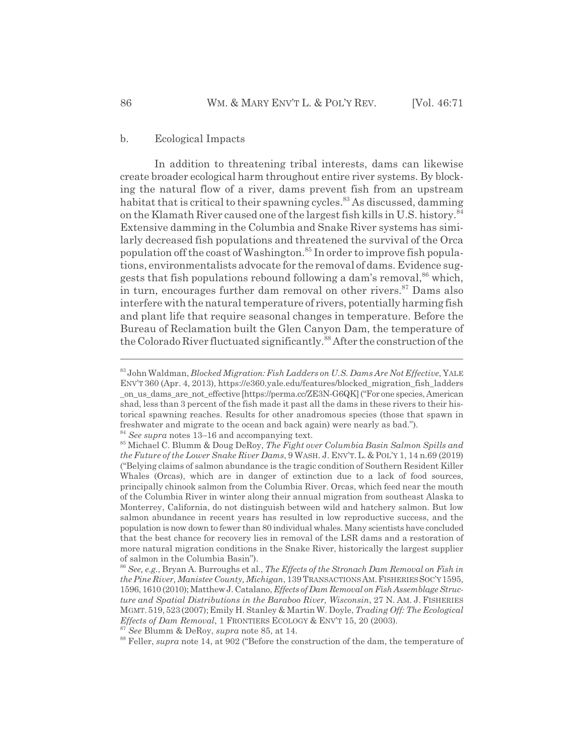b. Ecological Impacts

In addition to threatening tribal interests, dams can likewise create broader ecological harm throughout entire river systems. By blocking the natural flow of a river, dams prevent fish from an upstream habitat that is critical to their spawning cycles.[83] As discussed, damming on the Klamath River caused one of the largest fish kills in U.S. history.[84] Extensive damming in the Columbia and Snake River systems has similarly decreased fish populations and threatened the survival of the Orca population off the coast of Washington.[85] In order to improve fish populations, environmentalists advocate for the removal of dams. Evidence suggests that fish populations rebound following a dam's removal,[86] which, in turn, encourages further dam removal on other rivers.[87] Dams also interfere with the natural temperature of rivers, potentially harming fish and plant life that require seasonal changes in temperature. Before the Bureau of Reclamation built the Glen Canyon Dam, the temperature of the Colorado River fluctuated significantly.[88] After the construction of the

---

[83] John Waldman, *Blocked Migration: Fish Ladders on U.S. Dams Are Not Effective*, YALE ENV'T 360 (Apr. 4, 2013), https://e360.yale.edu/features/blocked_migration_fish_ladders_on_us_dams_are_not_effective [https://perma.cc/ZE3N-G6QK] ("For one species, American shad, less than 3 percent of the fish made it past all the dams in these rivers to their historical spawning reaches. Results for other anadromous species (those that spawn in freshwater and migrate to the ocean and back again) were nearly as bad.").

[84] *See supra* notes 13–16 and accompanying text.

[85] Michael C. Blumm & Doug DeRoy, *The Fight over Columbia Basin Salmon Spills and the Future of the Lower Snake River Dams*, 9 WASH. J. ENV'T. L. & POL'Y 1, 14 n.69 (2019) ("Belying claims of salmon abundance is the tragic condition of Southern Resident Killer Whales (Orcas), which are in danger of extinction due to a lack of food sources, principally chinook salmon from the Columbia River. Orcas, which feed near the mouth of the Columbia River in winter along their annual migration from southeast Alaska to Monterrey, California, do not distinguish between wild and hatchery salmon. But low salmon abundance in recent years has resulted in low reproductive success, and the population is now down to fewer than 80 individual whales. Many scientists have concluded that the best chance for recovery lies in removal of the LSR dams and a restoration of more natural migration conditions in the Snake River, historically the largest supplier of salmon in the Columbia Basin").

[86] *See, e.g.*, Bryan A. Burroughs et al., *The Effects of the Stronach Dam Removal on Fish in the Pine River, Manistee County, Michigan*, 139 TRANSACTIONS AM. FISHERIES SOC'Y 1595, 1596, 1610 (2010); Matthew J. Catalano, *Effects of Dam Removal on Fish Assemblage Structure and Spatial Distributions in the Baraboo River, Wisconsin*, 27 N. AM. J. FISHERIES MGMT. 519, 523 (2007); Emily H. Stanley & Martin W. Doyle, *Trading Off: The Ecological Effects of Dam Removal*, 1 FRONTIERS ECOLOGY & ENV'T 15, 20 (2003).

[87] *See* Blumm & DeRoy, *supra* note 85, at 14.

[88] Feller, *supra* note 14, at 902 ("Before the construction of the dam, the temperature of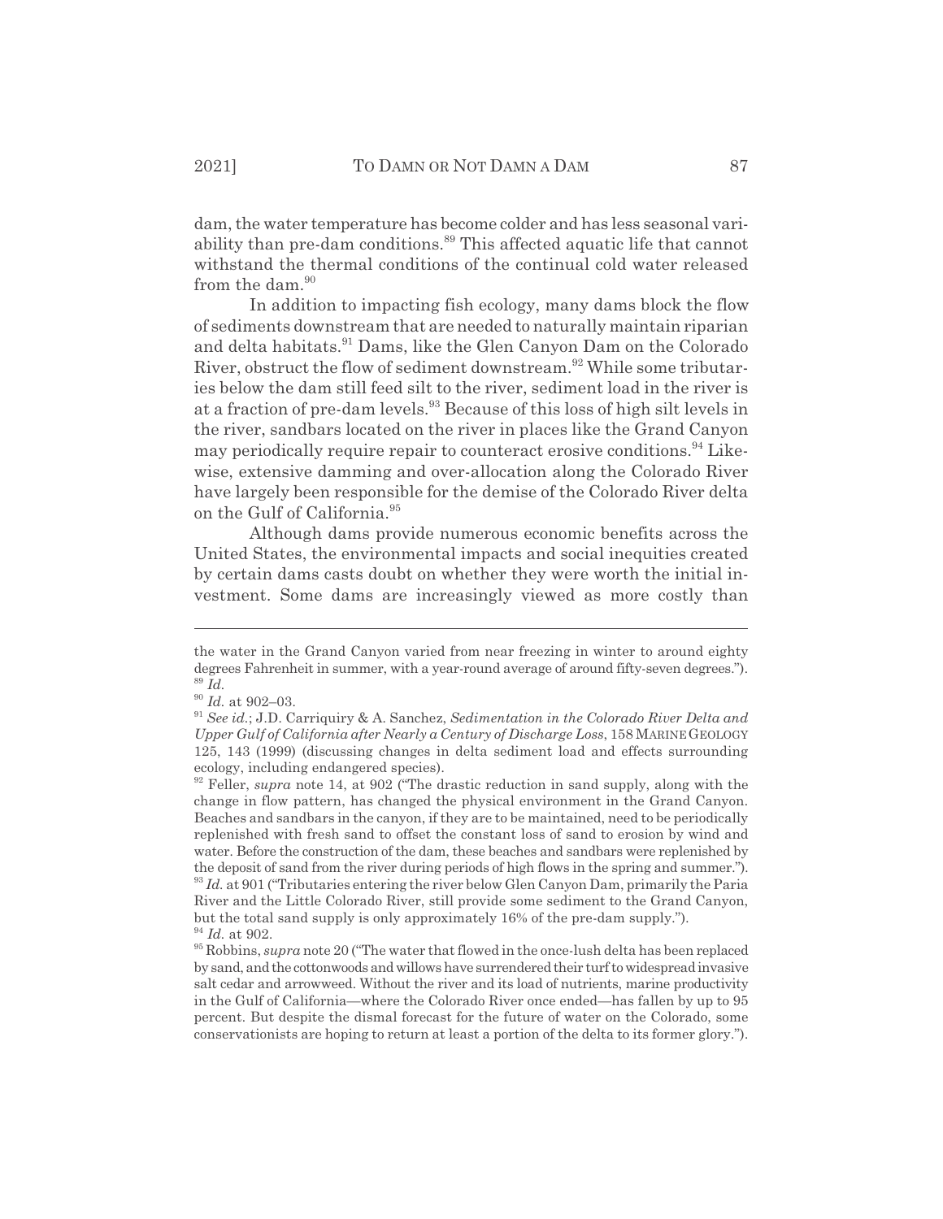dam, the water temperature has become colder and has less seasonal variability than pre-dam conditions.[89] This affected aquatic life that cannot withstand the thermal conditions of the continual cold water released from the dam.[90]

In addition to impacting fish ecology, many dams block the flow of sediments downstream that are needed to naturally maintain riparian and delta habitats.[91] Dams, like the Glen Canyon Dam on the Colorado River, obstruct the flow of sediment downstream.[92] While some tributaries below the dam still feed silt to the river, sediment load in the river is at a fraction of pre-dam levels.[93] Because of this loss of high silt levels in the river, sandbars located on the river in places like the Grand Canyon may periodically require repair to counteract erosive conditions.[94] Likewise, extensive damming and over-allocation along the Colorado River have largely been responsible for the demise of the Colorado River delta on the Gulf of California.[95]

Although dams provide numerous economic benefits across the United States, the environmental impacts and social inequities created by certain dams casts doubt on whether they were worth the initial investment. Some dams are increasingly viewed as more costly than

---

the water in the Grand Canyon varied from near freezing in winter to around eighty degrees Fahrenheit in summer, with a year-round average of around fifty-seven degrees.").

[89] *Id.*

[90] *Id.* at 902–03.

[91] *See id.*; J.D. Carriquiry & A. Sanchez, *Sedimentation in the Colorado River Delta and Upper Gulf of California after Nearly a Century of Discharge Loss*, 158 MARINE GEOLOGY 125, 143 (1999) (discussing changes in delta sediment load and effects surrounding ecology, including endangered species).

[92] Feller, *supra* note 14, at 902 ("The drastic reduction in sand supply, along with the change in flow pattern, has changed the physical environment in the Grand Canyon. Beaches and sandbars in the canyon, if they are to be maintained, need to be periodically replenished with fresh sand to offset the constant loss of sand to erosion by wind and water. Before the construction of the dam, these beaches and sandbars were replenished by the deposit of sand from the river during periods of high flows in the spring and summer.").

[93] *Id.* at 901 ("Tributaries entering the river below Glen Canyon Dam, primarily the Paria River and the Little Colorado River, still provide some sediment to the Grand Canyon, but the total sand supply is only approximately 16% of the pre-dam supply.").

[94] *Id.* at 902.

[95] Robbins, *supra* note 20 ("The water that flowed in the once-lush delta has been replaced by sand, and the cottonwoods and willows have surrendered their turf to widespread invasive salt cedar and arrowweed. Without the river and its load of nutrients, marine productivity in the Gulf of California—where the Colorado River once ended—has fallen by up to 95 percent. But despite the dismal forecast for the future of water on the Colorado, some conservationists are hoping to return at least a portion of the delta to its former glory.").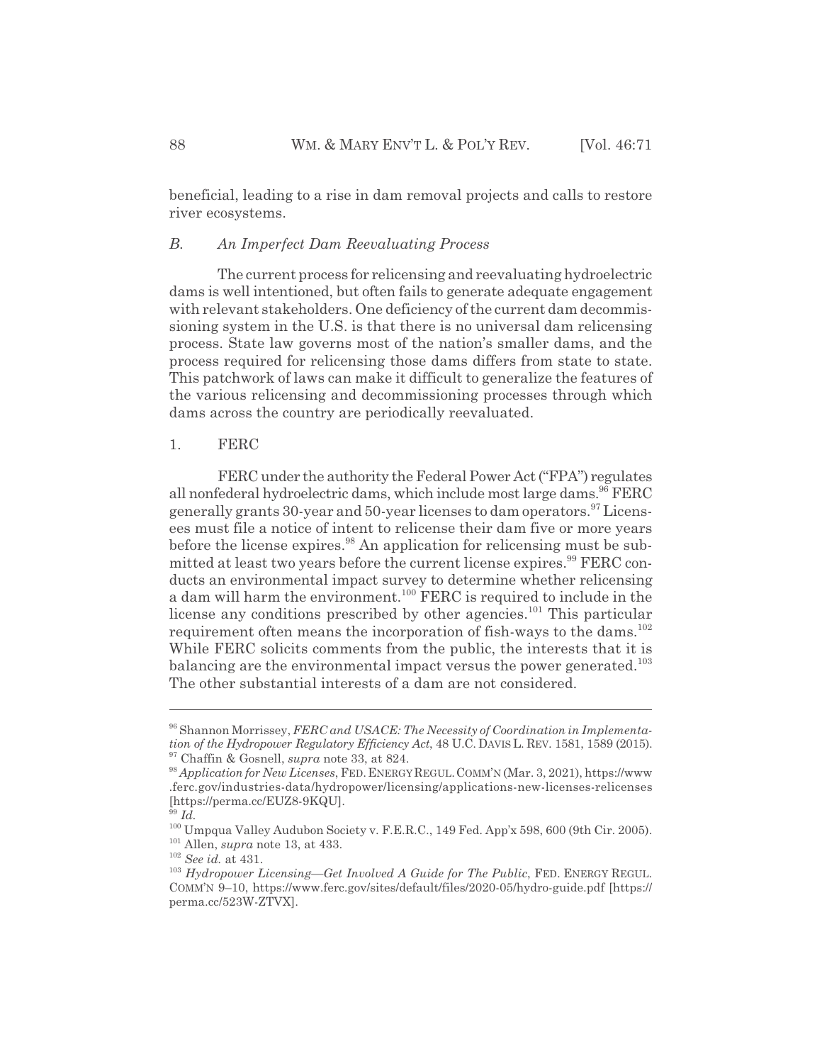beneficial, leading to a rise in dam removal projects and calls to restore river ecosystems.

### *B. An Imperfect Dam Reevaluating Process*

The current process for relicensing and reevaluating hydroelectric dams is well intentioned, but often fails to generate adequate engagement with relevant stakeholders. One deficiency of the current dam decommissioning system in the U.S. is that there is no universal dam relicensing process. State law governs most of the nation's smaller dams, and the process required for relicensing those dams differs from state to state. This patchwork of laws can make it difficult to generalize the features of the various relicensing and decommissioning processes through which dams across the country are periodically reevaluated.

#### 1. FERC

FERC under the authority the Federal Power Act ("FPA") regulates all nonfederal hydroelectric dams, which include most large dams.[96] FERC generally grants 30-year and 50-year licenses to dam operators.[97] Licensees must file a notice of intent to relicense their dam five or more years before the license expires.[98] An application for relicensing must be submitted at least two years before the current license expires.[99] FERC conducts an environmental impact survey to determine whether relicensing a dam will harm the environment.[100] FERC is required to include in the license any conditions prescribed by other agencies.[101] This particular requirement often means the incorporation of fish-ways to the dams.[102] While FERC solicits comments from the public, the interests that it is balancing are the environmental impact versus the power generated.[103] The other substantial interests of a dam are not considered.

---

[96] Shannon Morrissey, *FERC and USACE: The Necessity of Coordination in Implementation of the Hydropower Regulatory Efficiency Act*, 48 U.C. DAVIS L. REV. 1581, 1589 (2015).

[97] Chaffin & Gosnell, *supra* note 33, at 824.

[98] *Application for New Licenses*, FED. ENERGY REGUL. COMM'N (Mar. 3, 2021), https://www.ferc.gov/industries-data/hydropower/licensing/applications-new-licenses-relicenses [https://perma.cc/EUZ8-9KQU].

[99] *Id.*

[100] Umpqua Valley Audubon Society v. F.E.R.C., 149 Fed. App'x 598, 600 (9th Cir. 2005).

[101] Allen, *supra* note 13, at 433.

[102] *See id.* at 431.

[103] *Hydropower Licensing—Get Involved A Guide for The Public*, FED. ENERGY REGUL. COMM'N 9–10, https://www.ferc.gov/sites/default/files/2020-05/hydro-guide.pdf [https://perma.cc/523W-ZTVX].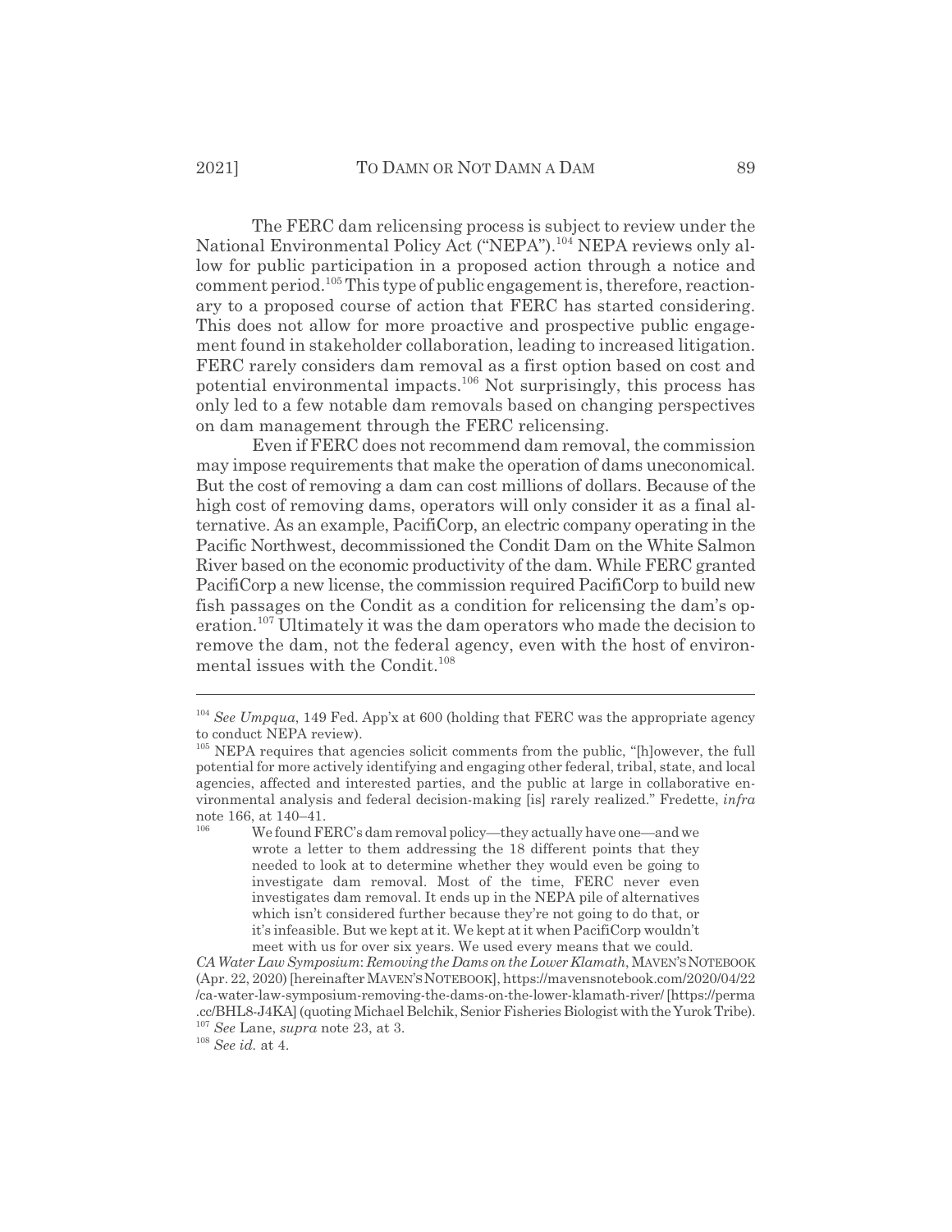The FERC dam relicensing process is subject to review under the National Environmental Policy Act ("NEPA").[104] NEPA reviews only allow for public participation in a proposed action through a notice and comment period.[105] This type of public engagement is, therefore, reactionary to a proposed course of action that FERC has started considering. This does not allow for more proactive and prospective public engagement found in stakeholder collaboration, leading to increased litigation. FERC rarely considers dam removal as a first option based on cost and potential environmental impacts.[106] Not surprisingly, this process has only led to a few notable dam removals based on changing perspectives on dam management through the FERC relicensing.

Even if FERC does not recommend dam removal, the commission may impose requirements that make the operation of dams uneconomical. But the cost of removing a dam can cost millions of dollars. Because of the high cost of removing dams, operators will only consider it as a final alternative. As an example, PacifiCorp, an electric company operating in the Pacific Northwest, decommissioned the Condit Dam on the White Salmon River based on the economic productivity of the dam. While FERC granted PacifiCorp a new license, the commission required PacifiCorp to build new fish passages on the Condit as a condition for relicensing the dam's operation.[107] Ultimately it was the dam operators who made the decision to remove the dam, not the federal agency, even with the host of environmental issues with the Condit.[108]

---

[104] *See Umpqua*, 149 Fed. App'x at 600 (holding that FERC was the appropriate agency to conduct NEPA review).

[105] NEPA requires that agencies solicit comments from the public, "[h]owever, the full potential for more actively identifying and engaging other federal, tribal, state, and local agencies, affected and interested parties, and the public at large in collaborative environmental analysis and federal decision-making [is] rarely realized." Fredette, *infra* note 166, at 140–41.

[106]

> We found FERC's dam removal policy—they actually have one—and we wrote a letter to them addressing the 18 different points that they needed to look at to determine whether they would even be going to investigate dam removal. Most of the time, FERC never even investigates dam removal. It ends up in the NEPA pile of alternatives which isn't considered further because they're not going to do that, or it's infeasible. But we kept at it. We kept at it when PacifiCorp wouldn't meet with us for over six years. We used every means that we could.

*CA Water Law Symposium*: *Removing the Dams on the Lower Klamath*, MAVEN'S NOTEBOOK (Apr. 22, 2020) [hereinafter MAVEN'S NOTEBOOK], https://mavensnotebook.com/2020/04/22/ca-water-law-symposium-removing-the-dams-on-the-lower-klamath-river/ [https://perma.cc/BHL8-J4KA] (quoting Michael Belchik, Senior Fisheries Biologist with the Yurok Tribe).

[107] *See* Lane, *supra* note 23, at 3.

[108] *See id.* at 4.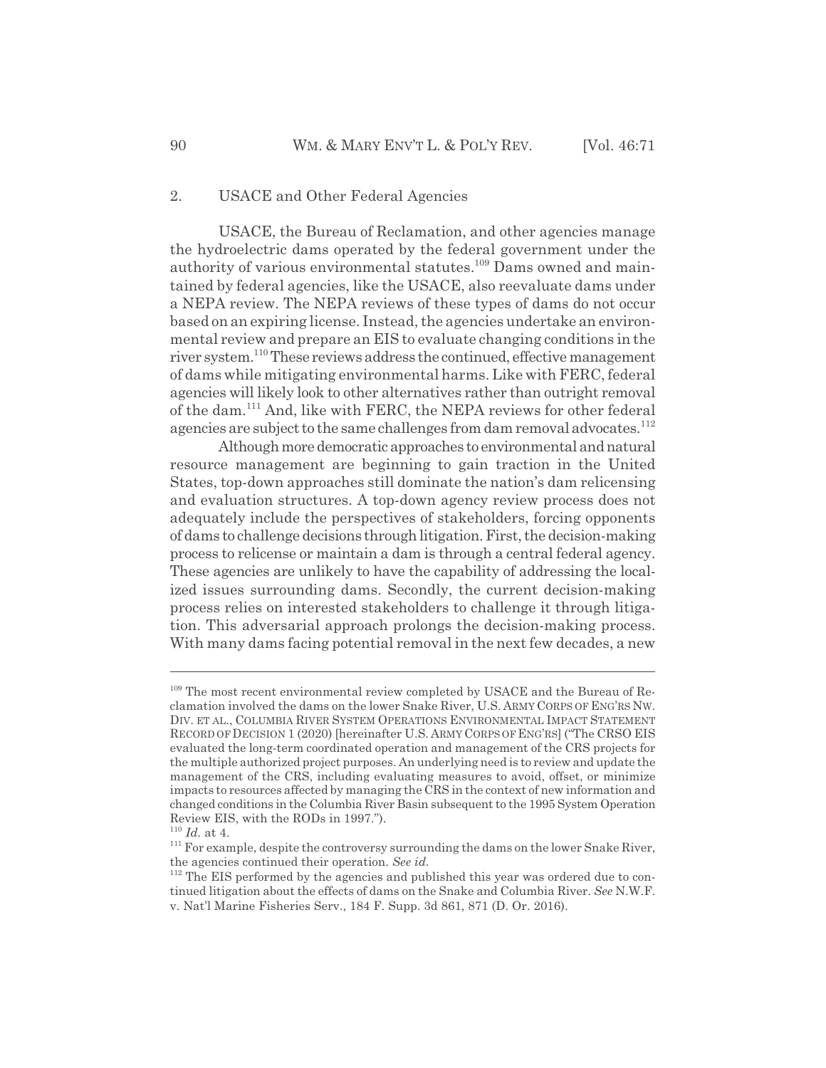### 2. USACE and Other Federal Agencies

USACE, the Bureau of Reclamation, and other agencies manage the hydroelectric dams operated by the federal government under the authority of various environmental statutes.[109] Dams owned and maintained by federal agencies, like the USACE, also reevaluate dams under a NEPA review. The NEPA reviews of these types of dams do not occur based on an expiring license. Instead, the agencies undertake an environmental review and prepare an EIS to evaluate changing conditions in the river system.[110] These reviews address the continued, effective management of dams while mitigating environmental harms. Like with FERC, federal agencies will likely look to other alternatives rather than outright removal of the dam.[111] And, like with FERC, the NEPA reviews for other federal agencies are subject to the same challenges from dam removal advocates.[112]

Although more democratic approaches to environmental and natural resource management are beginning to gain traction in the United States, top-down approaches still dominate the nation's dam relicensing and evaluation structures. A top-down agency review process does not adequately include the perspectives of stakeholders, forcing opponents of dams to challenge decisions through litigation. First, the decision-making process to relicense or maintain a dam is through a central federal agency. These agencies are unlikely to have the capability of addressing the localized issues surrounding dams. Secondly, the current decision-making process relies on interested stakeholders to challenge it through litigation. This adversarial approach prolongs the decision-making process. With many dams facing potential removal in the next few decades, a new

---

[109] The most recent environmental review completed by USACE and the Bureau of Reclamation involved the dams on the lower Snake River, U.S. ARMY CORPS OF ENG'RS NW. DIV. ET AL., COLUMBIA RIVER SYSTEM OPERATIONS ENVIRONMENTAL IMPACT STATEMENT RECORD OF DECISION 1 (2020) [hereinafter U.S. ARMY CORPS OF ENG'RS] ("The CRSO EIS evaluated the long-term coordinated operation and management of the CRS projects for the multiple authorized project purposes. An underlying need is to review and update the management of the CRS, including evaluating measures to avoid, offset, or minimize impacts to resources affected by managing the CRS in the context of new information and changed conditions in the Columbia River Basin subsequent to the 1995 System Operation Review EIS, with the RODs in 1997.").

[110] *Id.* at 4.

[111] For example, despite the controversy surrounding the dams on the lower Snake River, the agencies continued their operation. *See id.*

[112] The EIS performed by the agencies and published this year was ordered due to continued litigation about the effects of dams on the Snake and Columbia River. *See* N.W.F. v. Nat'l Marine Fisheries Serv., 184 F. Supp. 3d 861, 871 (D. Or. 2016).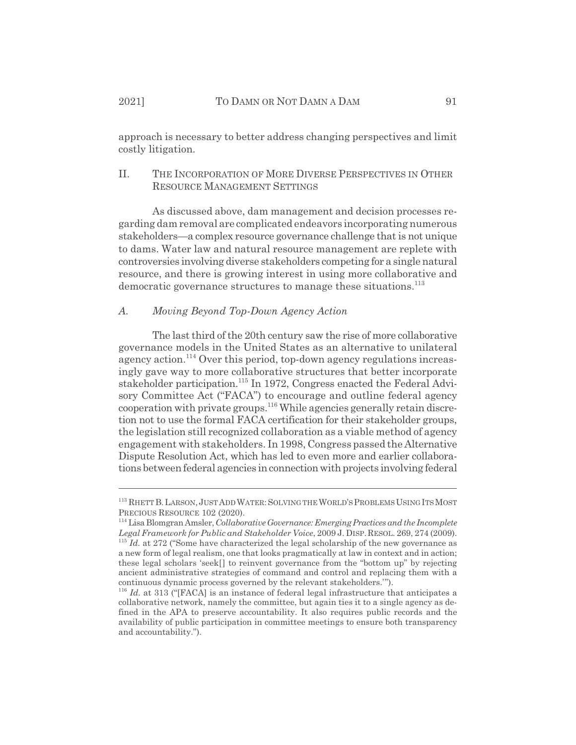approach is necessary to better address changing perspectives and limit costly litigation.

## II. THE INCORPORATION OF MORE DIVERSE PERSPECTIVES IN OTHER RESOURCE MANAGEMENT SETTINGS

As discussed above, dam management and decision processes regarding dam removal are complicated endeavors incorporating numerous stakeholders—a complex resource governance challenge that is not unique to dams. Water law and natural resource management are replete with controversies involving diverse stakeholders competing for a single natural resource, and there is growing interest in using more collaborative and democratic governance structures to manage these situations.[113]

### *A. Moving Beyond Top-Down Agency Action*

The last third of the 20th century saw the rise of more collaborative governance models in the United States as an alternative to unilateral agency action.[114] Over this period, top-down agency regulations increasingly gave way to more collaborative structures that better incorporate stakeholder participation.[115] In 1972, Congress enacted the Federal Advisory Committee Act ("FACA") to encourage and outline federal agency cooperation with private groups.[116] While agencies generally retain discretion not to use the formal FACA certification for their stakeholder groups, the legislation still recognized collaboration as a viable method of agency engagement with stakeholders. In 1998, Congress passed the Alternative Dispute Resolution Act, which has led to even more and earlier collaborations between federal agencies in connection with projects involving federal

---

[113] RHETT B. LARSON, JUST ADD WATER: SOLVING THE WORLD'S PROBLEMS USING ITS MOST PRECIOUS RESOURCE 102 (2020).

[114] Lisa Blomgran Amsler, *Collaborative Governance: Emerging Practices and the Incomplete Legal Framework for Public and Stakeholder Voice*, 2009 J. DISP. RESOL. 269, 274 (2009).

[115] *Id.* at 272 ("Some have characterized the legal scholarship of the new governance as a new form of legal realism, one that looks pragmatically at law in context and in action; these legal scholars 'seek[] to reinvent governance from the "bottom up" by rejecting ancient administrative strategies of command and control and replacing them with a continuous dynamic process governed by the relevant stakeholders.'").

[116] *Id.* at 313 ("[FACA] is an instance of federal legal infrastructure that anticipates a collaborative network, namely the committee, but again ties it to a single agency as defined in the APA to preserve accountability. It also requires public records and the availability of public participation in committee meetings to ensure both transparency and accountability.").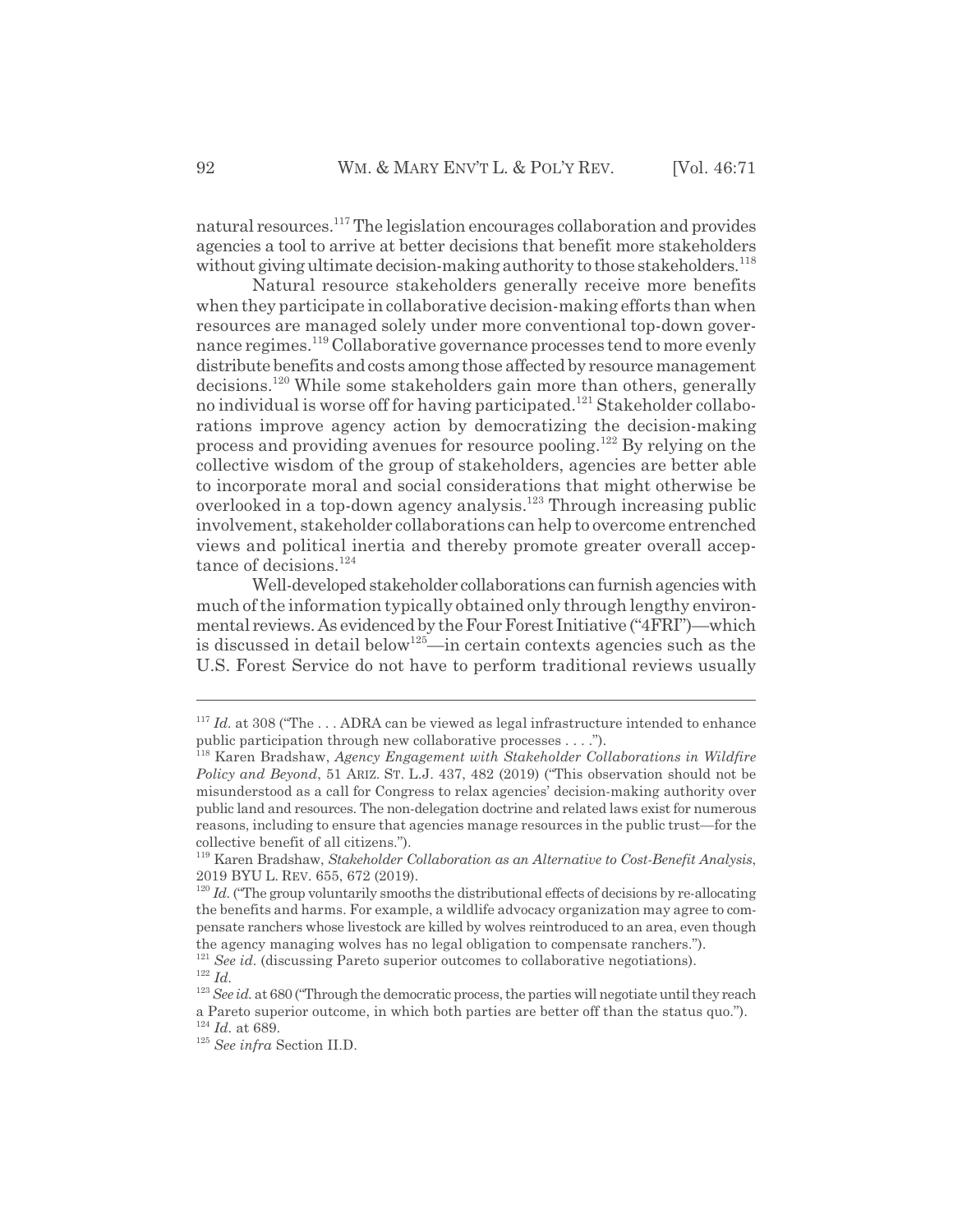natural resources.[117] The legislation encourages collaboration and provides agencies a tool to arrive at better decisions that benefit more stakeholders without giving ultimate decision-making authority to those stakeholders.[118]

Natural resource stakeholders generally receive more benefits when they participate in collaborative decision-making efforts than when resources are managed solely under more conventional top-down governance regimes.[119] Collaborative governance processes tend to more evenly distribute benefits and costs among those affected by resource management decisions.[120] While some stakeholders gain more than others, generally no individual is worse off for having participated.[121] Stakeholder collaborations improve agency action by democratizing the decision-making process and providing avenues for resource pooling.[122] By relying on the collective wisdom of the group of stakeholders, agencies are better able to incorporate moral and social considerations that might otherwise be overlooked in a top-down agency analysis.[123] Through increasing public involvement, stakeholder collaborations can help to overcome entrenched views and political inertia and thereby promote greater overall acceptance of decisions.[124]

Well-developed stakeholder collaborations can furnish agencies with much of the information typically obtained only through lengthy environmental reviews. As evidenced by the Four Forest Initiative ("4FRI")—which is discussed in detail below[125]—in certain contexts agencies such as the U.S. Forest Service do not have to perform traditional reviews usually

---

[117] *Id.* at 308 ("The . . . ADRA can be viewed as legal infrastructure intended to enhance public participation through new collaborative processes . . . .").

[118] Karen Bradshaw, *Agency Engagement with Stakeholder Collaborations in Wildfire Policy and Beyond*, 51 ARIZ. ST. L.J. 437, 482 (2019) ("This observation should not be misunderstood as a call for Congress to relax agencies' decision-making authority over public land and resources. The non-delegation doctrine and related laws exist for numerous reasons, including to ensure that agencies manage resources in the public trust—for the collective benefit of all citizens.").

[119] Karen Bradshaw, *Stakeholder Collaboration as an Alternative to Cost-Benefit Analysis*, 2019 BYU L. REV. 655, 672 (2019).

[120] *Id.* ("The group voluntarily smooths the distributional effects of decisions by re-allocating the benefits and harms. For example, a wildlife advocacy organization may agree to compensate ranchers whose livestock are killed by wolves reintroduced to an area, even though the agency managing wolves has no legal obligation to compensate ranchers.").

[121] *See id.* (discussing Pareto superior outcomes to collaborative negotiations).

[122] *Id.*

[123] *See id.* at 680 ("Through the democratic process, the parties will negotiate until they reach a Pareto superior outcome, in which both parties are better off than the status quo.").

[124] *Id.* at 689.

[125] *See infra* Section II.D.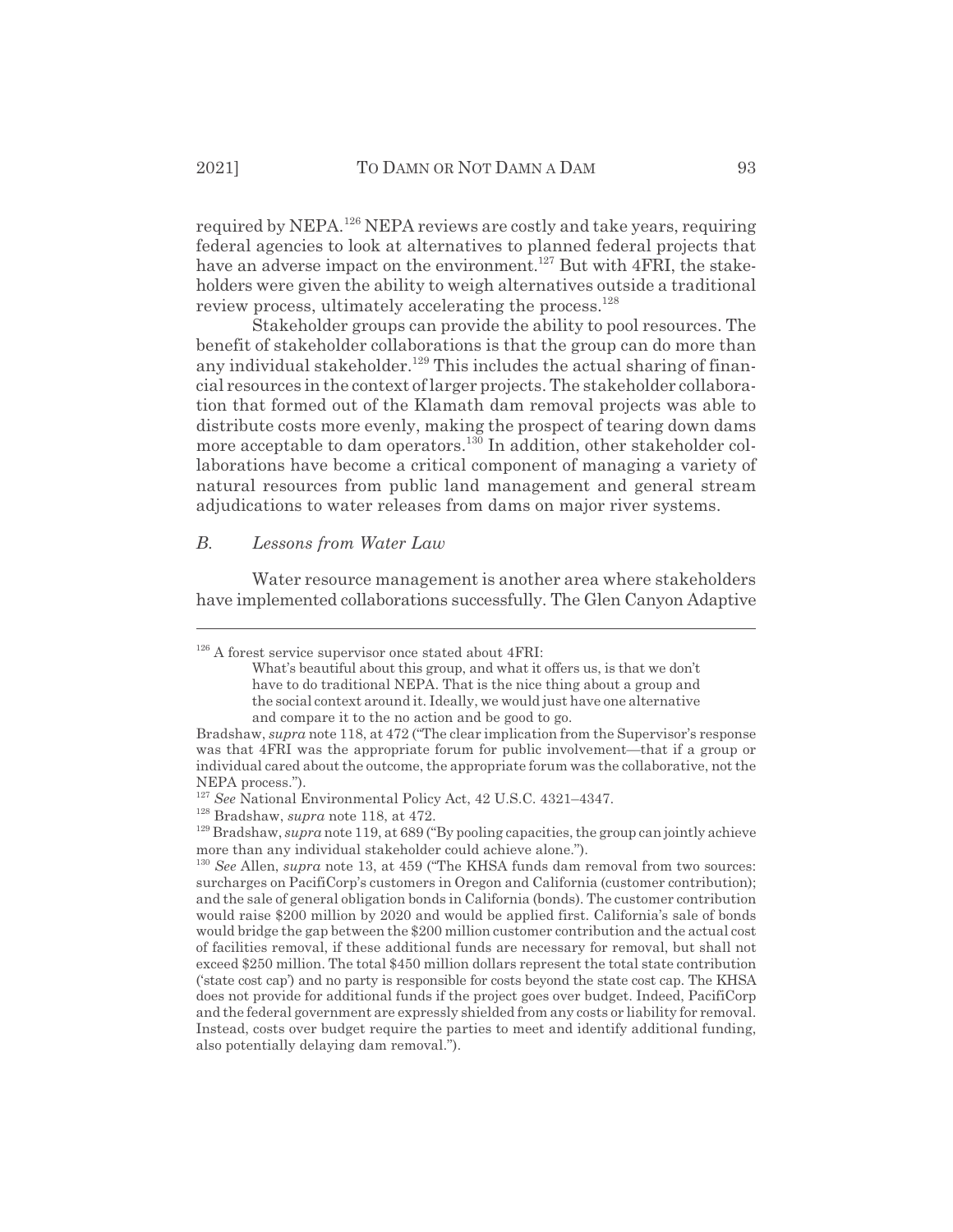required by NEPA.[126] NEPA reviews are costly and take years, requiring federal agencies to look at alternatives to planned federal projects that have an adverse impact on the environment.[127] But with 4FRI, the stakeholders were given the ability to weigh alternatives outside a traditional review process, ultimately accelerating the process.[128]

Stakeholder groups can provide the ability to pool resources. The benefit of stakeholder collaborations is that the group can do more than any individual stakeholder.[129] This includes the actual sharing of financial resources in the context of larger projects. The stakeholder collaboration that formed out of the Klamath dam removal projects was able to distribute costs more evenly, making the prospect of tearing down dams more acceptable to dam operators.[130] In addition, other stakeholder collaborations have become a critical component of managing a variety of natural resources from public land management and general stream adjudications to water releases from dams on major river systems.

### *B. Lessons from Water Law*

Water resource management is another area where stakeholders have implemented collaborations successfully. The Glen Canyon Adaptive

---

[126] A forest service supervisor once stated about 4FRI:

> What's beautiful about this group, and what it offers us, is that we don't have to do traditional NEPA. That is the nice thing about a group and the social context around it. Ideally, we would just have one alternative and compare it to the no action and be good to go.

Bradshaw, *supra* note 118, at 472 ("The clear implication from the Supervisor's response was that 4FRI was the appropriate forum for public involvement—that if a group or individual cared about the outcome, the appropriate forum was the collaborative, not the NEPA process.").

[127] *See* National Environmental Policy Act, 42 U.S.C. 4321–4347.

[128] Bradshaw, *supra* note 118, at 472.

[129] Bradshaw, *supra* note 119, at 689 ("By pooling capacities, the group can jointly achieve more than any individual stakeholder could achieve alone.").

[130] *See* Allen, *supra* note 13, at 459 ("The KHSA funds dam removal from two sources: surcharges on PacifiCorp's customers in Oregon and California (customer contribution); and the sale of general obligation bonds in California (bonds). The customer contribution would raise $200 million by 2020 and would be applied first. California's sale of bonds would bridge the gap between the $200 million customer contribution and the actual cost of facilities removal, if these additional funds are necessary for removal, but shall not exceed $250 million. The total $450 million dollars represent the total state contribution ('state cost cap') and no party is responsible for costs beyond the state cost cap. The KHSA does not provide for additional funds if the project goes over budget. Indeed, PacifiCorp and the federal government are expressly shielded from any costs or liability for removal. Instead, costs over budget require the parties to meet and identify additional funding, also potentially delaying dam removal.").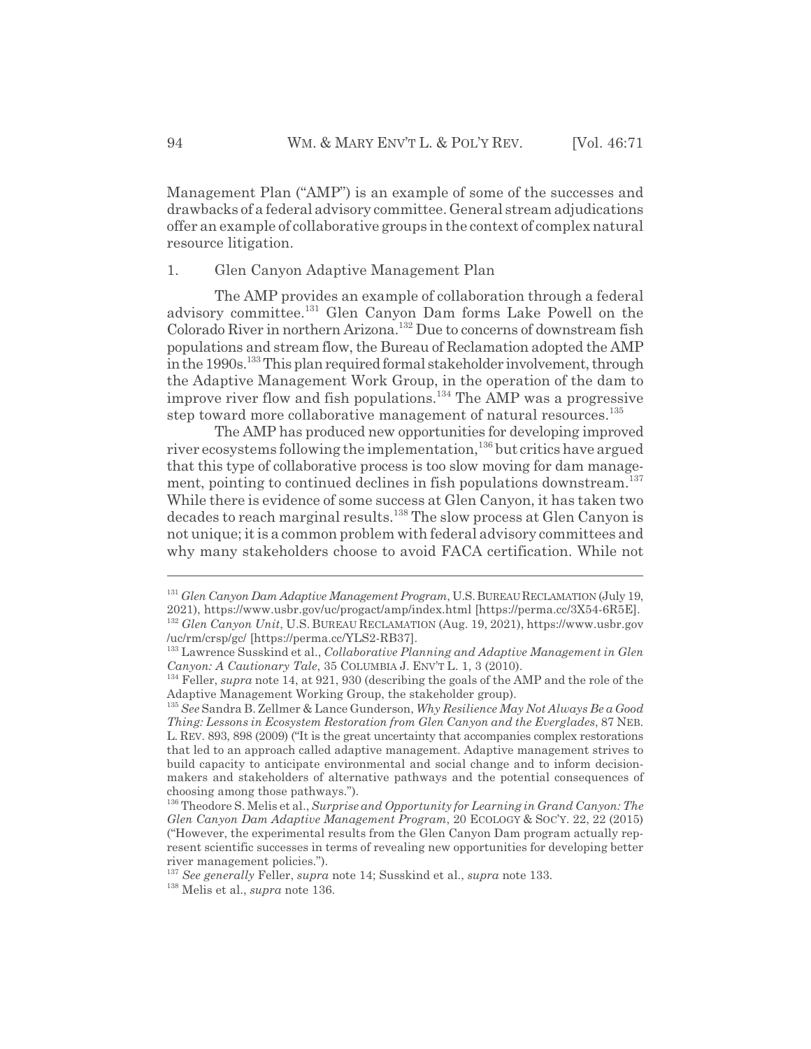Management Plan ("AMP") is an example of some of the successes and drawbacks of a federal advisory committee. General stream adjudications offer an example of collaborative groups in the context of complex natural resource litigation.

1. Glen Canyon Adaptive Management Plan

The AMP provides an example of collaboration through a federal advisory committee.[131] Glen Canyon Dam forms Lake Powell on the Colorado River in northern Arizona.[132] Due to concerns of downstream fish populations and stream flow, the Bureau of Reclamation adopted the AMP in the 1990s.[133] This plan required formal stakeholder involvement, through the Adaptive Management Work Group, in the operation of the dam to improve river flow and fish populations.[134] The AMP was a progressive step toward more collaborative management of natural resources.[135]

The AMP has produced new opportunities for developing improved river ecosystems following the implementation,[136] but critics have argued that this type of collaborative process is too slow moving for dam management, pointing to continued declines in fish populations downstream.[137] While there is evidence of some success at Glen Canyon, it has taken two decades to reach marginal results.[138] The slow process at Glen Canyon is not unique; it is a common problem with federal advisory committees and why many stakeholders choose to avoid FACA certification. While not

---

[131] *Glen Canyon Dam Adaptive Management Program*, U.S. BUREAU RECLAMATION (July 19, 2021), https://www.usbr.gov/uc/progact/amp/index.html [https://perma.cc/3X54-6R5E].

[132] *Glen Canyon Unit*, U.S. BUREAU RECLAMATION (Aug. 19, 2021), https://www.usbr.gov/uc/rm/crsp/gc/ [https://perma.cc/YLS2-RB37].

[133] Lawrence Susskind et al., *Collaborative Planning and Adaptive Management in Glen Canyon: A Cautionary Tale*, 35 COLUMBIA J. ENV'T L. 1, 3 (2010).

[134] Feller, *supra* note 14, at 921, 930 (describing the goals of the AMP and the role of the Adaptive Management Working Group, the stakeholder group).

[135] *See* Sandra B. Zellmer & Lance Gunderson, *Why Resilience May Not Always Be a Good Thing: Lessons in Ecosystem Restoration from Glen Canyon and the Everglades*, 87 NEB. L. REV. 893, 898 (2009) ("It is the great uncertainty that accompanies complex restorations that led to an approach called adaptive management. Adaptive management strives to build capacity to anticipate environmental and social change and to inform decision-makers and stakeholders of alternative pathways and the potential consequences of choosing among those pathways.").

[136] Theodore S. Melis et al., *Surprise and Opportunity for Learning in Grand Canyon: The Glen Canyon Dam Adaptive Management Program*, 20 ECOLOGY & SOC'Y. 22, 22 (2015) ("However, the experimental results from the Glen Canyon Dam program actually represent scientific successes in terms of revealing new opportunities for developing better river management policies.").

[137] *See generally* Feller, *supra* note 14; Susskind et al., *supra* note 133.

[138] Melis et al., *supra* note 136.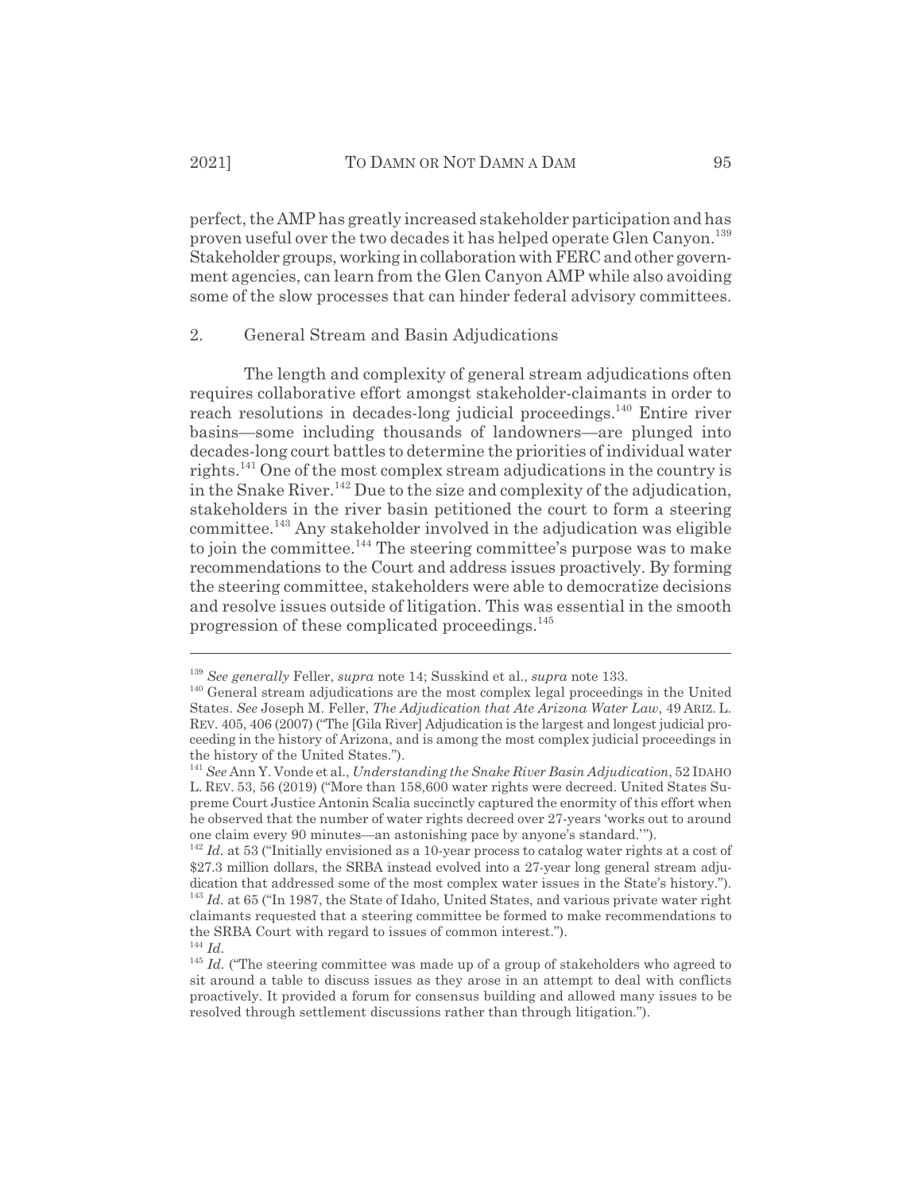perfect, the AMP has greatly increased stakeholder participation and has proven useful over the two decades it has helped operate Glen Canyon.[139] Stakeholder groups, working in collaboration with FERC and other government agencies, can learn from the Glen Canyon AMP while also avoiding some of the slow processes that can hinder federal advisory committees.

2. General Stream and Basin Adjudications

The length and complexity of general stream adjudications often requires collaborative effort amongst stakeholder-claimants in order to reach resolutions in decades-long judicial proceedings.[140] Entire river basins—some including thousands of landowners—are plunged into decades-long court battles to determine the priorities of individual water rights.[141] One of the most complex stream adjudications in the country is in the Snake River.[142] Due to the size and complexity of the adjudication, stakeholders in the river basin petitioned the court to form a steering committee.[143] Any stakeholder involved in the adjudication was eligible to join the committee.[144] The steering committee's purpose was to make recommendations to the Court and address issues proactively. By forming the steering committee, stakeholders were able to democratize decisions and resolve issues outside of litigation. This was essential in the smooth progression of these complicated proceedings.[145]

---

[139] *See generally* Feller, *supra* note 14; Susskind et al., *supra* note 133.

[140] General stream adjudications are the most complex legal proceedings in the United States. *See* Joseph M. Feller, *The Adjudication that Ate Arizona Water Law*, 49 ARIZ. L. REV. 405, 406 (2007) ("The [Gila River] Adjudication is the largest and longest judicial proceeding in the history of Arizona, and is among the most complex judicial proceedings in the history of the United States.").

[141] *See* Ann Y. Vonde et al., *Understanding the Snake River Basin Adjudication*, 52 IDAHO L. REV. 53, 56 (2019) ("More than 158,600 water rights were decreed. United States Supreme Court Justice Antonin Scalia succinctly captured the enormity of this effort when he observed that the number of water rights decreed over 27-years 'works out to around one claim every 90 minutes—an astonishing pace by anyone's standard.'").

[142] *Id.* at 53 ("Initially envisioned as a 10-year process to catalog water rights at a cost of \$27.3 million dollars, the SRBA instead evolved into a 27-year long general stream adjudication that addressed some of the most complex water issues in the State's history.").

[143] *Id.* at 65 ("In 1987, the State of Idaho, United States, and various private water right claimants requested that a steering committee be formed to make recommendations to the SRBA Court with regard to issues of common interest.").

[144] *Id.*

[145] *Id.* ("The steering committee was made up of a group of stakeholders who agreed to sit around a table to discuss issues as they arose in an attempt to deal with conflicts proactively. It provided a forum for consensus building and allowed many issues to be resolved through settlement discussions rather than through litigation.").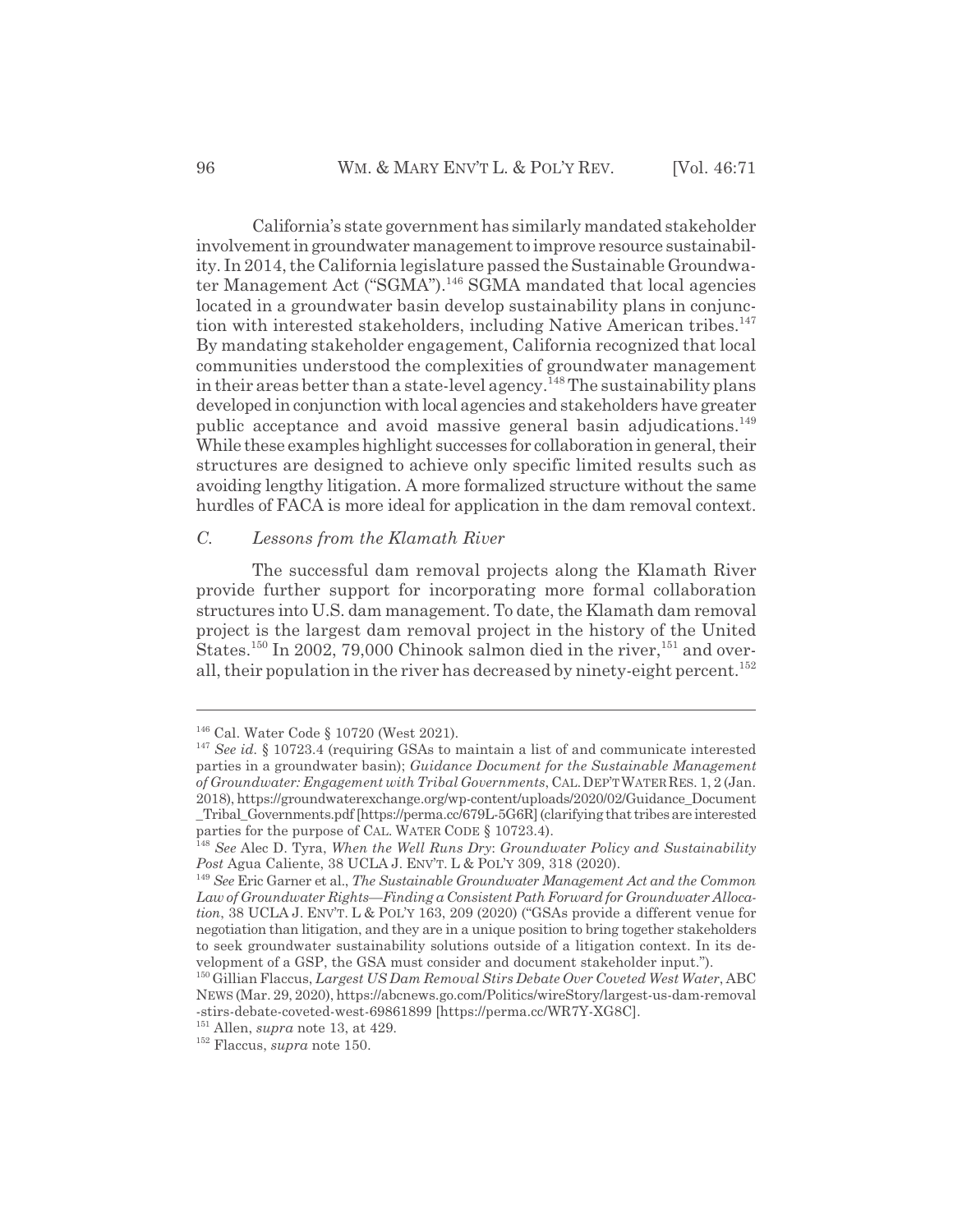California's state government has similarly mandated stakeholder involvement in groundwater management to improve resource sustainability. In 2014, the California legislature passed the Sustainable Groundwater Management Act ("SGMA").[146] SGMA mandated that local agencies located in a groundwater basin develop sustainability plans in conjunction with interested stakeholders, including Native American tribes.[147] By mandating stakeholder engagement, California recognized that local communities understood the complexities of groundwater management in their areas better than a state-level agency.[148] The sustainability plans developed in conjunction with local agencies and stakeholders have greater public acceptance and avoid massive general basin adjudications.[149] While these examples highlight successes for collaboration in general, their structures are designed to achieve only specific limited results such as avoiding lengthy litigation. A more formalized structure without the same hurdles of FACA is more ideal for application in the dam removal context.

### *C. Lessons from the Klamath River*

The successful dam removal projects along the Klamath River provide further support for incorporating more formal collaboration structures into U.S. dam management. To date, the Klamath dam removal project is the largest dam removal project in the history of the United States.[150] In 2002, 79,000 Chinook salmon died in the river,[151] and overall, their population in the river has decreased by ninety-eight percent.[152]

---

[146] Cal. Water Code § 10720 (West 2021).

[147] *See id.* § 10723.4 (requiring GSAs to maintain a list of and communicate interested parties in a groundwater basin); *Guidance Document for the Sustainable Management of Groundwater: Engagement with Tribal Governments*, CAL. DEP'T WATER RES. 1, 2 (Jan. 2018), https://groundwaterexchange.org/wp-content/uploads/2020/02/Guidance_Document_Tribal_Governments.pdf [https://perma.cc/679L-5G6R] (clarifying that tribes are interested parties for the purpose of CAL. WATER CODE § 10723.4).

[148] *See* Alec D. Tyra, *When the Well Runs Dry: Groundwater Policy and Sustainability Post* Agua Caliente, 38 UCLA J. ENV'T. L & POL'Y 309, 318 (2020).

[149] *See* Eric Garner et al., *The Sustainable Groundwater Management Act and the Common Law of Groundwater Rights—Finding a Consistent Path Forward for Groundwater Allocation*, 38 UCLA J. ENV'T. L & POL'Y 163, 209 (2020) ("GSAs provide a different venue for negotiation than litigation, and they are in a unique position to bring together stakeholders to seek groundwater sustainability solutions outside of a litigation context. In its development of a GSP, the GSA must consider and document stakeholder input.").

[150] Gillian Flaccus, *Largest US Dam Removal Stirs Debate Over Coveted West Water*, ABC NEWS (Mar. 29, 2020), https://abcnews.go.com/Politics/wireStory/largest-us-dam-removal-stirs-debate-coveted-west-69861899 [https://perma.cc/WR7Y-XG8C].

[151] Allen, *supra* note 13, at 429.

[152] Flaccus, *supra* note 150.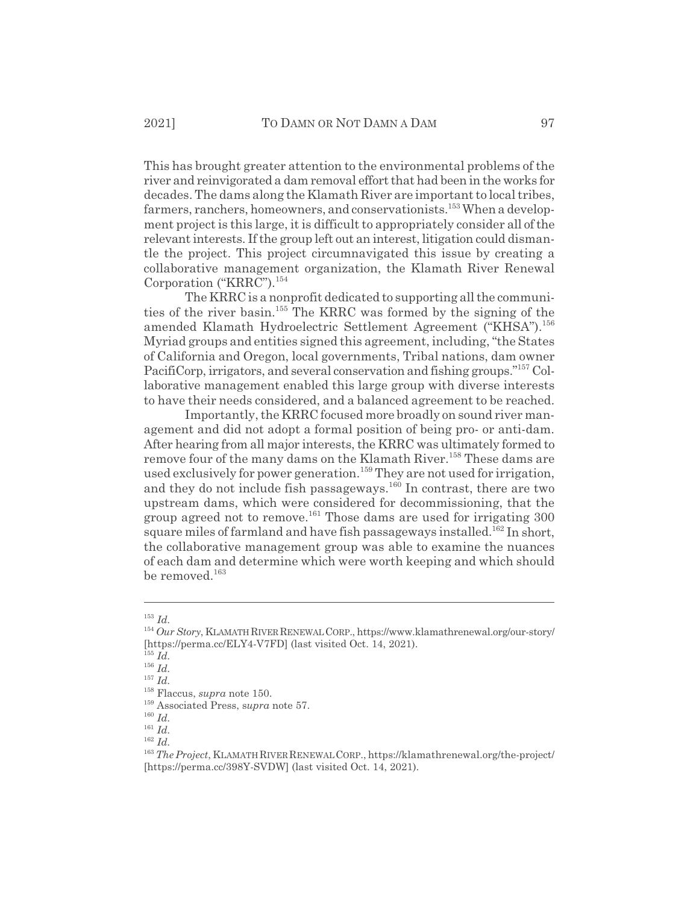This has brought greater attention to the environmental problems of the river and reinvigorated a dam removal effort that had been in the works for decades. The dams along the Klamath River are important to local tribes, farmers, ranchers, homeowners, and conservationists.[153] When a development project is this large, it is difficult to appropriately consider all of the relevant interests. If the group left out an interest, litigation could dismantle the project. This project circumnavigated this issue by creating a collaborative management organization, the Klamath River Renewal Corporation ("KRRC").[154]

The KRRC is a nonprofit dedicated to supporting all the communities of the river basin.[155] The KRRC was formed by the signing of the amended Klamath Hydroelectric Settlement Agreement ("KHSA").[156] Myriad groups and entities signed this agreement, including, "the States of California and Oregon, local governments, Tribal nations, dam owner PacifiCorp, irrigators, and several conservation and fishing groups."[157] Collaborative management enabled this large group with diverse interests to have their needs considered, and a balanced agreement to be reached.

Importantly, the KRRC focused more broadly on sound river management and did not adopt a formal position of being pro- or anti-dam. After hearing from all major interests, the KRRC was ultimately formed to remove four of the many dams on the Klamath River.[158] These dams are used exclusively for power generation.[159] They are not used for irrigation, and they do not include fish passageways.[160] In contrast, there are two upstream dams, which were considered for decommissioning, that the group agreed not to remove.[161] Those dams are used for irrigating 300 square miles of farmland and have fish passageways installed.[162] In short, the collaborative management group was able to examine the nuances of each dam and determine which were worth keeping and which should be removed.[163]

---

[153] *Id.*

[154] *Our Story*, KLAMATH RIVER RENEWAL CORP., https://www.klamathrenewal.org/our-story/ [https://perma.cc/ELY4-V7FD] (last visited Oct. 14, 2021).

[155] *Id.*

[156] *Id.*

[157] *Id.*

[158] Flaccus, *supra* note 150.

[159] Associated Press, *supra* note 57.

[160] *Id.*

[161] *Id.*

[162] *Id.*

[163] *The Project*, KLAMATH RIVER RENEWAL CORP., https://klamathrenewal.org/the-project/ [https://perma.cc/398Y-SVDW] (last visited Oct. 14, 2021).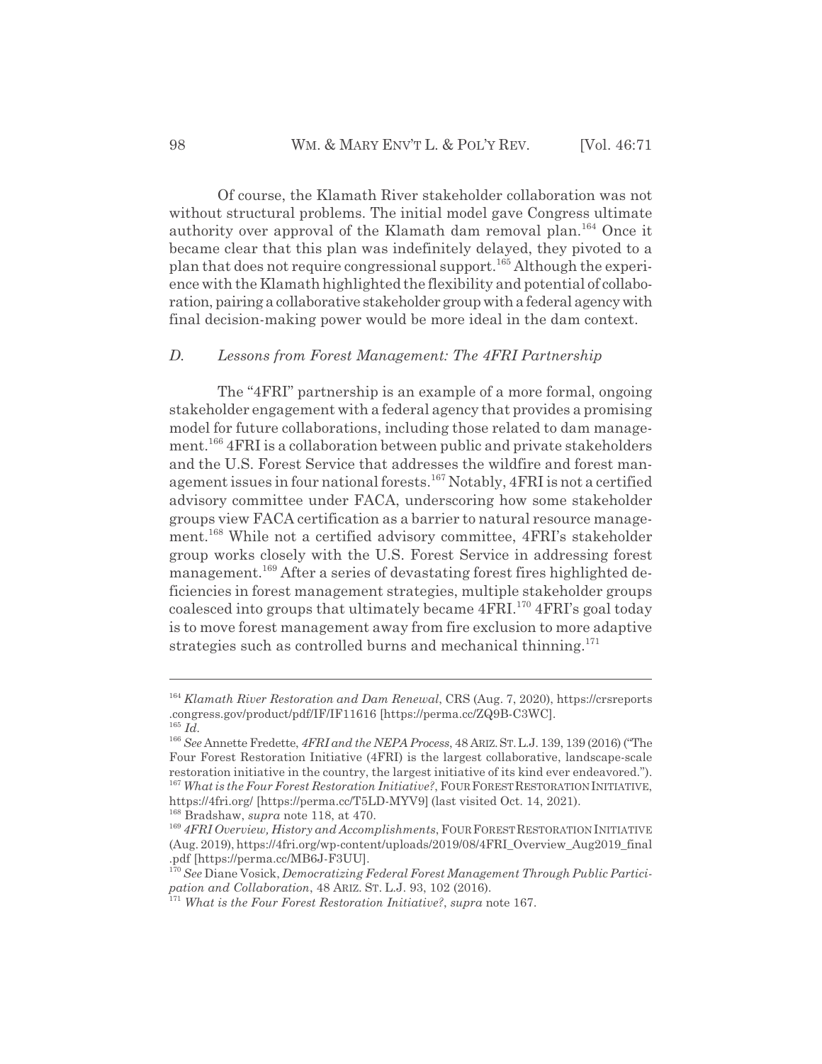Of course, the Klamath River stakeholder collaboration was not without structural problems. The initial model gave Congress ultimate authority over approval of the Klamath dam removal plan.[164] Once it became clear that this plan was indefinitely delayed, they pivoted to a plan that does not require congressional support.[165] Although the experience with the Klamath highlighted the flexibility and potential of collaboration, pairing a collaborative stakeholder group with a federal agency with final decision-making power would be more ideal in the dam context.

### *D. Lessons from Forest Management: The 4FRI Partnership*

The "4FRI" partnership is an example of a more formal, ongoing stakeholder engagement with a federal agency that provides a promising model for future collaborations, including those related to dam management.[166] 4FRI is a collaboration between public and private stakeholders and the U.S. Forest Service that addresses the wildfire and forest management issues in four national forests.[167] Notably, 4FRI is not a certified advisory committee under FACA, underscoring how some stakeholder groups view FACA certification as a barrier to natural resource management.[168] While not a certified advisory committee, 4FRI's stakeholder group works closely with the U.S. Forest Service in addressing forest management.[169] After a series of devastating forest fires highlighted deficiencies in forest management strategies, multiple stakeholder groups coalesced into groups that ultimately became 4FRI.[170] 4FRI's goal today is to move forest management away from fire exclusion to more adaptive strategies such as controlled burns and mechanical thinning.[171]

---

[164] *Klamath River Restoration and Dam Renewal*, CRS (Aug. 7, 2020), https://crsreports.congress.gov/product/pdf/IF/IF11616 [https://perma.cc/ZQ9B-C3WC].

[165] *Id.*

[166] *See* Annette Fredette, *4FRI and the NEPA Process*, 48 ARIZ. ST. L.J. 139, 139 (2016) ("The Four Forest Restoration Initiative (4FRI) is the largest collaborative, landscape-scale restoration initiative in the country, the largest initiative of its kind ever endeavored.").

[167] *What is the Four Forest Restoration Initiative?*, FOUR FOREST RESTORATION INITIATIVE, https://4fri.org/ [https://perma.cc/T5LD-MYV9] (last visited Oct. 14, 2021).

[168] Bradshaw, *supra* note 118, at 470.

[169] *4FRI Overview, History and Accomplishments*, FOUR FOREST RESTORATION INITIATIVE (Aug. 2019), https://4fri.org/wp-content/uploads/2019/08/4FRI_Overview_Aug2019_final.pdf [https://perma.cc/MB6J-F3UU].

[170] *See* Diane Vosick, *Democratizing Federal Forest Management Through Public Participation and Collaboration*, 48 ARIZ. ST. L.J. 93, 102 (2016).

[171] *What is the Four Forest Restoration Initiative?*, *supra* note 167.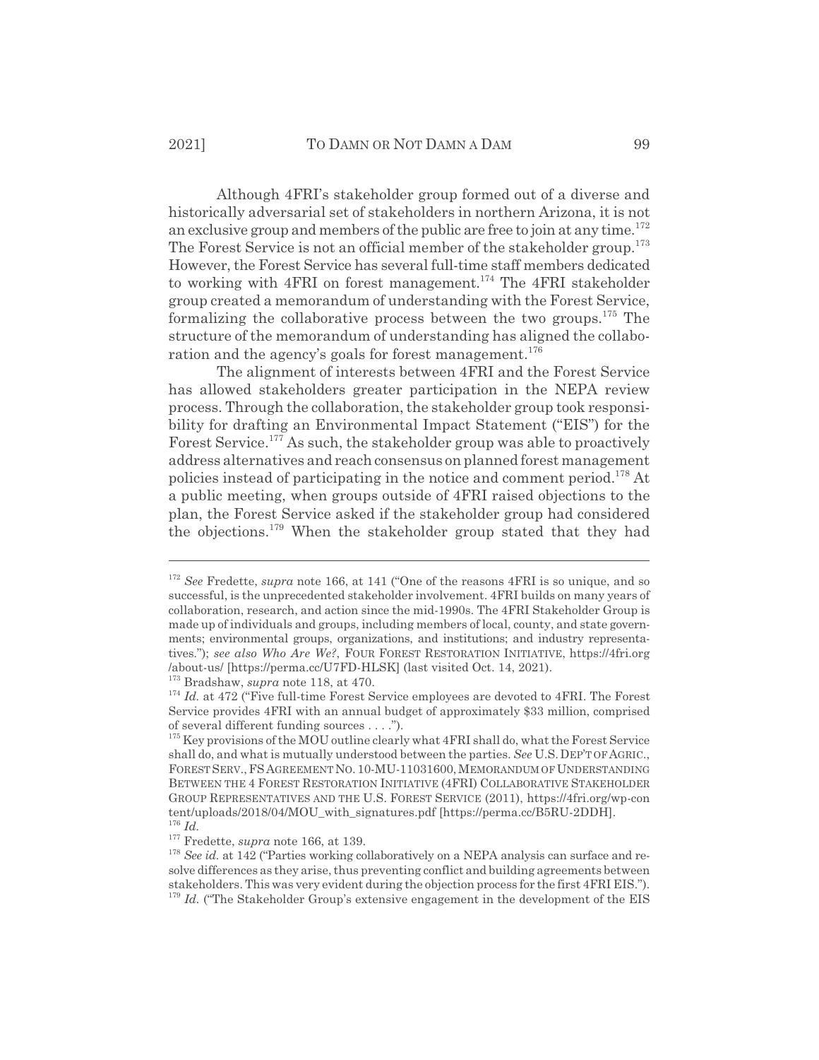Although 4FRI's stakeholder group formed out of a diverse and historically adversarial set of stakeholders in northern Arizona, it is not an exclusive group and members of the public are free to join at any time.[172] The Forest Service is not an official member of the stakeholder group.[173] However, the Forest Service has several full-time staff members dedicated to working with 4FRI on forest management.[174] The 4FRI stakeholder group created a memorandum of understanding with the Forest Service, formalizing the collaborative process between the two groups.[175] The structure of the memorandum of understanding has aligned the collaboration and the agency's goals for forest management.[176]

The alignment of interests between 4FRI and the Forest Service has allowed stakeholders greater participation in the NEPA review process. Through the collaboration, the stakeholder group took responsibility for drafting an Environmental Impact Statement ("EIS") for the Forest Service.[177] As such, the stakeholder group was able to proactively address alternatives and reach consensus on planned forest management policies instead of participating in the notice and comment period.[178] At a public meeting, when groups outside of 4FRI raised objections to the plan, the Forest Service asked if the stakeholder group had considered the objections.[179] When the stakeholder group stated that they had

---

[172] *See* Fredette, *supra* note 166, at 141 ("One of the reasons 4FRI is so unique, and so successful, is the unprecedented stakeholder involvement. 4FRI builds on many years of collaboration, research, and action since the mid-1990s. The 4FRI Stakeholder Group is made up of individuals and groups, including members of local, county, and state governments; environmental groups, organizations, and institutions; and industry representatives."); *see also Who Are We?*, FOUR FOREST RESTORATION INITIATIVE, https://4fri.org/about-us/ [https://perma.cc/U7FD-HLSK] (last visited Oct. 14, 2021).

[173] Bradshaw, *supra* note 118, at 470.

[174] *Id.* at 472 ("Five full-time Forest Service employees are devoted to 4FRI. The Forest Service provides 4FRI with an annual budget of approximately $33 million, comprised of several different funding sources . . . .").

[175] Key provisions of the MOU outline clearly what 4FRI shall do, what the Forest Service shall do, and what is mutually understood between the parties. *See* U.S. DEP'T OF AGRIC., FOREST SERV., FS AGREEMENT NO. 10-MU-11031600, MEMORANDUM OF UNDERSTANDING BETWEEN THE 4 FOREST RESTORATION INITIATIVE (4FRI) COLLABORATIVE STAKEHOLDER GROUP REPRESENTATIVES AND THE U.S. FOREST SERVICE (2011), https://4fri.org/wp-content/uploads/2018/04/MOU_with_signatures.pdf [https://perma.cc/B5RU-2DDH].

[176] *Id.*

[177] Fredette, *supra* note 166, at 139.

[178] *See id.* at 142 ("Parties working collaboratively on a NEPA analysis can surface and resolve differences as they arise, thus preventing conflict and building agreements between stakeholders. This was very evident during the objection process for the first 4FRI EIS.").

[179] *Id.* ("The Stakeholder Group's extensive engagement in the development of the EIS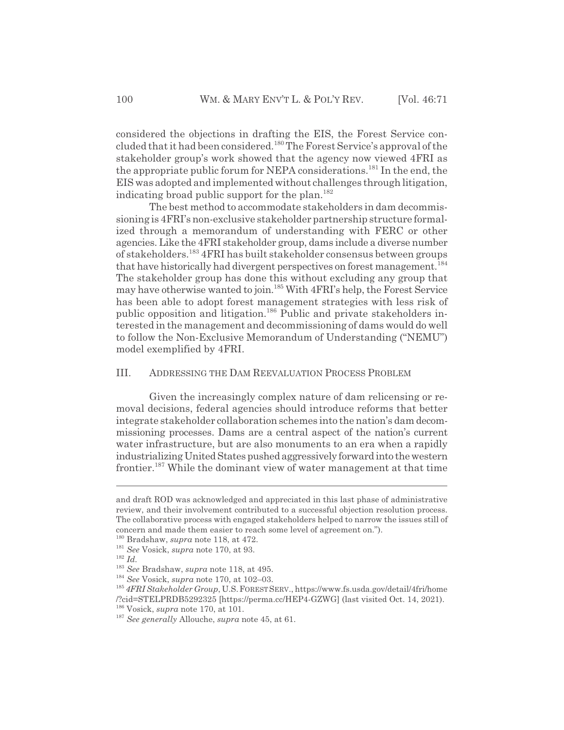considered the objections in drafting the EIS, the Forest Service concluded that it had been considered.[180] The Forest Service's approval of the stakeholder group's work showed that the agency now viewed 4FRI as the appropriate public forum for NEPA considerations.[181] In the end, the EIS was adopted and implemented without challenges through litigation, indicating broad public support for the plan.[182]

The best method to accommodate stakeholders in dam decommissioning is 4FRI's non-exclusive stakeholder partnership structure formalized through a memorandum of understanding with FERC or other agencies. Like the 4FRI stakeholder group, dams include a diverse number of stakeholders.[183] 4FRI has built stakeholder consensus between groups that have historically had divergent perspectives on forest management.[184] The stakeholder group has done this without excluding any group that may have otherwise wanted to join.[185] With 4FRI's help, the Forest Service has been able to adopt forest management strategies with less risk of public opposition and litigation.[186] Public and private stakeholders interested in the management and decommissioning of dams would do well to follow the Non-Exclusive Memorandum of Understanding ("NEMU") model exemplified by 4FRI.

## III. Addressing the Dam Reevaluation Process Problem

Given the increasingly complex nature of dam relicensing or removal decisions, federal agencies should introduce reforms that better integrate stakeholder collaboration schemes into the nation's dam decommissioning processes. Dams are a central aspect of the nation's current water infrastructure, but are also monuments to an era when a rapidly industrializing United States pushed aggressively forward into the western frontier.[187] While the dominant view of water management at that time

---

and draft ROD was acknowledged and appreciated in this last phase of administrative review, and their involvement contributed to a successful objection resolution process. The collaborative process with engaged stakeholders helped to narrow the issues still of concern and made them easier to reach some level of agreement on.").

[180] Bradshaw, *supra* note 118, at 472.

[181] *See* Vosick, *supra* note 170, at 93.

[182] *Id.*

[183] *See* Bradshaw, *supra* note 118, at 495.

[184] *See* Vosick, *supra* note 170, at 102–03.

[185] *4FRI Stakeholder Group*, U.S. FOREST SERV., https://www.fs.usda.gov/detail/4fri/home/?cid=STELPRDB5292325 [https://perma.cc/HEP4-GZWG] (last visited Oct. 14, 2021).

[186] Vosick, *supra* note 170, at 101.

[187] *See generally* Allouche, *supra* note 45, at 61.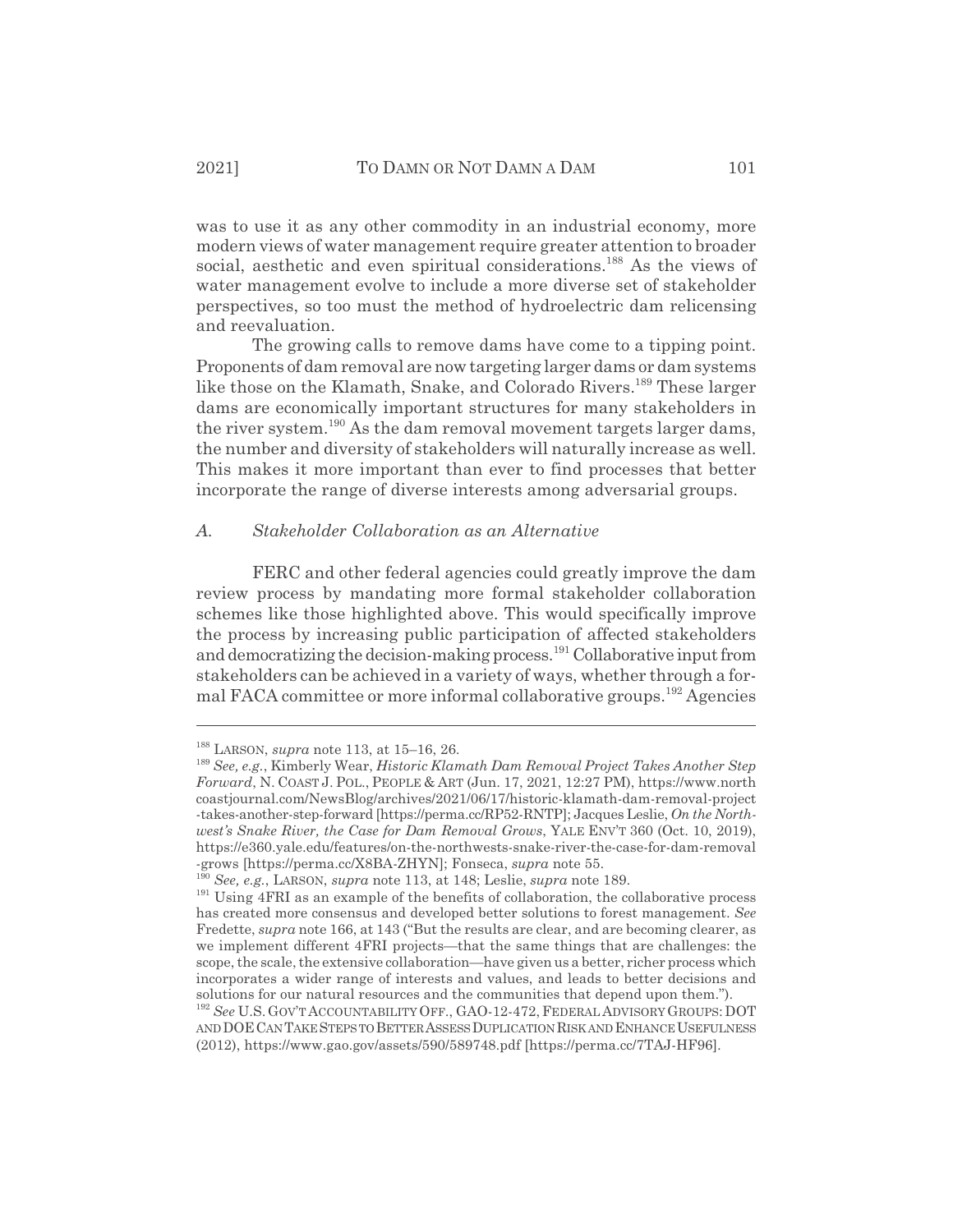was to use it as any other commodity in an industrial economy, more modern views of water management require greater attention to broader social, aesthetic and even spiritual considerations.[188] As the views of water management evolve to include a more diverse set of stakeholder perspectives, so too must the method of hydroelectric dam relicensing and reevaluation.

The growing calls to remove dams have come to a tipping point. Proponents of dam removal are now targeting larger dams or dam systems like those on the Klamath, Snake, and Colorado Rivers.[189] These larger dams are economically important structures for many stakeholders in the river system.[190] As the dam removal movement targets larger dams, the number and diversity of stakeholders will naturally increase as well. This makes it more important than ever to find processes that better incorporate the range of diverse interests among adversarial groups.

### *A. Stakeholder Collaboration as an Alternative*

FERC and other federal agencies could greatly improve the dam review process by mandating more formal stakeholder collaboration schemes like those highlighted above. This would specifically improve the process by increasing public participation of affected stakeholders and democratizing the decision-making process.[191] Collaborative input from stakeholders can be achieved in a variety of ways, whether through a formal FACA committee or more informal collaborative groups.[192] Agencies

---

[188] LARSON, *supra* note 113, at 15–16, 26.

[189] *See, e.g.*, Kimberly Wear, *Historic Klamath Dam Removal Project Takes Another Step Forward*, N. COAST J. POL., PEOPLE & ART (Jun. 17, 2021, 12:27 PM), https://www.northcoastjournal.com/NewsBlog/archives/2021/06/17/historic-klamath-dam-removal-project-takes-another-step-forward [https://perma.cc/RP52-RNTP]; Jacques Leslie, *On the Northwest's Snake River, the Case for Dam Removal Grows*, YALE ENV'T 360 (Oct. 10, 2019), https://e360.yale.edu/features/on-the-northwests-snake-river-the-case-for-dam-removal-grows [https://perma.cc/X8BA-ZHYN]; Fonseca, *supra* note 55.

[190] *See, e.g.*, LARSON, *supra* note 113, at 148; Leslie, *supra* note 189.

[191] Using 4FRI as an example of the benefits of collaboration, the collaborative process has created more consensus and developed better solutions to forest management. *See* Fredette, *supra* note 166, at 143 ("But the results are clear, and are becoming clearer, as we implement different 4FRI projects—that the same things that are challenges: the scope, the scale, the extensive collaboration—have given us a better, richer process which incorporates a wider range of interests and values, and leads to better decisions and solutions for our natural resources and the communities that depend upon them.").

[192] *See* U.S. GOV'T ACCOUNTABILITY OFF., GAO-12-472, FEDERAL ADVISORY GROUPS: DOT AND DOE CAN TAKE STEPS TO BETTER ASSESS DUPLICATION RISK AND ENHANCE USEFULNESS (2012), https://www.gao.gov/assets/590/589748.pdf [https://perma.cc/7TAJ-HF96].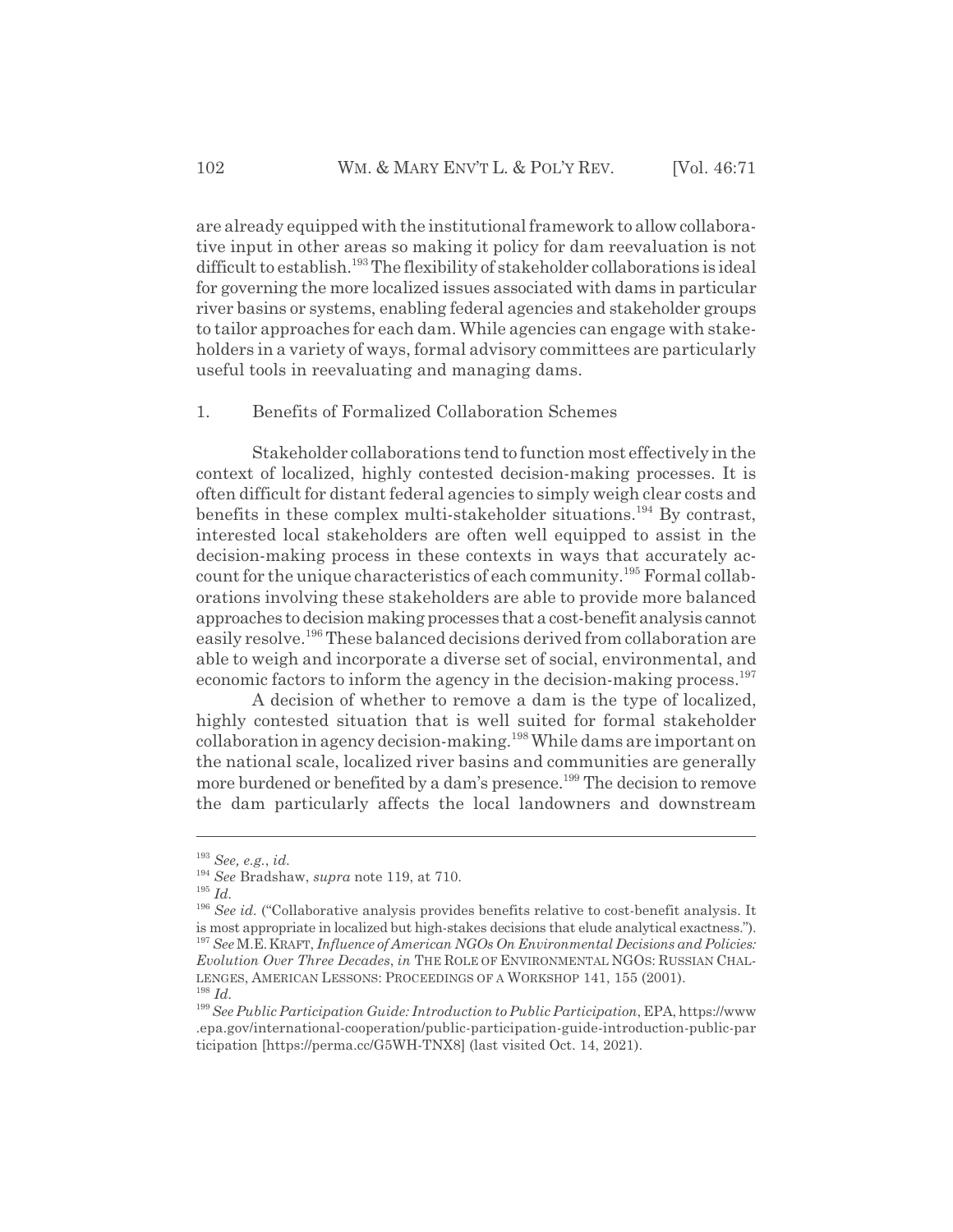are already equipped with the institutional framework to allow collaborative input in other areas so making it policy for dam reevaluation is not difficult to establish.[193] The flexibility of stakeholder collaborations is ideal for governing the more localized issues associated with dams in particular river basins or systems, enabling federal agencies and stakeholder groups to tailor approaches for each dam. While agencies can engage with stakeholders in a variety of ways, formal advisory committees are particularly useful tools in reevaluating and managing dams.

### 1. Benefits of Formalized Collaboration Schemes

Stakeholder collaborations tend to function most effectively in the context of localized, highly contested decision-making processes. It is often difficult for distant federal agencies to simply weigh clear costs and benefits in these complex multi-stakeholder situations.[194] By contrast, interested local stakeholders are often well equipped to assist in the decision-making process in these contexts in ways that accurately account for the unique characteristics of each community.[195] Formal collaborations involving these stakeholders are able to provide more balanced approaches to decision making processes that a cost-benefit analysis cannot easily resolve.[196] These balanced decisions derived from collaboration are able to weigh and incorporate a diverse set of social, environmental, and economic factors to inform the agency in the decision-making process.[197]

A decision of whether to remove a dam is the type of localized, highly contested situation that is well suited for formal stakeholder collaboration in agency decision-making.[198] While dams are important on the national scale, localized river basins and communities are generally more burdened or benefited by a dam's presence.[199] The decision to remove the dam particularly affects the local landowners and downstream

---

[193] *See, e.g.*, *id.*

[194] *See* Bradshaw, *supra* note 119, at 710.

[195] *Id.*

[196] *See id.* ("Collaborative analysis provides benefits relative to cost-benefit analysis. It is most appropriate in localized but high-stakes decisions that elude analytical exactness.").

[197] *See* M.E. KRAFT, *Influence of American NGOs On Environmental Decisions and Policies: Evolution Over Three Decades*, *in* THE ROLE OF ENVIRONMENTAL NGOS: RUSSIAN CHALLENGES, AMERICAN LESSONS: PROCEEDINGS OF A WORKSHOP 141, 155 (2001).

[198] *Id.*

[199] *See Public Participation Guide: Introduction to Public Participation*, EPA, https://www.epa.gov/international-cooperation/public-participation-guide-introduction-public-participation [https://perma.cc/G5WH-TNX8] (last visited Oct. 14, 2021).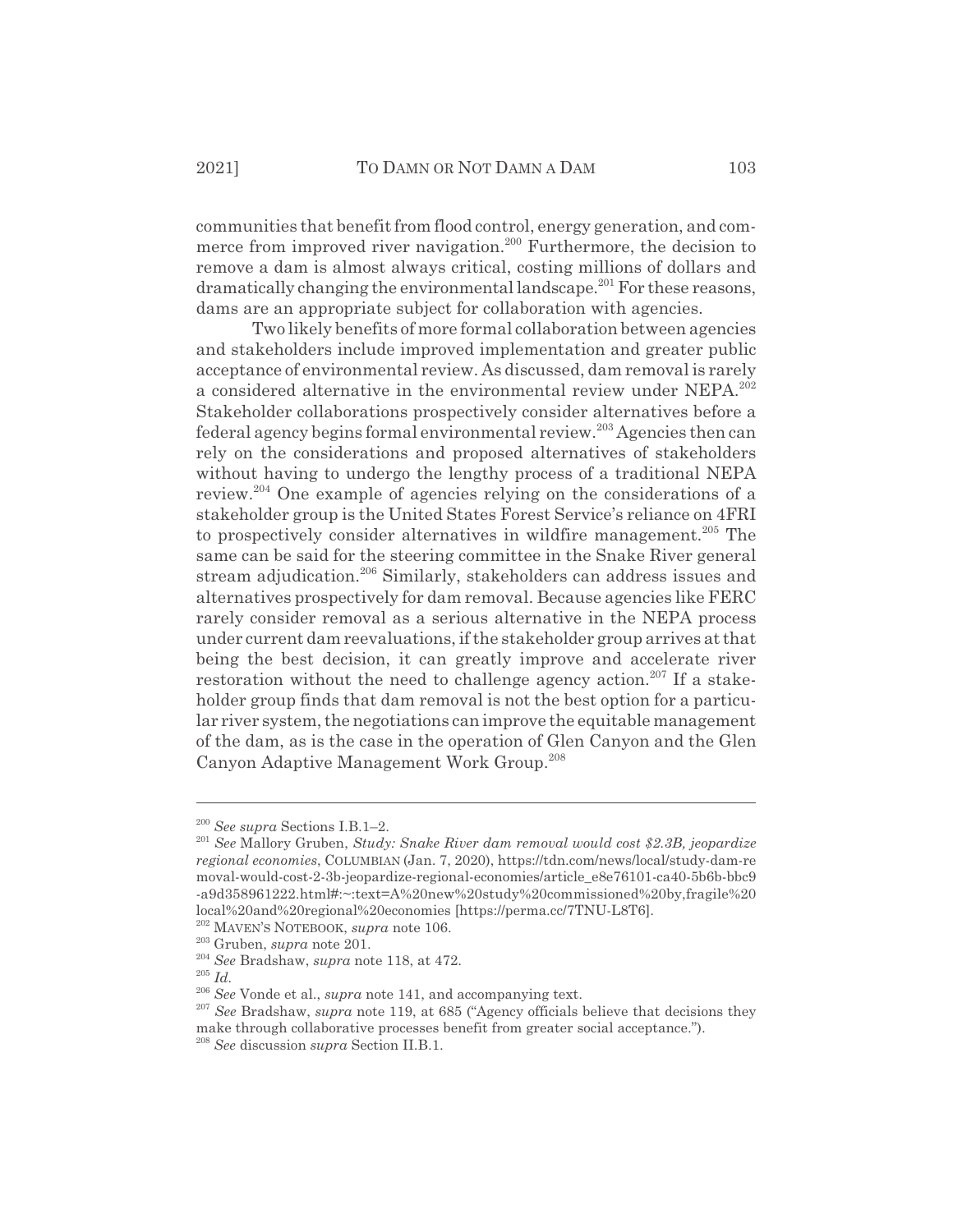communities that benefit from flood control, energy generation, and commerce from improved river navigation.[200] Furthermore, the decision to remove a dam is almost always critical, costing millions of dollars and dramatically changing the environmental landscape.[201] For these reasons, dams are an appropriate subject for collaboration with agencies.

Two likely benefits of more formal collaboration between agencies and stakeholders include improved implementation and greater public acceptance of environmental review. As discussed, dam removal is rarely a considered alternative in the environmental review under NEPA.[202] Stakeholder collaborations prospectively consider alternatives before a federal agency begins formal environmental review.[203] Agencies then can rely on the considerations and proposed alternatives of stakeholders without having to undergo the lengthy process of a traditional NEPA review.[204] One example of agencies relying on the considerations of a stakeholder group is the United States Forest Service's reliance on 4FRI to prospectively consider alternatives in wildfire management.[205] The same can be said for the steering committee in the Snake River general stream adjudication.[206] Similarly, stakeholders can address issues and alternatives prospectively for dam removal. Because agencies like FERC rarely consider removal as a serious alternative in the NEPA process under current dam reevaluations, if the stakeholder group arrives at that being the best decision, it can greatly improve and accelerate river restoration without the need to challenge agency action.[207] If a stakeholder group finds that dam removal is not the best option for a particular river system, the negotiations can improve the equitable management of the dam, as is the case in the operation of Glen Canyon and the Glen Canyon Adaptive Management Work Group.[208]

---

[200] *See supra* Sections I.B.1–2.

[201] *See* Mallory Gruben, *Study: Snake River dam removal would cost $2.3B, jeopardize regional economies*, COLUMBIAN (Jan. 7, 2020), https://tdn.com/news/local/study-dam-removal-would-cost-2-3b-jeopardize-regional-economies/article_e8e76101-ca40-5b6b-bbc9-a9d358961222.html#:~:text=A%20new%20study%20commissioned%20by,fragile%20local%20and%20regional%20economies [https://perma.cc/7TNU-L8T6].

[202] MAVEN'S NOTEBOOK, *supra* note 106.

[203] Gruben, *supra* note 201.

[204] *See* Bradshaw, *supra* note 118, at 472.

[205] *Id.*

[206] *See* Vonde et al., *supra* note 141, and accompanying text.

[207] *See* Bradshaw, *supra* note 119, at 685 ("Agency officials believe that decisions they make through collaborative processes benefit from greater social acceptance.").

[208] *See* discussion *supra* Section II.B.1.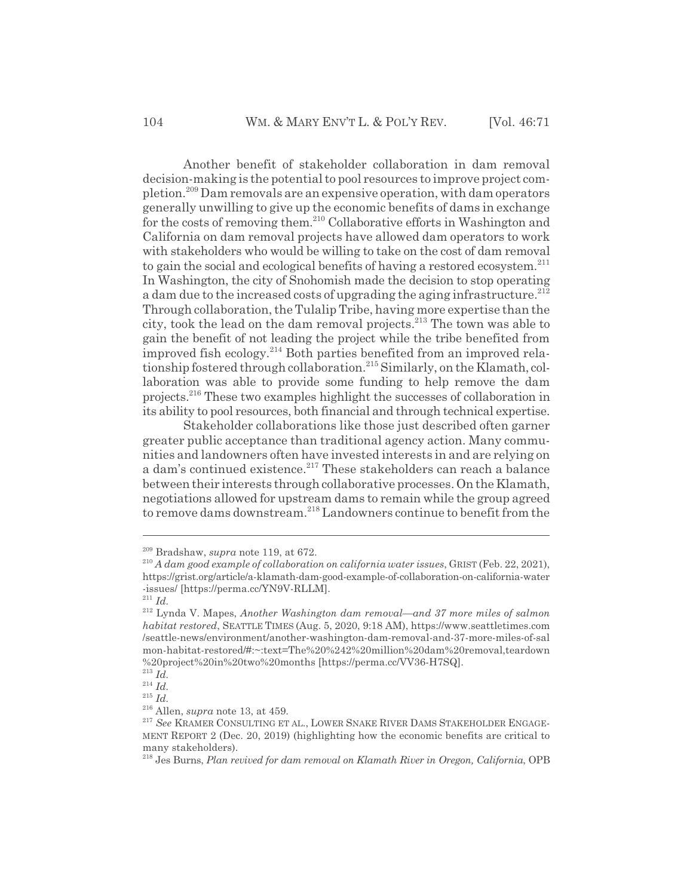Another benefit of stakeholder collaboration in dam removal decision-making is the potential to pool resources to improve project completion.[209] Dam removals are an expensive operation, with dam operators generally unwilling to give up the economic benefits of dams in exchange for the costs of removing them.[210] Collaborative efforts in Washington and California on dam removal projects have allowed dam operators to work with stakeholders who would be willing to take on the cost of dam removal to gain the social and ecological benefits of having a restored ecosystem.[211] In Washington, the city of Snohomish made the decision to stop operating a dam due to the increased costs of upgrading the aging infrastructure.[212] Through collaboration, the Tulalip Tribe, having more expertise than the city, took the lead on the dam removal projects.[213] The town was able to gain the benefit of not leading the project while the tribe benefited from improved fish ecology.[214] Both parties benefited from an improved relationship fostered through collaboration.[215] Similarly, on the Klamath, collaboration was able to provide some funding to help remove the dam projects.[216] These two examples highlight the successes of collaboration in its ability to pool resources, both financial and through technical expertise.

Stakeholder collaborations like those just described often garner greater public acceptance than traditional agency action. Many communities and landowners often have invested interests in and are relying on a dam's continued existence.[217] These stakeholders can reach a balance between their interests through collaborative processes. On the Klamath, negotiations allowed for upstream dams to remain while the group agreed to remove dams downstream.[218] Landowners continue to benefit from the

---

[209] Bradshaw, *supra* note 119, at 672.

[210] *A dam good example of collaboration on california water issues*, GRIST (Feb. 22, 2021), https://grist.org/article/a-klamath-dam-good-example-of-collaboration-on-california-water-issues/ [https://perma.cc/YN9V-RLLM].

[211] *Id.*

[212] Lynda V. Mapes, *Another Washington dam removal—and 37 more miles of salmon habitat restored*, SEATTLE TIMES (Aug. 5, 2020, 9:18 AM), https://www.seattletimes.com/seattle-news/environment/another-washington-dam-removal-and-37-more-miles-of-salmon-habitat-restored/#:~:text=The%20%242%20million%20dam%20removal,teardown%20project%20in%20two%20months [https://perma.cc/VV36-H7SQ].

[213] *Id.*

[214] *Id.*

[215] *Id.*

[216] Allen, *supra* note 13, at 459.

[217] *See* KRAMER CONSULTING ET AL., LOWER SNAKE RIVER DAMS STAKEHOLDER ENGAGEMENT REPORT 2 (Dec. 20, 2019) (highlighting how the economic benefits are critical to many stakeholders).

[218] Jes Burns, *Plan revived for dam removal on Klamath River in Oregon, California*, OPB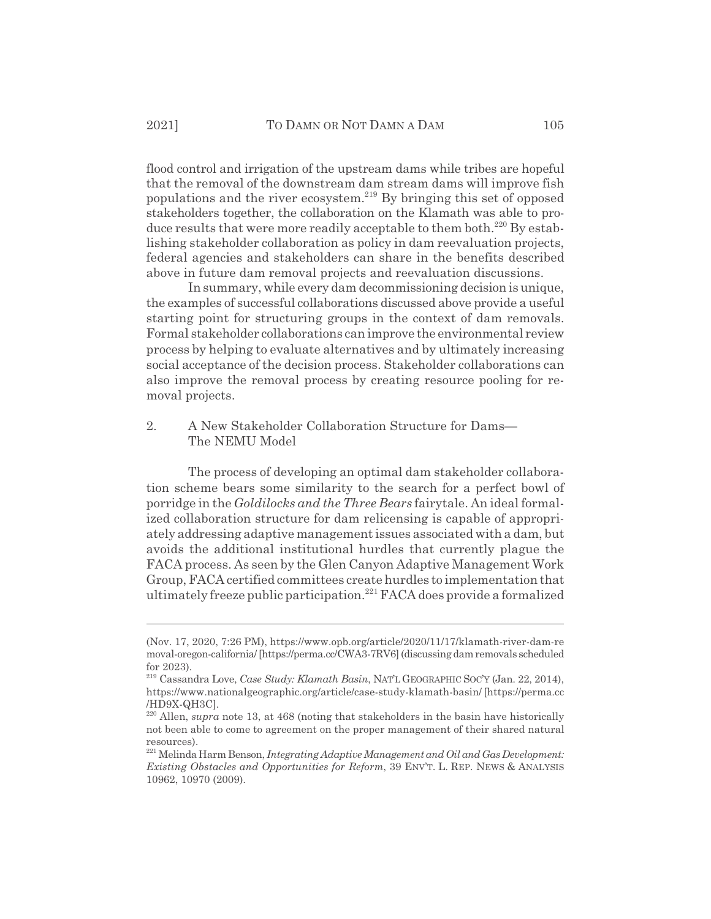flood control and irrigation of the upstream dams while tribes are hopeful that the removal of the downstream dam stream dams will improve fish populations and the river ecosystem.[219] By bringing this set of opposed stakeholders together, the collaboration on the Klamath was able to produce results that were more readily acceptable to them both.[220] By establishing stakeholder collaboration as policy in dam reevaluation projects, federal agencies and stakeholders can share in the benefits described above in future dam removal projects and reevaluation discussions.

In summary, while every dam decommissioning decision is unique, the examples of successful collaborations discussed above provide a useful starting point for structuring groups in the context of dam removals. Formal stakeholder collaborations can improve the environmental review process by helping to evaluate alternatives and by ultimately increasing social acceptance of the decision process. Stakeholder collaborations can also improve the removal process by creating resource pooling for removal projects.

### 2. A New Stakeholder Collaboration Structure for Dams—The NEMU Model

The process of developing an optimal dam stakeholder collaboration scheme bears some similarity to the search for a perfect bowl of porridge in the *Goldilocks and the Three Bears* fairytale. An ideal formalized collaboration structure for dam relicensing is capable of appropriately addressing adaptive management issues associated with a dam, but avoids the additional institutional hurdles that currently plague the FACA process. As seen by the Glen Canyon Adaptive Management Work Group, FACA certified committees create hurdles to implementation that ultimately freeze public participation.[221] FACA does provide a formalized

---

(Nov. 17, 2020, 7:26 PM), https://www.opb.org/article/2020/11/17/klamath-river-dam-removal-oregon-california/ [https://perma.cc/CWA3-7RV6] (discussing dam removals scheduled for 2023).

[219] Cassandra Love, *Case Study: Klamath Basin*, NAT'L GEOGRAPHIC SOC'Y (Jan. 22, 2014), https://www.nationalgeographic.org/article/case-study-klamath-basin/ [https://perma.cc/HD9X-QH3C].

[220] Allen, *supra* note 13, at 468 (noting that stakeholders in the basin have historically not been able to come to agreement on the proper management of their shared natural resources).

[221] Melinda Harm Benson, *Integrating Adaptive Management and Oil and Gas Development: Existing Obstacles and Opportunities for Reform*, 39 ENV'T. L. REP. NEWS & ANALYSIS 10962, 10970 (2009).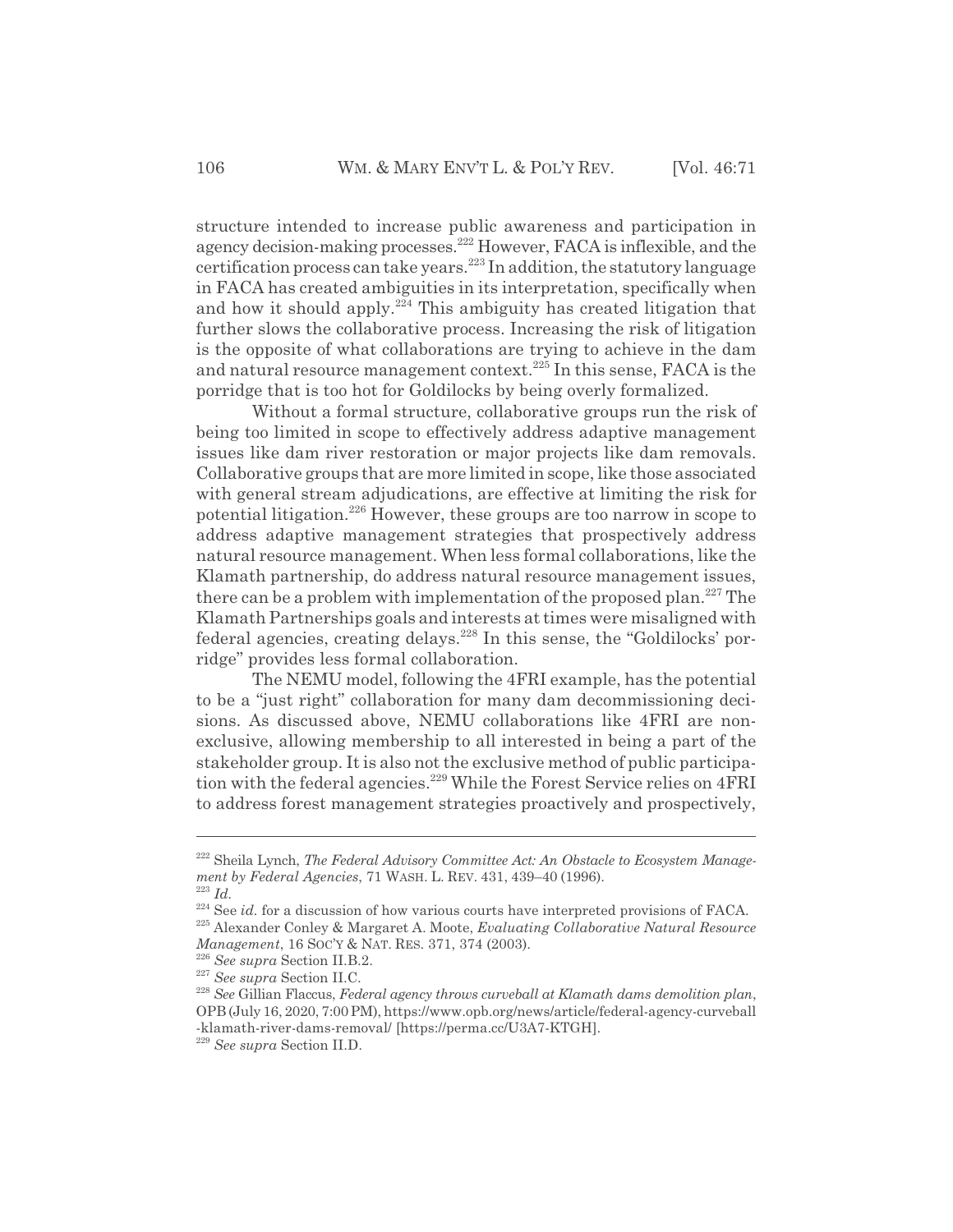structure intended to increase public awareness and participation in agency decision-making processes.[222] However, FACA is inflexible, and the certification process can take years.[223] In addition, the statutory language in FACA has created ambiguities in its interpretation, specifically when and how it should apply.[224] This ambiguity has created litigation that further slows the collaborative process. Increasing the risk of litigation is the opposite of what collaborations are trying to achieve in the dam and natural resource management context.[225] In this sense, FACA is the porridge that is too hot for Goldilocks by being overly formalized.

Without a formal structure, collaborative groups run the risk of being too limited in scope to effectively address adaptive management issues like dam river restoration or major projects like dam removals. Collaborative groups that are more limited in scope, like those associated with general stream adjudications, are effective at limiting the risk for potential litigation.[226] However, these groups are too narrow in scope to address adaptive management strategies that prospectively address natural resource management. When less formal collaborations, like the Klamath partnership, do address natural resource management issues, there can be a problem with implementation of the proposed plan.[227] The Klamath Partnerships goals and interests at times were misaligned with federal agencies, creating delays.[228] In this sense, the "Goldilocks' porridge" provides less formal collaboration.

The NEMU model, following the 4FRI example, has the potential to be a "just right" collaboration for many dam decommissioning decisions. As discussed above, NEMU collaborations like 4FRI are non-exclusive, allowing membership to all interested in being a part of the stakeholder group. It is also not the exclusive method of public participation with the federal agencies.[229] While the Forest Service relies on 4FRI to address forest management strategies proactively and prospectively,

---

[222] Sheila Lynch, *The Federal Advisory Committee Act: An Obstacle to Ecosystem Management by Federal Agencies*, 71 WASH. L. REV. 431, 439–40 (1996).

[223] *Id.*

[224] See *id.* for a discussion of how various courts have interpreted provisions of FACA.

[225] Alexander Conley & Margaret A. Moote, *Evaluating Collaborative Natural Resource Management*, 16 SOC'Y & NAT. RES. 371, 374 (2003).

[226] *See supra* Section II.B.2.

[227] *See supra* Section II.C.

[228] *See* Gillian Flaccus, *Federal agency throws curveball at Klamath dams demolition plan*, OPB (July 16, 2020, 7:00 PM), https://www.opb.org/news/article/federal-agency-curveball-klamath-river-dams-removal/ [https://perma.cc/U3A7-KTGH].

[229] *See supra* Section II.D.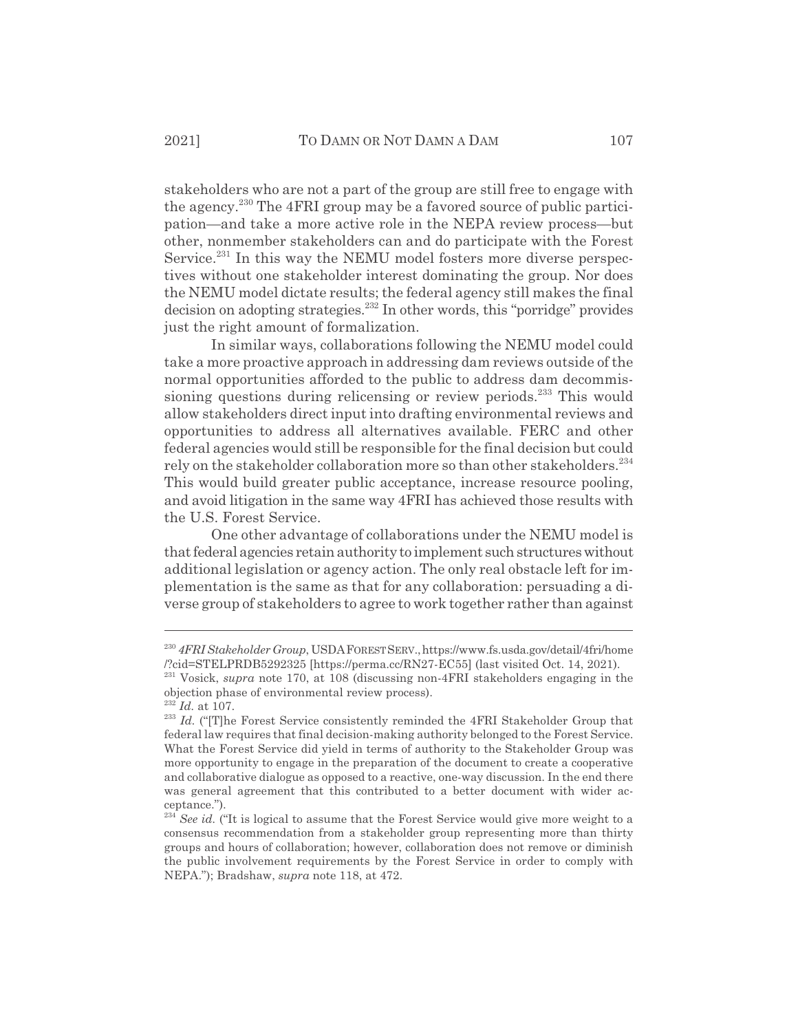stakeholders who are not a part of the group are still free to engage with the agency.[230] The 4FRI group may be a favored source of public participation—and take a more active role in the NEPA review process—but other, nonmember stakeholders can and do participate with the Forest Service.[231] In this way the NEMU model fosters more diverse perspectives without one stakeholder interest dominating the group. Nor does the NEMU model dictate results; the federal agency still makes the final decision on adopting strategies.[232] In other words, this "porridge" provides just the right amount of formalization.

In similar ways, collaborations following the NEMU model could take a more proactive approach in addressing dam reviews outside of the normal opportunities afforded to the public to address dam decommissioning questions during relicensing or review periods.[233] This would allow stakeholders direct input into drafting environmental reviews and opportunities to address all alternatives available. FERC and other federal agencies would still be responsible for the final decision but could rely on the stakeholder collaboration more so than other stakeholders.[234] This would build greater public acceptance, increase resource pooling, and avoid litigation in the same way 4FRI has achieved those results with the U.S. Forest Service.

One other advantage of collaborations under the NEMU model is that federal agencies retain authority to implement such structures without additional legislation or agency action. The only real obstacle left for implementation is the same as that for any collaboration: persuading a diverse group of stakeholders to agree to work together rather than against

---

[230] *4FRI Stakeholder Group*, USDA FOREST SERV., https://www.fs.usda.gov/detail/4fri/home/?cid=STELPRDB5292325 [https://perma.cc/RN27-EC55] (last visited Oct. 14, 2021).

[231] Vosick, *supra* note 170, at 108 (discussing non-4FRI stakeholders engaging in the objection phase of environmental review process).

[232] *Id.* at 107.

[233] *Id.* ("[T]he Forest Service consistently reminded the 4FRI Stakeholder Group that federal law requires that final decision-making authority belonged to the Forest Service. What the Forest Service did yield in terms of authority to the Stakeholder Group was more opportunity to engage in the preparation of the document to create a cooperative and collaborative dialogue as opposed to a reactive, one-way discussion. In the end there was general agreement that this contributed to a better document with wider acceptance.").

[234] *See id.* ("It is logical to assume that the Forest Service would give more weight to a consensus recommendation from a stakeholder group representing more than thirty groups and hours of collaboration; however, collaboration does not remove or diminish the public involvement requirements by the Forest Service in order to comply with NEPA."); Bradshaw, *supra* note 118, at 472.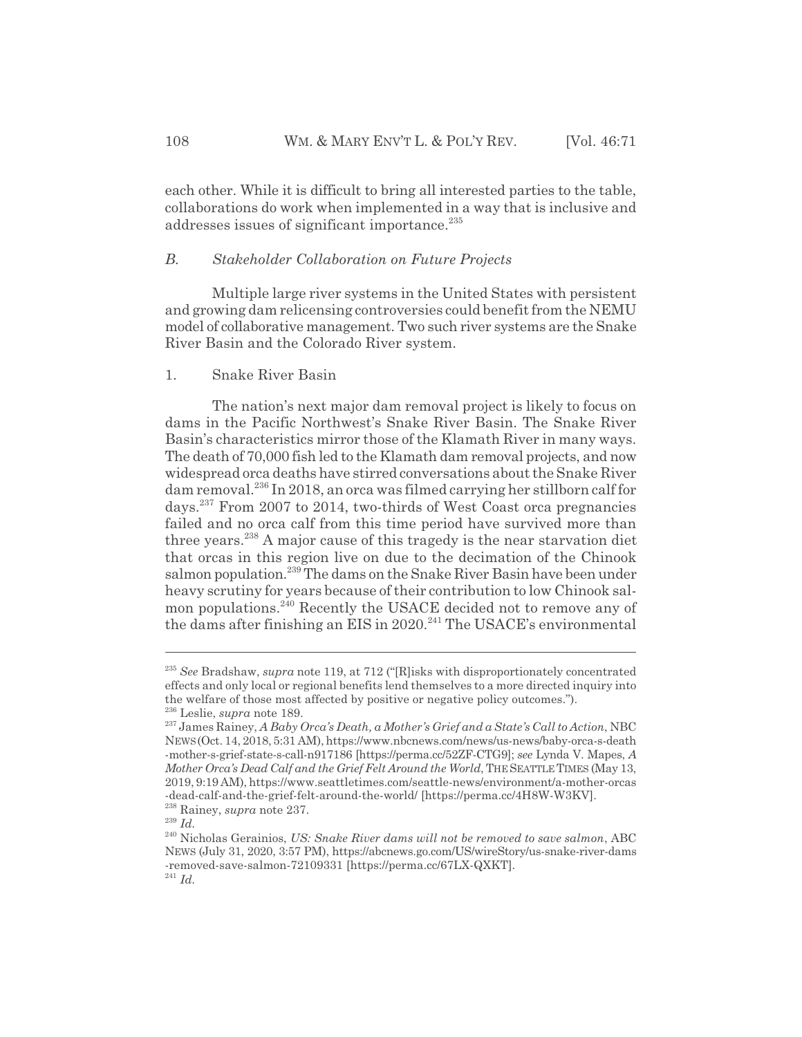each other. While it is difficult to bring all interested parties to the table, collaborations do work when implemented in a way that is inclusive and addresses issues of significant importance.[235]

### *B. Stakeholder Collaboration on Future Projects*

Multiple large river systems in the United States with persistent and growing dam relicensing controversies could benefit from the NEMU model of collaborative management. Two such river systems are the Snake River Basin and the Colorado River system.

#### 1. Snake River Basin

The nation's next major dam removal project is likely to focus on dams in the Pacific Northwest's Snake River Basin. The Snake River Basin's characteristics mirror those of the Klamath River in many ways. The death of 70,000 fish led to the Klamath dam removal projects, and now widespread orca deaths have stirred conversations about the Snake River dam removal.[236] In 2018, an orca was filmed carrying her stillborn calf for days.[237] From 2007 to 2014, two-thirds of West Coast orca pregnancies failed and no orca calf from this time period have survived more than three years.[238] A major cause of this tragedy is the near starvation diet that orcas in this region live on due to the decimation of the Chinook salmon population.[239] The dams on the Snake River Basin have been under heavy scrutiny for years because of their contribution to low Chinook salmon populations.[240] Recently the USACE decided not to remove any of the dams after finishing an EIS in 2020.[241] The USACE's environmental

---

[235] *See* Bradshaw, *supra* note 119, at 712 ("[R]isks with disproportionately concentrated effects and only local or regional benefits lend themselves to a more directed inquiry into the welfare of those most affected by positive or negative policy outcomes.").

[236] Leslie, *supra* note 189.

[237] James Rainey, *A Baby Orca's Death, a Mother's Grief and a State's Call to Action*, NBC NEWS (Oct. 14, 2018, 5:31 AM), https://www.nbcnews.com/news/us-news/baby-orca-s-death-mother-s-grief-state-s-call-n917186 [https://perma.cc/52ZF-CTG9]; *see* Lynda V. Mapes, *A Mother Orca's Dead Calf and the Grief Felt Around the World*, THE SEATTLE TIMES (May 13, 2019, 9:19 AM), https://www.seattletimes.com/seattle-news/environment/a-mother-orcas-dead-calf-and-the-grief-felt-around-the-world/ [https://perma.cc/4H8W-W3KV].

[238] Rainey, *supra* note 237.

[239] *Id.*

[240] Nicholas Gerainios, *US: Snake River dams will not be removed to save salmon*, ABC NEWS (July 31, 2020, 3:57 PM), https://abcnews.go.com/US/wireStory/us-snake-river-dams-removed-save-salmon-72109331 [https://perma.cc/67LX-QXKT].

[241] *Id.*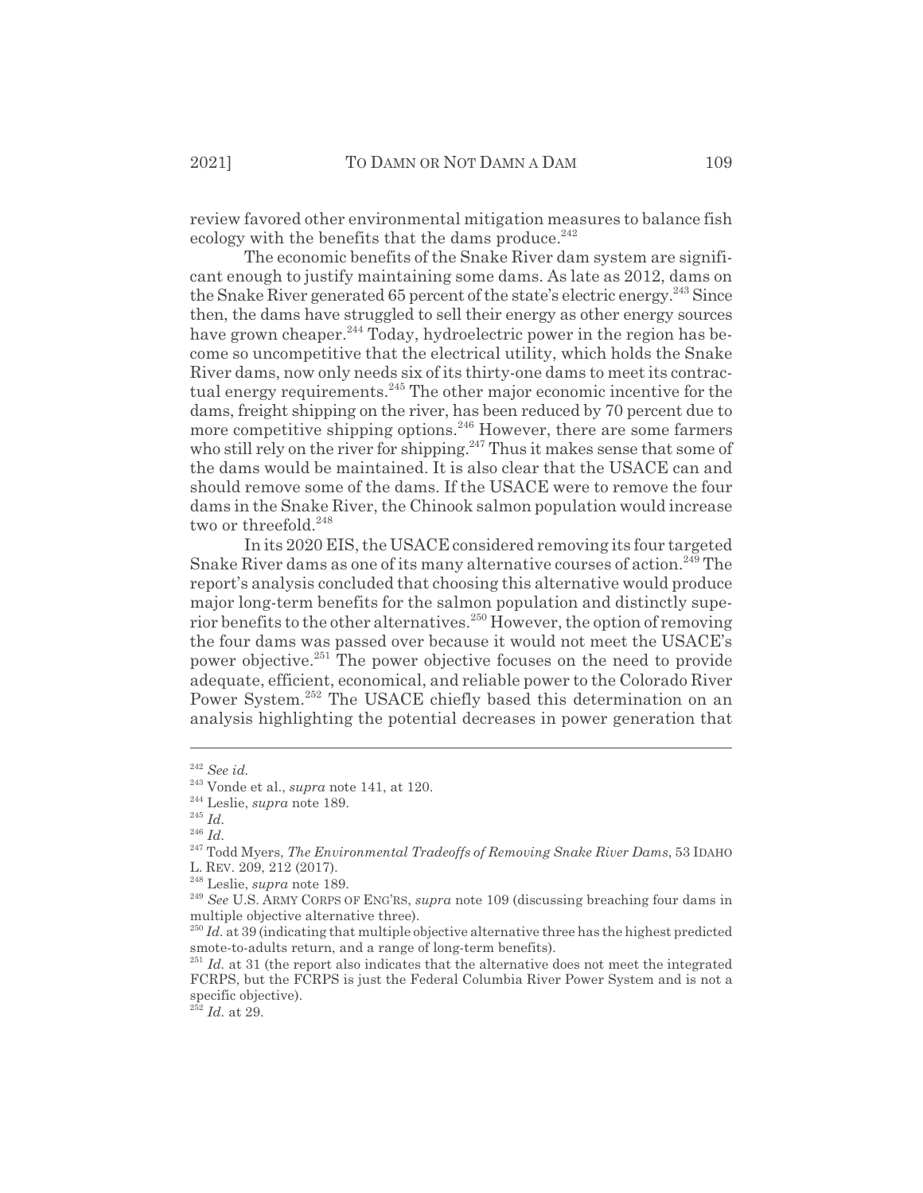review favored other environmental mitigation measures to balance fish ecology with the benefits that the dams produce.[242]

The economic benefits of the Snake River dam system are significant enough to justify maintaining some dams. As late as 2012, dams on the Snake River generated 65 percent of the state's electric energy.[243] Since then, the dams have struggled to sell their energy as other energy sources have grown cheaper.[244] Today, hydroelectric power in the region has become so uncompetitive that the electrical utility, which holds the Snake River dams, now only needs six of its thirty-one dams to meet its contractual energy requirements.[245] The other major economic incentive for the dams, freight shipping on the river, has been reduced by 70 percent due to more competitive shipping options.[246] However, there are some farmers who still rely on the river for shipping.[247] Thus it makes sense that some of the dams would be maintained. It is also clear that the USACE can and should remove some of the dams. If the USACE were to remove the four dams in the Snake River, the Chinook salmon population would increase two or threefold.[248]

In its 2020 EIS, the USACE considered removing its four targeted Snake River dams as one of its many alternative courses of action.[249] The report's analysis concluded that choosing this alternative would produce major long-term benefits for the salmon population and distinctly superior benefits to the other alternatives.[250] However, the option of removing the four dams was passed over because it would not meet the USACE's power objective.[251] The power objective focuses on the need to provide adequate, efficient, economical, and reliable power to the Colorado River Power System.[252] The USACE chiefly based this determination on an analysis highlighting the potential decreases in power generation that

---

[242] *See id.*

[243] Vonde et al., *supra* note 141, at 120.

[244] Leslie, *supra* note 189.

[245] *Id.*

[246] *Id.*

[247] Todd Myers, *The Environmental Tradeoffs of Removing Snake River Dams*, 53 IDAHO L. REV. 209, 212 (2017).

[248] Leslie, *supra* note 189.

[249] *See* U.S. ARMY CORPS OF ENG'RS, *supra* note 109 (discussing breaching four dams in multiple objective alternative three).

[250] *Id.* at 39 (indicating that multiple objective alternative three has the highest predicted smote-to-adults return, and a range of long-term benefits).

[251] *Id.* at 31 (the report also indicates that the alternative does not meet the integrated FCRPS, but the FCRPS is just the Federal Columbia River Power System and is not a specific objective).

[252] *Id.* at 29.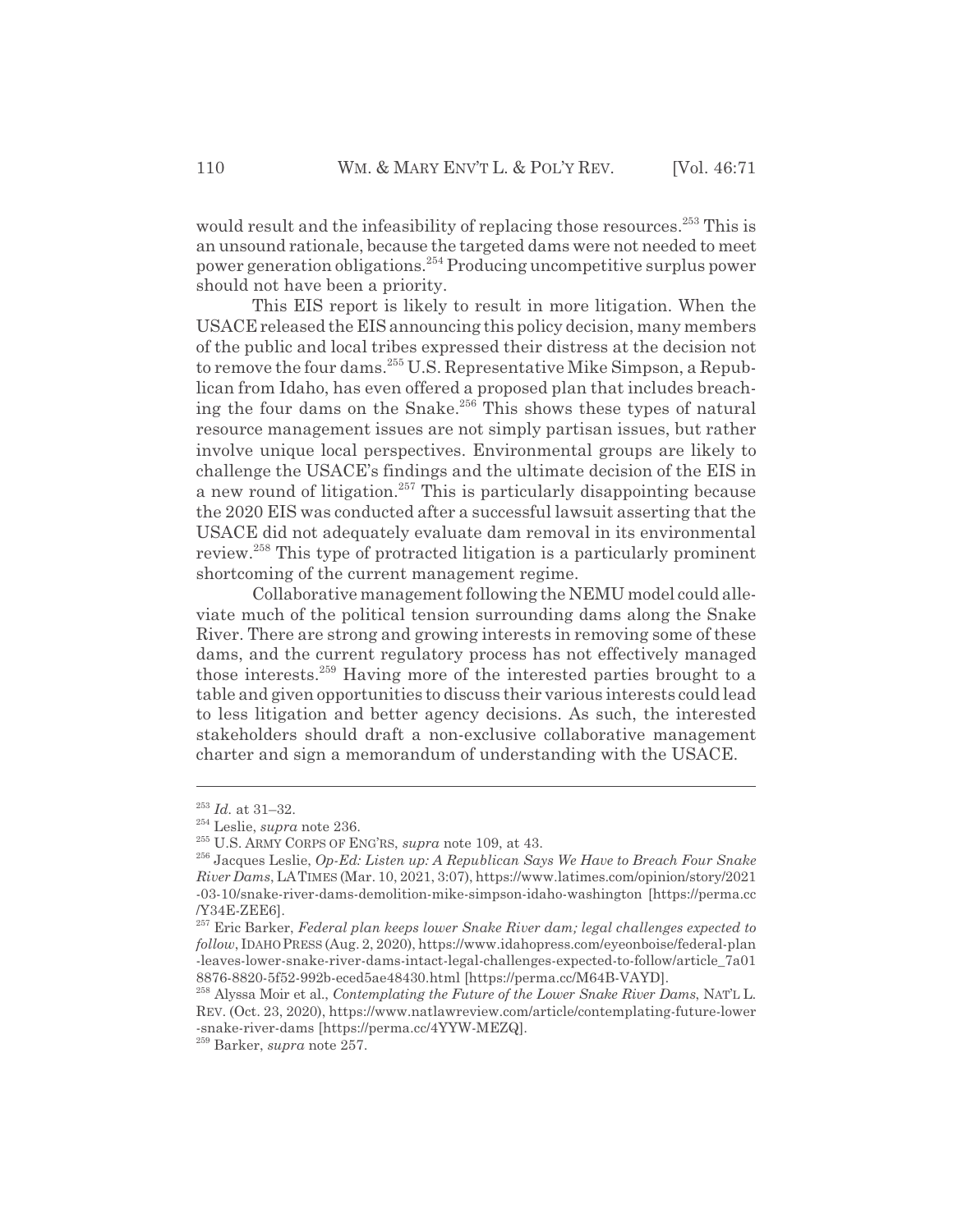would result and the infeasibility of replacing those resources.[253] This is an unsound rationale, because the targeted dams were not needed to meet power generation obligations.[254] Producing uncompetitive surplus power should not have been a priority.

This EIS report is likely to result in more litigation. When the USACE released the EIS announcing this policy decision, many members of the public and local tribes expressed their distress at the decision not to remove the four dams.[255] U.S. Representative Mike Simpson, a Republican from Idaho, has even offered a proposed plan that includes breaching the four dams on the Snake.[256] This shows these types of natural resource management issues are not simply partisan issues, but rather involve unique local perspectives. Environmental groups are likely to challenge the USACE's findings and the ultimate decision of the EIS in a new round of litigation.[257] This is particularly disappointing because the 2020 EIS was conducted after a successful lawsuit asserting that the USACE did not adequately evaluate dam removal in its environmental review.[258] This type of protracted litigation is a particularly prominent shortcoming of the current management regime.

Collaborative management following the NEMU model could alleviate much of the political tension surrounding dams along the Snake River. There are strong and growing interests in removing some of these dams, and the current regulatory process has not effectively managed those interests.[259] Having more of the interested parties brought to a table and given opportunities to discuss their various interests could lead to less litigation and better agency decisions. As such, the interested stakeholders should draft a non-exclusive collaborative management charter and sign a memorandum of understanding with the USACE.

---

[253] *Id.* at 31–32.

[254] Leslie, *supra* note 236.

[255] U.S. ARMY CORPS OF ENG'RS, *supra* note 109, at 43.

[256] Jacques Leslie, *Op-Ed: Listen up: A Republican Says We Have to Breach Four Snake River Dams*, LA TIMES (Mar. 10, 2021, 3:07), https://www.latimes.com/opinion/story/2021-03-10/snake-river-dams-demolition-mike-simpson-idaho-washington [https://perma.cc/Y34E-ZEE6].

[257] Eric Barker, *Federal plan keeps lower Snake River dam; legal challenges expected to follow*, IDAHO PRESS (Aug. 2, 2020), https://www.idahopress.com/eyeonboise/federal-plan-leaves-lower-snake-river-dams-intact-legal-challenges-expected-to-follow/article_7a018876-8820-5f52-992b-eced5ae48430.html [https://perma.cc/M64B-VAYD].

[258] Alyssa Moir et al., *Contemplating the Future of the Lower Snake River Dams*, NAT'L L. REV. (Oct. 23, 2020), https://www.natlawreview.com/article/contemplating-future-lower-snake-river-dams [https://perma.cc/4YYW-MEZQ].

[259] Barker, *supra* note 257.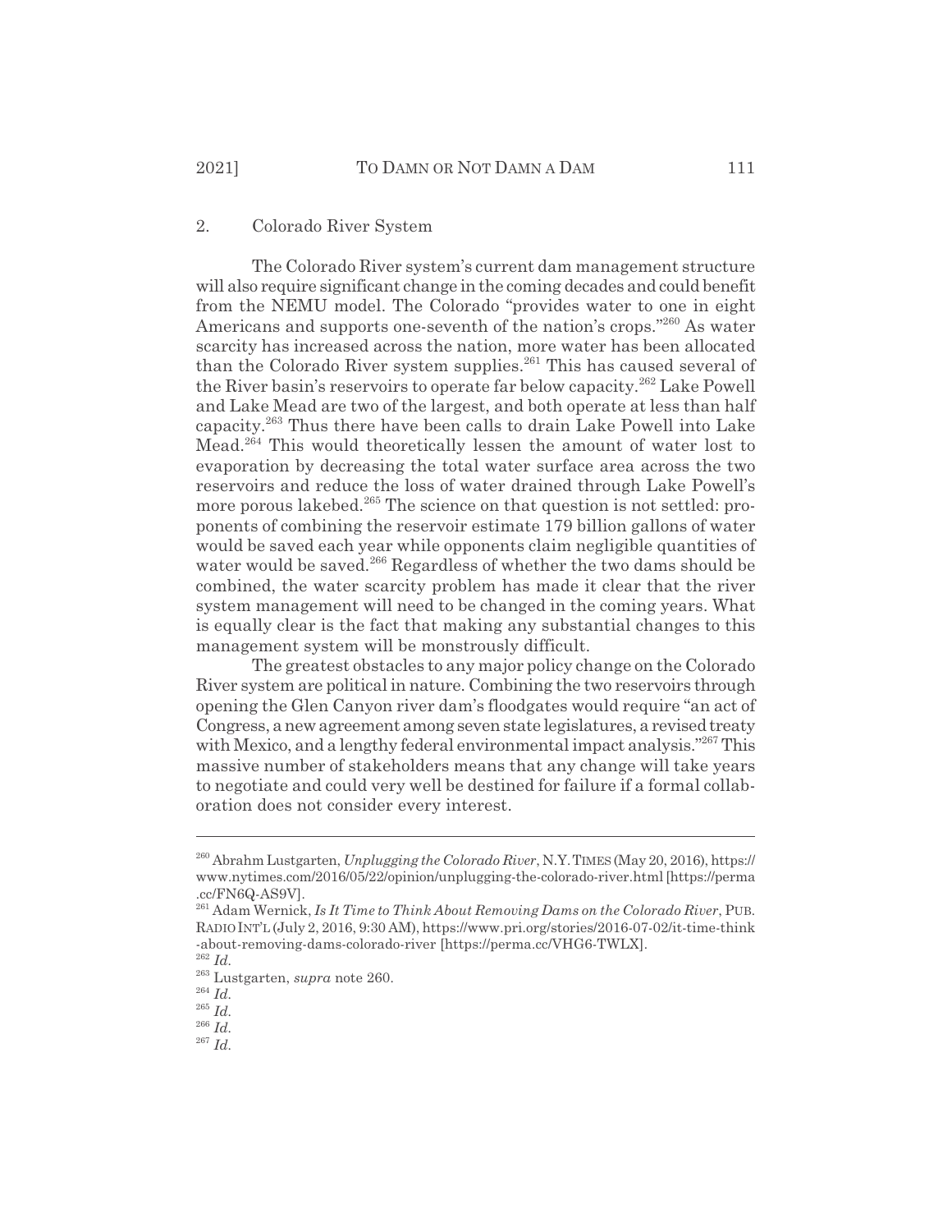### 2. Colorado River System

The Colorado River system's current dam management structure will also require significant change in the coming decades and could benefit from the NEMU model. The Colorado "provides water to one in eight Americans and supports one-seventh of the nation's crops."[260] As water scarcity has increased across the nation, more water has been allocated than the Colorado River system supplies.[261] This has caused several of the River basin's reservoirs to operate far below capacity.[262] Lake Powell and Lake Mead are two of the largest, and both operate at less than half capacity.[263] Thus there have been calls to drain Lake Powell into Lake Mead.[264] This would theoretically lessen the amount of water lost to evaporation by decreasing the total water surface area across the two reservoirs and reduce the loss of water drained through Lake Powell's more porous lakebed.[265] The science on that question is not settled: proponents of combining the reservoir estimate 179 billion gallons of water would be saved each year while opponents claim negligible quantities of water would be saved.[266] Regardless of whether the two dams should be combined, the water scarcity problem has made it clear that the river system management will need to be changed in the coming years. What is equally clear is the fact that making any substantial changes to this management system will be monstrously difficult.

The greatest obstacles to any major policy change on the Colorado River system are political in nature. Combining the two reservoirs through opening the Glen Canyon river dam's floodgates would require "an act of Congress, a new agreement among seven state legislatures, a revised treaty with Mexico, and a lengthy federal environmental impact analysis."[267] This massive number of stakeholders means that any change will take years to negotiate and could very well be destined for failure if a formal collaboration does not consider every interest.

---

[260] Abrahm Lustgarten, *Unplugging the Colorado River*, N.Y. TIMES (May 20, 2016), https://www.nytimes.com/2016/05/22/opinion/unplugging-the-colorado-river.html [https://perma.cc/FN6Q-AS9V].

[261] Adam Wernick, *Is It Time to Think About Removing Dams on the Colorado River*, PUB. RADIO INT'L (July 2, 2016, 9:30 AM), https://www.pri.org/stories/2016-07-02/it-time-think-about-removing-dams-colorado-river [https://perma.cc/VHG6-TWLX].

[262] *Id.*

[263] Lustgarten, *supra* note 260.

[264] *Id.*

[265] *Id.*

[266] *Id.*

[267] *Id.*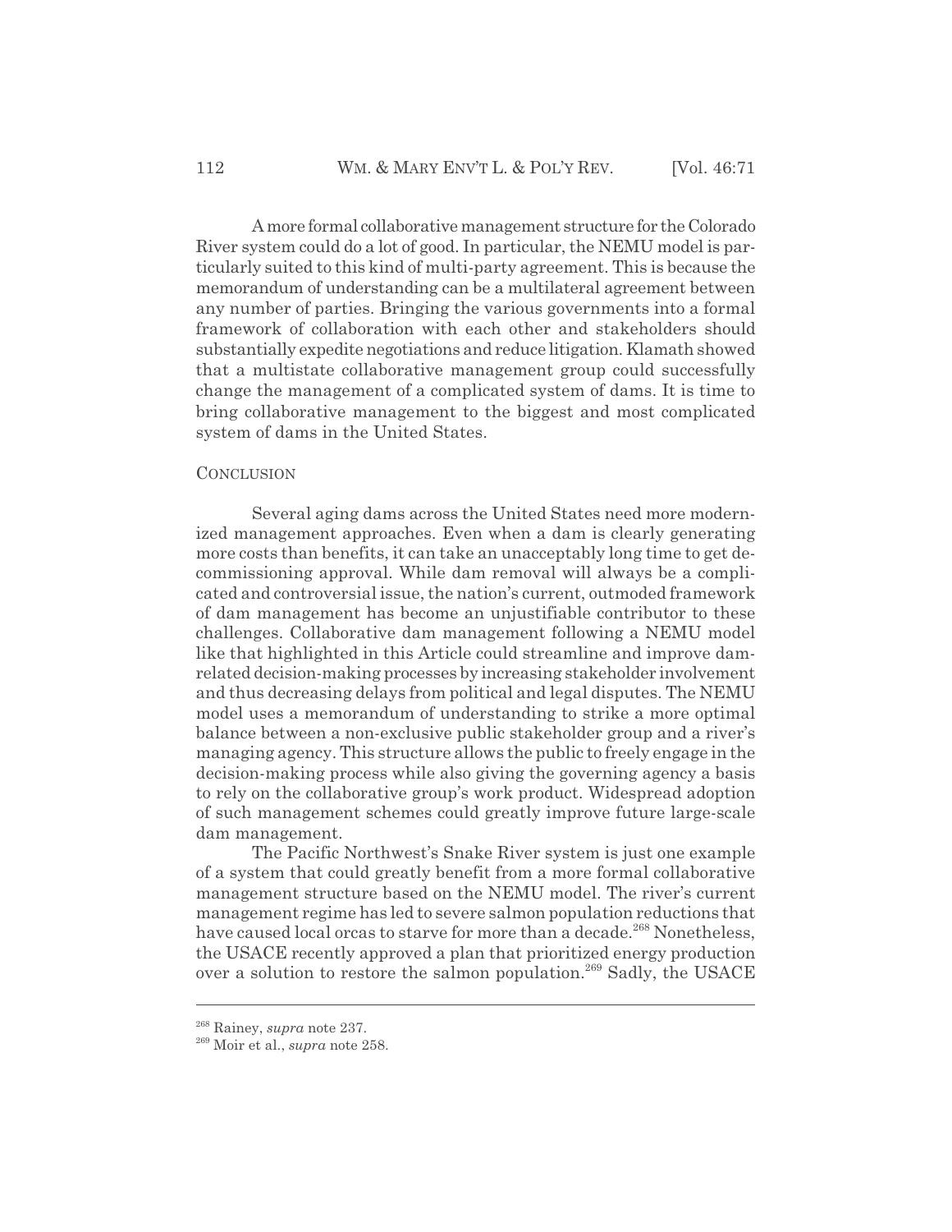A more formal collaborative management structure for the Colorado River system could do a lot of good. In particular, the NEMU model is particularly suited to this kind of multi-party agreement. This is because the memorandum of understanding can be a multilateral agreement between any number of parties. Bringing the various governments into a formal framework of collaboration with each other and stakeholders should substantially expedite negotiations and reduce litigation. Klamath showed that a multistate collaborative management group could successfully change the management of a complicated system of dams. It is time to bring collaborative management to the biggest and most complicated system of dams in the United States.

## CONCLUSION

Several aging dams across the United States need more modernized management approaches. Even when a dam is clearly generating more costs than benefits, it can take an unacceptably long time to get decommissioning approval. While dam removal will always be a complicated and controversial issue, the nation's current, outmoded framework of dam management has become an unjustifiable contributor to these challenges. Collaborative dam management following a NEMU model like that highlighted in this Article could streamline and improve dam-related decision-making processes by increasing stakeholder involvement and thus decreasing delays from political and legal disputes. The NEMU model uses a memorandum of understanding to strike a more optimal balance between a non-exclusive public stakeholder group and a river's managing agency. This structure allows the public to freely engage in the decision-making process while also giving the governing agency a basis to rely on the collaborative group's work product. Widespread adoption of such management schemes could greatly improve future large-scale dam management.

The Pacific Northwest's Snake River system is just one example of a system that could greatly benefit from a more formal collaborative management structure based on the NEMU model. The river's current management regime has led to severe salmon population reductions that have caused local orcas to starve for more than a decade.[268] Nonetheless, the USACE recently approved a plan that prioritized energy production over a solution to restore the salmon population.[269] Sadly, the USACE

---

[268] Rainey, *supra* note 237.

[269] Moir et al., *supra* note 258.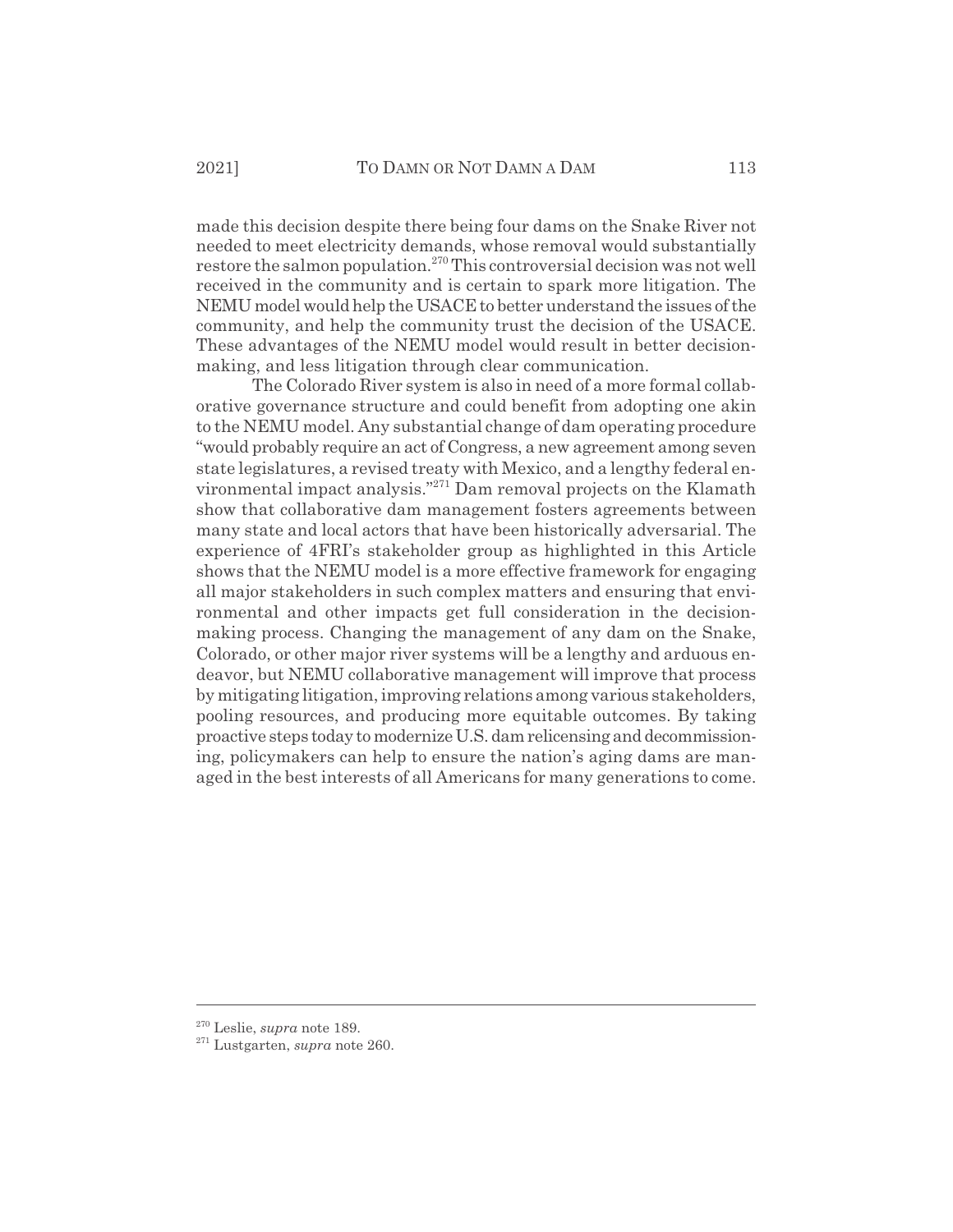made this decision despite there being four dams on the Snake River not needed to meet electricity demands, whose removal would substantially restore the salmon population.[270] This controversial decision was not well received in the community and is certain to spark more litigation. The NEMU model would help the USACE to better understand the issues of the community, and help the community trust the decision of the USACE. These advantages of the NEMU model would result in better decision-making, and less litigation through clear communication.

The Colorado River system is also in need of a more formal collaborative governance structure and could benefit from adopting one akin to the NEMU model. Any substantial change of dam operating procedure "would probably require an act of Congress, a new agreement among seven state legislatures, a revised treaty with Mexico, and a lengthy federal environmental impact analysis."[271] Dam removal projects on the Klamath show that collaborative dam management fosters agreements between many state and local actors that have been historically adversarial. The experience of 4FRI's stakeholder group as highlighted in this Article shows that the NEMU model is a more effective framework for engaging all major stakeholders in such complex matters and ensuring that environmental and other impacts get full consideration in the decision-making process. Changing the management of any dam on the Snake, Colorado, or other major river systems will be a lengthy and arduous endeavor, but NEMU collaborative management will improve that process by mitigating litigation, improving relations among various stakeholders, pooling resources, and producing more equitable outcomes. By taking proactive steps today to modernize U.S. dam relicensing and decommissioning, policymakers can help to ensure the nation's aging dams are managed in the best interests of all Americans for many generations to come.

---

[270] Leslie, *supra* note 189.

[271] Lustgarten, *supra* note 260.